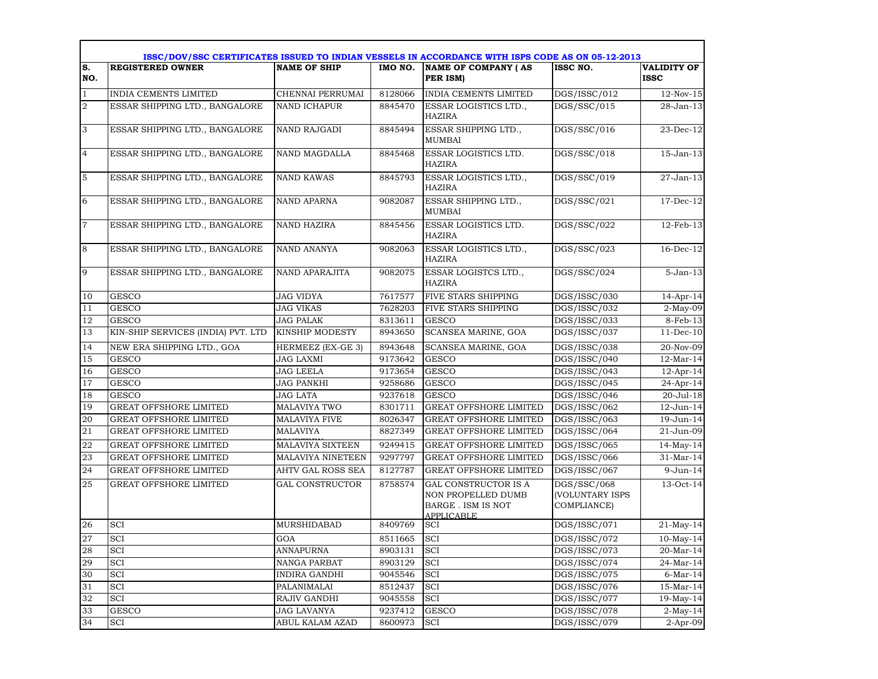## ISSC/DOV/SSC CERTIFICATES ISSUED TO INDIAN VESSELS IN ACCORDANCE WITH ISPS CODE AS ON 05-12-2013

| S. NO. | REGISTERED OWNER | NAME OF SHIP | IMO NO. | NAME OF COMPANY ( AS PER ISM) | ISSC NO. | VALIDITY OF ISSC |
|---|---|---|---|---|---|---|
| 1 | INDIA CEMENTS LIMITED | CHENNAI PERRUMAI | 8128066 | INDIA CEMENTS LIMITED | DGS/ISSC/012 | 12-Nov-15 |
| 2 | ESSAR SHIPPING LTD., BANGALORE | NAND ICHAPUR | 8845470 | ESSAR LOGISTICS LTD., HAZIRA | DGS/SSC/015 | 28-Jan-13 |
| 3 | ESSAR SHIPPING LTD., BANGALORE | NAND RAJGADI | 8845494 | ESSAR SHIPPING LTD., MUMBAI | DGS/SSC/016 | 23-Dec-12 |
| 4 | ESSAR SHIPPING LTD., BANGALORE | NAND MAGDALLA | 8845468 | ESSAR LOGISTICS LTD. HAZIRA | DGS/SSC/018 | 15-Jan-13 |
| 5 | ESSAR SHIPPING LTD., BANGALORE | NAND KAWAS | 8845793 | ESSAR LOGISTICS LTD., HAZIRA | DGS/SSC/019 | 27-Jan-13 |
| 6 | ESSAR SHIPPING LTD., BANGALORE | NAND APARNA | 9082087 | ESSAR SHIPPING LTD., MUMBAI | DGS/SSC/021 | 17-Dec-12 |
| 7 | ESSAR SHIPPING LTD., BANGALORE | NAND HAZIRA | 8845456 | ESSAR LOGISTICS LTD. HAZIRA | DGS/SSC/022 | 12-Feb-13 |
| 8 | ESSAR SHIPPING LTD., BANGALORE | NAND ANANYA | 9082063 | ESSAR LOGISTICS LTD., HAZIRA | DGS/SSC/023 | 16-Dec-12 |
| 9 | ESSAR SHIPPING LTD., BANGALORE | NAND APARAJITA | 9082075 | ESSAR LOGISTCS LTD., HAZIRA | DGS/SSC/024 | 5-Jan-13 |
| 10 | GESCO | JAG VIDYA | 7617577 | FIVE STARS SHIPPING | DGS/ISSC/030 | 14-Apr-14 |
| 11 | GESCO | JAG VIKAS | 7628203 | FIVE STARS SHIPPING | DGS/ISSC/032 | 2-May-09 |
| 12 | GESCO | JAG PALAK | 8313611 | GESCO | DGS/ISSC/033 | 8-Feb-13 |
| 13 | KIN-SHIP SERVICES (INDIA) PVT. LTD | KINSHIP MODESTY | 8943650 | SCANSEA MARINE, GOA | DGS/ISSC/037 | 11-Dec-10 |
| 14 | NEW ERA SHIPPING LTD., GOA | HERMEEZ (EX-GE 3) | 8943648 | SCANSEA MARINE, GOA | DGS/ISSC/038 | 20-Nov-09 |
| 15 | GESCO | JAG LAXMI | 9173642 | GESCO | DGS/ISSC/040 | 12-Mar-14 |
| 16 | GESCO | JAG LEELA | 9173654 | GESCO | DGS/ISSC/043 | 12-Apr-14 |
| 17 | GESCO | JAG PANKHI | 9258686 | GESCO | DGS/ISSC/045 | 24-Apr-14 |
| 18 | GESCO | JAG LATA | 9237618 | GESCO | DGS/ISSC/046 | 20-Jul-18 |
| 19 | GREAT OFFSHORE LIMITED | MALAVIYA TWO | 8301711 | GREAT OFFSHORE LIMITED | DGS/ISSC/062 | 12-Jun-14 |
| 20 | GREAT OFFSHORE LIMITED | MALAVIYA FIVE | 8026347 | GREAT OFFSHORE LIMITED | DGS/ISSC/063 | 19-Jun-14 |
| 21 | GREAT OFFSHORE LIMITED | MALAVIYA FOURTEEN | 8827349 | GREAT OFFSHORE LIMITED | DGS/ISSC/064 | 21-Jun-09 |
| 22 | GREAT OFFSHORE LIMITED | MALAVIYA SIXTEEN | 9249415 | GREAT OFFSHORE LIMITED | DGS/ISSC/065 | 14-May-14 |
| 23 | GREAT OFFSHORE LIMITED | MALAVIYA NINETEEN | 9297797 | GREAT OFFSHORE LIMITED | DGS/ISSC/066 | 31-Mar-14 |
| 24 | GREAT OFFSHORE LIMITED | AHTV GAL ROSS SEA | 8127787 | GREAT OFFSHORE LIMITED | DGS/ISSC/067 | 9-Jun-14 |
| 25 | GREAT OFFSHORE LIMITED | GAL CONSTRUCTOR | 8758574 | GAL CONSTRUCTOR IS A NON PROPELLED DUMB BARGE . ISM IS NOT APPLICABLE | DGS/SSC/068 (VOLUNTARY ISPS COMPLIANCE) | 13-Oct-14 |
| 26 | SCI | MURSHIDABAD | 8409769 | SCI | DGS/ISSC/071 | 21-May-14 |
| 27 | SCI | GOA | 8511665 | SCI | DGS/ISSC/072 | 10-May-14 |
| 28 | SCI | ANNAPURNA | 8903131 | SCI | DGS/ISSC/073 | 20-Mar-14 |
| 29 | SCI | NANGA PARBAT | 8903129 | SCI | DGS/ISSC/074 | 24-Mar-14 |
| 30 | SCI | INDIRA GANDHI | 9045546 | SCI | DGS/ISSC/075 | 6-Mar-14 |
| 31 | SCI | PALANIMALAI | 8512437 | SCI | DGS/ISSC/076 | 15-Mar-14 |
| 32 | SCI | RAJIV GANDHI | 9045558 | SCI | DGS/ISSC/077 | 19-May-14 |
| 33 | GESCO | JAG LAVANYA | 9237412 | GESCO | DGS/ISSC/078 | 2-May-14 |
| 34 | SCI | ABUL KALAM AZAD | 8600973 | SCI | DGS/ISSC/079 | 2-Apr-09 |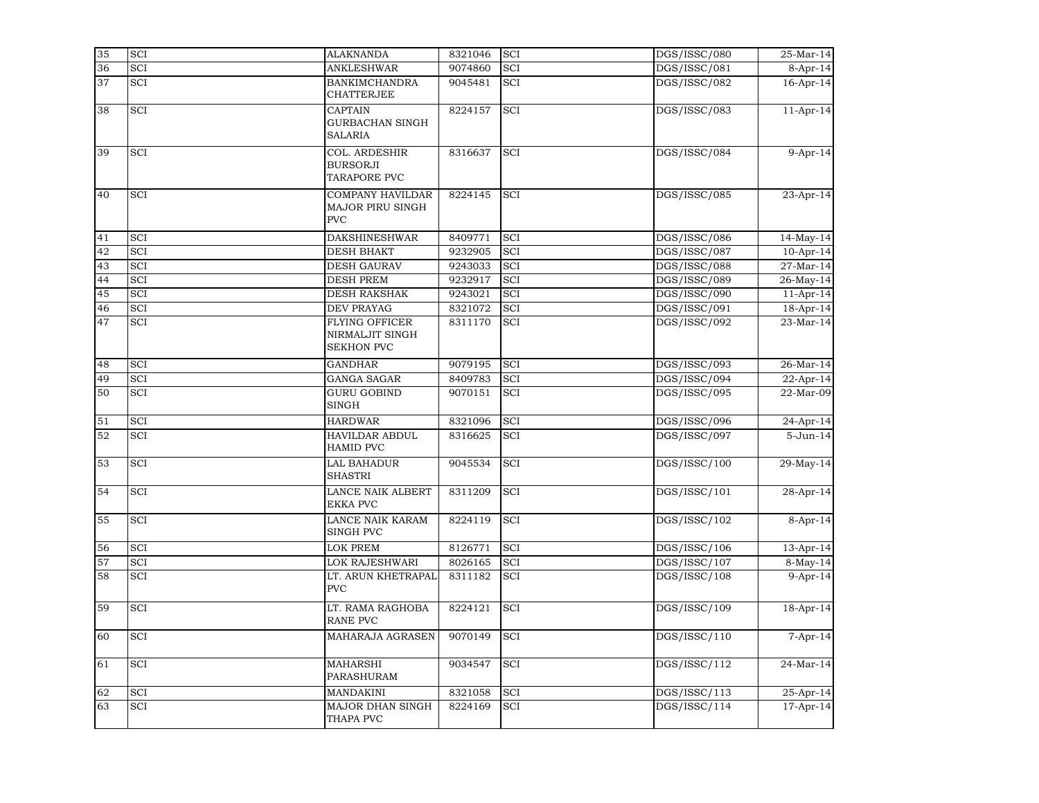| | | | | | | |
|---|---|---|---|---|---|---|
| 35 | SCI | ALAKNANDA | 8321046 | SCI | DGS/ISSC/080 | 25-Mar-14 |
| 36 | SCI | ANKLESHWAR | 9074860 | SCI | DGS/ISSC/081 | 8-Apr-14 |
| 37 | SCI | BANKIMCHANDRA CHATTERJEE | 9045481 | SCI | DGS/ISSC/082 | 16-Apr-14 |
| 38 | SCI | CAPTAIN GURBACHAN SINGH SALARIA | 8224157 | SCI | DGS/ISSC/083 | 11-Apr-14 |
| 39 | SCI | COL. ARDESHIR BURSORJI TARAPORE PVC | 8316637 | SCI | DGS/ISSC/084 | 9-Apr-14 |
| 40 | SCI | COMPANY HAVILDAR MAJOR PIRU SINGH PVC | 8224145 | SCI | DGS/ISSC/085 | 23-Apr-14 |
| 41 | SCI | DAKSHINESHWAR | 8409771 | SCI | DGS/ISSC/086 | 14-May-14 |
| 42 | SCI | DESH BHAKT | 9232905 | SCI | DGS/ISSC/087 | 10-Apr-14 |
| 43 | SCI | DESH GAURAV | 9243033 | SCI | DGS/ISSC/088 | 27-Mar-14 |
| 44 | SCI | DESH PREM | 9232917 | SCI | DGS/ISSC/089 | 26-May-14 |
| 45 | SCI | DESH RAKSHAK | 9243021 | SCI | DGS/ISSC/090 | 11-Apr-14 |
| 46 | SCI | DEV PRAYAG | 8321072 | SCI | DGS/ISSC/091 | 18-Apr-14 |
| 47 | SCI | FLYING OFFICER NIRMALJIT SINGH SEKHON PVC | 8311170 | SCI | DGS/ISSC/092 | 23-Mar-14 |
| 48 | SCI | GANDHAR | 9079195 | SCI | DGS/ISSC/093 | 26-Mar-14 |
| 49 | SCI | GANGA SAGAR | 8409783 | SCI | DGS/ISSC/094 | 22-Apr-14 |
| 50 | SCI | GURU GOBIND SINGH | 9070151 | SCI | DGS/ISSC/095 | 22-Mar-09 |
| 51 | SCI | HARDWAR | 8321096 | SCI | DGS/ISSC/096 | 24-Apr-14 |
| 52 | SCI | HAVILDAR ABDUL HAMID PVC | 8316625 | SCI | DGS/ISSC/097 | 5-Jun-14 |
| 53 | SCI | LAL BAHADUR SHASTRI | 9045534 | SCI | DGS/ISSC/100 | 29-May-14 |
| 54 | SCI | LANCE NAIK ALBERT EKKA PVC | 8311209 | SCI | DGS/ISSC/101 | 28-Apr-14 |
| 55 | SCI | LANCE NAIK KARAM SINGH PVC | 8224119 | SCI | DGS/ISSC/102 | 8-Apr-14 |
| 56 | SCI | LOK PREM | 8126771 | SCI | DGS/ISSC/106 | 13-Apr-14 |
| 57 | SCI | LOK RAJESHWARI | 8026165 | SCI | DGS/ISSC/107 | 8-May-14 |
| 58 | SCI | LT. ARUN KHETRAPAL PVC | 8311182 | SCI | DGS/ISSC/108 | 9-Apr-14 |
| 59 | SCI | LT. RAMA RAGHOBA RANE PVC | 8224121 | SCI | DGS/ISSC/109 | 18-Apr-14 |
| 60 | SCI | MAHARAJA AGRASEN | 9070149 | SCI | DGS/ISSC/110 | 7-Apr-14 |
| 61 | SCI | MAHARSHI PARASHURAM | 9034547 | SCI | DGS/ISSC/112 | 24-Mar-14 |
| 62 | SCI | MANDAKINI | 8321058 | SCI | DGS/ISSC/113 | 25-Apr-14 |
| 63 | SCI | MAJOR DHAN SINGH THAPA PVC | 8224169 | SCI | DGS/ISSC/114 | 17-Apr-14 |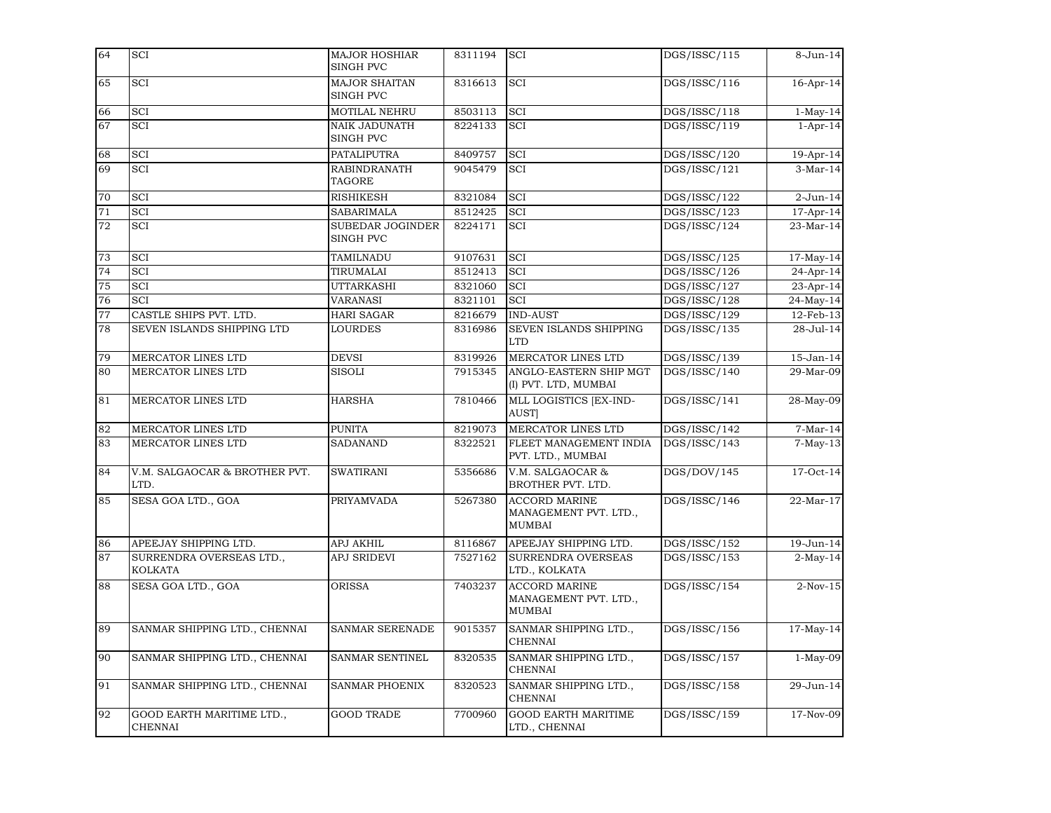| 64 | SCI | MAJOR HOSHIAR SINGH PVC | 8311194 | SCI | DGS/ISSC/115 | 8-Jun-14 |
|---|---|---|---|---|---|---|
| 65 | SCI | MAJOR SHAITAN SINGH PVC | 8316613 | SCI | DGS/ISSC/116 | 16-Apr-14 |
| 66 | SCI | MOTILAL NEHRU | 8503113 | SCI | DGS/ISSC/118 | 1-May-14 |
| 67 | SCI | NAIK JADUNATH SINGH PVC | 8224133 | SCI | DGS/ISSC/119 | 1-Apr-14 |
| 68 | SCI | PATALIPUTRA | 8409757 | SCI | DGS/ISSC/120 | 19-Apr-14 |
| 69 | SCI | RABINDRANATH TAGORE | 9045479 | SCI | DGS/ISSC/121 | 3-Mar-14 |
| 70 | SCI | RISHIKESH | 8321084 | SCI | DGS/ISSC/122 | 2-Jun-14 |
| 71 | SCI | SABARIMALA | 8512425 | SCI | DGS/ISSC/123 | 17-Apr-14 |
| 72 | SCI | SUBEDAR JOGINDER SINGH PVC | 8224171 | SCI | DGS/ISSC/124 | 23-Mar-14 |
| 73 | SCI | TAMILNADU | 9107631 | SCI | DGS/ISSC/125 | 17-May-14 |
| 74 | SCI | TIRUMALAI | 8512413 | SCI | DGS/ISSC/126 | 24-Apr-14 |
| 75 | SCI | UTTARKASHI | 8321060 | SCI | DGS/ISSC/127 | 23-Apr-14 |
| 76 | SCI | VARANASI | 8321101 | SCI | DGS/ISSC/128 | 24-May-14 |
| 77 | CASTLE SHIPS PVT. LTD. | HARI SAGAR | 8216679 | IND-AUST | DGS/ISSC/129 | 12-Feb-13 |
| 78 | SEVEN ISLANDS SHIPPING LTD | LOURDES | 8316986 | SEVEN ISLANDS SHIPPING LTD | DGS/ISSC/135 | 28-Jul-14 |
| 79 | MERCATOR LINES LTD | DEVSI | 8319926 | MERCATOR LINES LTD | DGS/ISSC/139 | 15-Jan-14 |
| 80 | MERCATOR LINES LTD | SISOLI | 7915345 | ANGLO-EASTERN SHIP MGT (I) PVT. LTD, MUMBAI | DGS/ISSC/140 | 29-Mar-09 |
| 81 | MERCATOR LINES LTD | HARSHA | 7810466 | MLL LOGISTICS [EX-IND-AUST] | DGS/ISSC/141 | 28-May-09 |
| 82 | MERCATOR LINES LTD | PUNITA | 8219073 | MERCATOR LINES LTD | DGS/ISSC/142 | 7-Mar-14 |
| 83 | MERCATOR LINES LTD | SADANAND | 8322521 | FLEET MANAGEMENT INDIA PVT. LTD., MUMBAI | DGS/ISSC/143 | 7-May-13 |
| 84 | V.M. SALGAOCAR & BROTHER PVT. LTD. | SWATIRANI | 5356686 | V.M. SALGAOCAR & BROTHER PVT. LTD. | DGS/DOV/145 | 17-Oct-14 |
| 85 | SESA GOA LTD., GOA | PRIYAMVADA | 5267380 | ACCORD MARINE MANAGEMENT PVT. LTD., MUMBAI | DGS/ISSC/146 | 22-Mar-17 |
| 86 | APEEJAY SHIPPING LTD. | APJ AKHIL | 8116867 | APEEJAY SHIPPING LTD. | DGS/ISSC/152 | 19-Jun-14 |
| 87 | SURRENDRA OVERSEAS LTD., KOLKATA | APJ SRIDEVI | 7527162 | SURRENDRA OVERSEAS LTD., KOLKATA | DGS/ISSC/153 | 2-May-14 |
| 88 | SESA GOA LTD., GOA | ORISSA | 7403237 | ACCORD MARINE MANAGEMENT PVT. LTD., MUMBAI | DGS/ISSC/154 | 2-Nov-15 |
| 89 | SANMAR SHIPPING LTD., CHENNAI | SANMAR SERENADE | 9015357 | SANMAR SHIPPING LTD., CHENNAI | DGS/ISSC/156 | 17-May-14 |
| 90 | SANMAR SHIPPING LTD., CHENNAI | SANMAR SENTINEL | 8320535 | SANMAR SHIPPING LTD., CHENNAI | DGS/ISSC/157 | 1-May-09 |
| 91 | SANMAR SHIPPING LTD., CHENNAI | SANMAR PHOENIX | 8320523 | SANMAR SHIPPING LTD., CHENNAI | DGS/ISSC/158 | 29-Jun-14 |
| 92 | GOOD EARTH MARITIME LTD., CHENNAI | GOOD TRADE | 7700960 | GOOD EARTH MARITIME LTD., CHENNAI | DGS/ISSC/159 | 17-Nov-09 |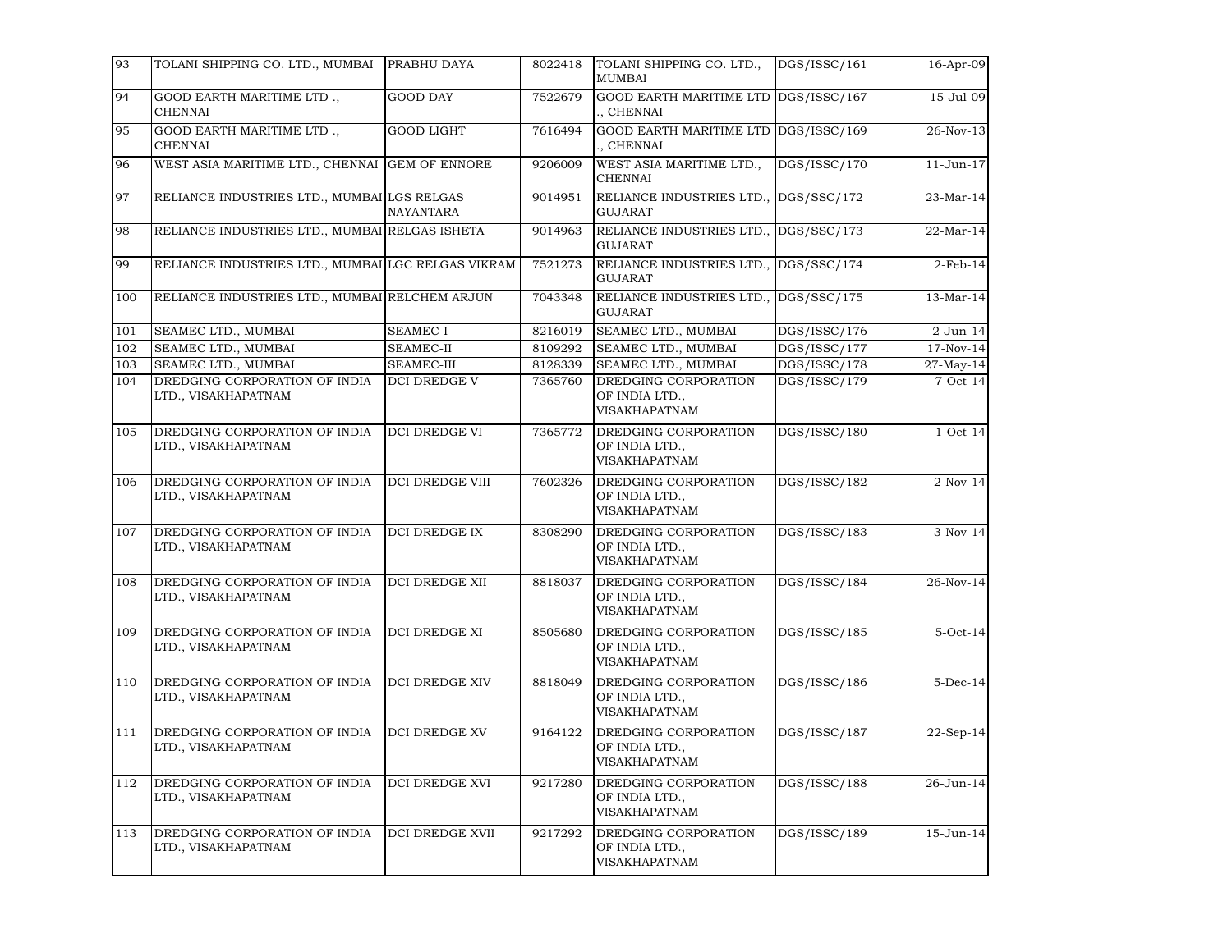| 93 | TOLANI SHIPPING CO. LTD., MUMBAI | PRABHU DAYA | 8022418 | TOLANI SHIPPING CO. LTD., MUMBAI | DGS/ISSC/161 | 16-Apr-09 |
|---|---|---|---|---|---|---|
| 94 | GOOD EARTH MARITIME LTD ., CHENNAI | GOOD DAY | 7522679 | GOOD EARTH MARITIME LTD ., CHENNAI | DGS/ISSC/167 | 15-Jul-09 |
| 95 | GOOD EARTH MARITIME LTD ., CHENNAI | GOOD LIGHT | 7616494 | GOOD EARTH MARITIME LTD ., CHENNAI | DGS/ISSC/169 | 26-Nov-13 |
| 96 | WEST ASIA MARITIME LTD., CHENNAI | GEM OF ENNORE | 9206009 | WEST ASIA MARITIME LTD., CHENNAI | DGS/ISSC/170 | 11-Jun-17 |
| 97 | RELIANCE INDUSTRIES LTD., MUMBAI | LGS RELGAS NAYANTARA | 9014951 | RELIANCE INDUSTRIES LTD., GUJARAT | DGS/SSC/172 | 23-Mar-14 |
| 98 | RELIANCE INDUSTRIES LTD., MUMBAI | RELGAS ISHETA | 9014963 | RELIANCE INDUSTRIES LTD., GUJARAT | DGS/SSC/173 | 22-Mar-14 |
| 99 | RELIANCE INDUSTRIES LTD., MUMBAI | LGC RELGAS VIKRAM | 7521273 | RELIANCE INDUSTRIES LTD., GUJARAT | DGS/SSC/174 | 2-Feb-14 |
| 100 | RELIANCE INDUSTRIES LTD., MUMBAI | RELCHEM ARJUN | 7043348 | RELIANCE INDUSTRIES LTD., GUJARAT | DGS/SSC/175 | 13-Mar-14 |
| 101 | SEAMEC LTD., MUMBAI | SEAMEC-I | 8216019 | SEAMEC LTD., MUMBAI | DGS/ISSC/176 | 2-Jun-14 |
| 102 | SEAMEC LTD., MUMBAI | SEAMEC-II | 8109292 | SEAMEC LTD., MUMBAI | DGS/ISSC/177 | 17-Nov-14 |
| 103 | SEAMEC LTD., MUMBAI | SEAMEC-III | 8128339 | SEAMEC LTD., MUMBAI | DGS/ISSC/178 | 27-May-14 |
| 104 | DREDGING CORPORATION OF INDIA LTD., VISAKHAPATNAM | DCI DREDGE V | 7365760 | DREDGING CORPORATION OF INDIA LTD., VISAKHAPATNAM | DGS/ISSC/179 | 7-Oct-14 |
| 105 | DREDGING CORPORATION OF INDIA LTD., VISAKHAPATNAM | DCI DREDGE VI | 7365772 | DREDGING CORPORATION OF INDIA LTD., VISAKHAPATNAM | DGS/ISSC/180 | 1-Oct-14 |
| 106 | DREDGING CORPORATION OF INDIA LTD., VISAKHAPATNAM | DCI DREDGE VIII | 7602326 | DREDGING CORPORATION OF INDIA LTD., VISAKHAPATNAM | DGS/ISSC/182 | 2-Nov-14 |
| 107 | DREDGING CORPORATION OF INDIA LTD., VISAKHAPATNAM | DCI DREDGE IX | 8308290 | DREDGING CORPORATION OF INDIA LTD., VISAKHAPATNAM | DGS/ISSC/183 | 3-Nov-14 |
| 108 | DREDGING CORPORATION OF INDIA LTD., VISAKHAPATNAM | DCI DREDGE XII | 8818037 | DREDGING CORPORATION OF INDIA LTD., VISAKHAPATNAM | DGS/ISSC/184 | 26-Nov-14 |
| 109 | DREDGING CORPORATION OF INDIA LTD., VISAKHAPATNAM | DCI DREDGE XI | 8505680 | DREDGING CORPORATION OF INDIA LTD., VISAKHAPATNAM | DGS/ISSC/185 | 5-Oct-14 |
| 110 | DREDGING CORPORATION OF INDIA LTD., VISAKHAPATNAM | DCI DREDGE XIV | 8818049 | DREDGING CORPORATION OF INDIA LTD., VISAKHAPATNAM | DGS/ISSC/186 | 5-Dec-14 |
| 111 | DREDGING CORPORATION OF INDIA LTD., VISAKHAPATNAM | DCI DREDGE XV | 9164122 | DREDGING CORPORATION OF INDIA LTD., VISAKHAPATNAM | DGS/ISSC/187 | 22-Sep-14 |
| 112 | DREDGING CORPORATION OF INDIA LTD., VISAKHAPATNAM | DCI DREDGE XVI | 9217280 | DREDGING CORPORATION OF INDIA LTD., VISAKHAPATNAM | DGS/ISSC/188 | 26-Jun-14 |
| 113 | DREDGING CORPORATION OF INDIA LTD., VISAKHAPATNAM | DCI DREDGE XVII | 9217292 | DREDGING CORPORATION OF INDIA LTD., VISAKHAPATNAM | DGS/ISSC/189 | 15-Jun-14 |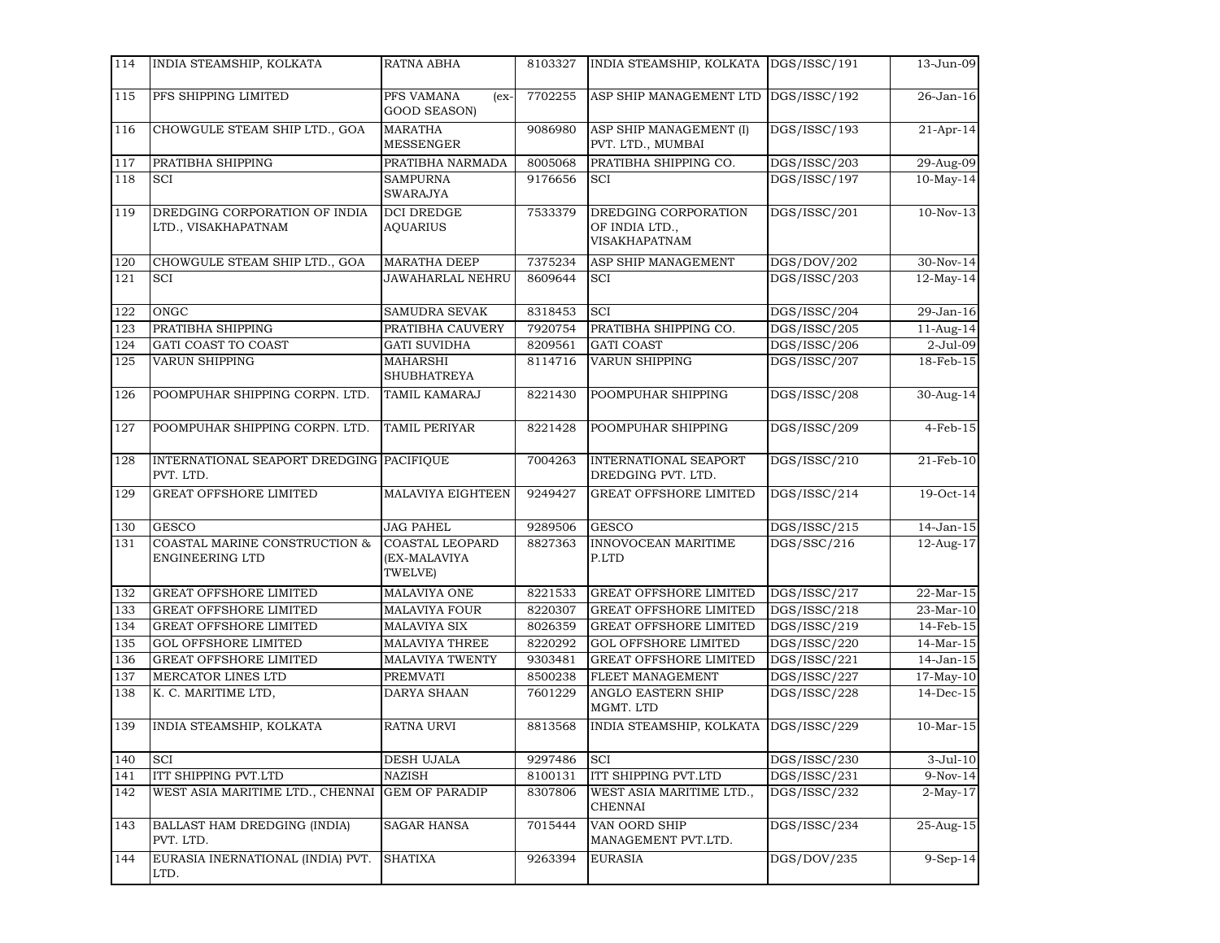| 114 | INDIA STEAMSHIP, KOLKATA | RATNA ABHA | 8103327 | INDIA STEAMSHIP, KOLKATA | DGS/ISSC/191 | 13-Jun-09 |
|---|---|---|---|---|---|---|
| 115 | PFS SHIPPING LIMITED | PFS VAMANA (ex-GOOD SEASON) | 7702255 | ASP SHIP MANAGEMENT LTD | DGS/ISSC/192 | 26-Jan-16 |
| 116 | CHOWGULE STEAM SHIP LTD., GOA | MARATHA MESSENGER | 9086980 | ASP SHIP MANAGEMENT (I) PVT. LTD., MUMBAI | DGS/ISSC/193 | 21-Apr-14 |
| 117 | PRATIBHA SHIPPING | PRATIBHA NARMADA | 8005068 | PRATIBHA SHIPPING CO. | DGS/ISSC/203 | 29-Aug-09 |
| 118 | SCI | SAMPURNA SWARAJYA | 9176656 | SCI | DGS/ISSC/197 | 10-May-14 |
| 119 | DREDGING CORPORATION OF INDIA LTD., VISAKHAPATNAM | DCI DREDGE AQUARIUS | 7533379 | DREDGING CORPORATION OF INDIA LTD., VISAKHAPATNAM | DGS/ISSC/201 | 10-Nov-13 |
| 120 | CHOWGULE STEAM SHIP LTD., GOA | MARATHA DEEP | 7375234 | ASP SHIP MANAGEMENT | DGS/DOV/202 | 30-Nov-14 |
| 121 | SCI | JAWAHARLAL NEHRU | 8609644 | SCI | DGS/ISSC/203 | 12-May-14 |
| 122 | ONGC | SAMUDRA SEVAK | 8318453 | SCI | DGS/ISSC/204 | 29-Jan-16 |
| 123 | PRATIBHA SHIPPING | PRATIBHA CAUVERY | 7920754 | PRATIBHA SHIPPING CO. | DGS/ISSC/205 | 11-Aug-14 |
| 124 | GATI COAST TO COAST | GATI SUVIDHA | 8209561 | GATI COAST | DGS/ISSC/206 | 2-Jul-09 |
| 125 | VARUN SHIPPING | MAHARSHI SHUBHATREYA | 8114716 | VARUN SHIPPING | DGS/ISSC/207 | 18-Feb-15 |
| 126 | POOMPUHAR SHIPPING CORPN. LTD. | TAMIL KAMARAJ | 8221430 | POOMPUHAR SHIPPING | DGS/ISSC/208 | 30-Aug-14 |
| 127 | POOMPUHAR SHIPPING CORPN. LTD. | TAMIL PERIYAR | 8221428 | POOMPUHAR SHIPPING | DGS/ISSC/209 | 4-Feb-15 |
| 128 | INTERNATIONAL SEAPORT DREDGING PVT. LTD. | PACIFIQUE | 7004263 | INTERNATIONAL SEAPORT DREDGING PVT. LTD. | DGS/ISSC/210 | 21-Feb-10 |
| 129 | GREAT OFFSHORE LIMITED | MALAVIYA EIGHTEEN | 9249427 | GREAT OFFSHORE LIMITED | DGS/ISSC/214 | 19-Oct-14 |
| 130 | GESCO | JAG PAHEL | 9289506 | GESCO | DGS/ISSC/215 | 14-Jan-15 |
| 131 | COASTAL MARINE CONSTRUCTION & ENGINEERING LTD | COASTAL LEOPARD (EX-MALAVIYA TWELVE) | 8827363 | INNOVOCEAN MARITIME P.LTD | DGS/SSC/216 | 12-Aug-17 |
| 132 | GREAT OFFSHORE LIMITED | MALAVIYA ONE | 8221533 | GREAT OFFSHORE LIMITED | DGS/ISSC/217 | 22-Mar-15 |
| 133 | GREAT OFFSHORE LIMITED | MALAVIYA FOUR | 8220307 | GREAT OFFSHORE LIMITED | DGS/ISSC/218 | 23-Mar-10 |
| 134 | GREAT OFFSHORE LIMITED | MALAVIYA SIX | 8026359 | GREAT OFFSHORE LIMITED | DGS/ISSC/219 | 14-Feb-15 |
| 135 | GOL OFFSHORE LIMITED | MALAVIYA THREE | 8220292 | GOL OFFSHORE LIMITED | DGS/ISSC/220 | 14-Mar-15 |
| 136 | GREAT OFFSHORE LIMITED | MALAVIYA TWENTY | 9303481 | GREAT OFFSHORE LIMITED | DGS/ISSC/221 | 14-Jan-15 |
| 137 | MERCATOR LINES LTD | PREMVATI | 8500238 | FLEET MANAGEMENT | DGS/ISSC/227 | 17-May-10 |
| 138 | K. C. MARITIME LTD, | DARYA SHAAN | 7601229 | ANGLO EASTERN SHIP MGMT. LTD | DGS/ISSC/228 | 14-Dec-15 |
| 139 | INDIA STEAMSHIP, KOLKATA | RATNA URVI | 8813568 | INDIA STEAMSHIP, KOLKATA | DGS/ISSC/229 | 10-Mar-15 |
| 140 | SCI | DESH UJALA | 9297486 | SCI | DGS/ISSC/230 | 3-Jul-10 |
| 141 | ITT SHIPPING PVT.LTD | NAZISH | 8100131 | ITT SHIPPING PVT.LTD | DGS/ISSC/231 | 9-Nov-14 |
| 142 | WEST ASIA MARITIME LTD., CHENNAI | GEM OF PARADIP | 8307806 | WEST ASIA MARITIME LTD., CHENNAI | DGS/ISSC/232 | 2-May-17 |
| 143 | BALLAST HAM DREDGING (INDIA) PVT. LTD. | SAGAR HANSA | 7015444 | VAN OORD SHIP MANAGEMENT PVT.LTD. | DGS/ISSC/234 | 25-Aug-15 |
| 144 | EURASIA INERNATIONAL (INDIA) PVT. LTD. | SHATIXA | 9263394 | EURASIA | DGS/DOV/235 | 9-Sep-14 |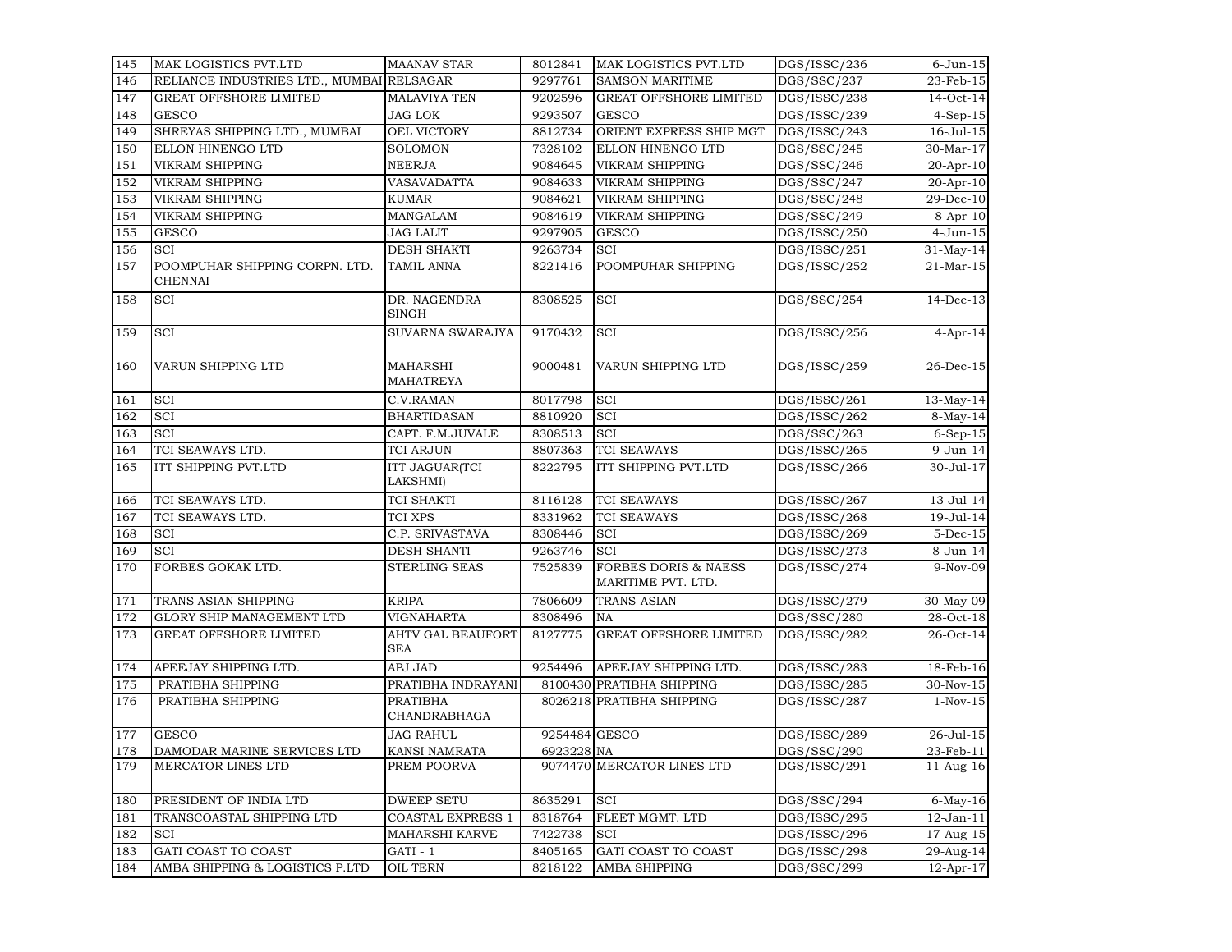| 145 | MAK LOGISTICS PVT.LTD | MAANAV STAR | 8012841 | MAK LOGISTICS PVT.LTD | DGS/ISSC/236 | 6-Jun-15 |
|---|---|---|---|---|---|---|
| 146 | RELIANCE INDUSTRIES LTD., MUMBAI | RELSAGAR | 9297761 | SAMSON MARITIME | DGS/SSC/237 | 23-Feb-15 |
| 147 | GREAT OFFSHORE LIMITED | MALAVIYA TEN | 9202596 | GREAT OFFSHORE LIMITED | DGS/ISSC/238 | 14-Oct-14 |
| 148 | GESCO | JAG LOK | 9293507 | GESCO | DGS/ISSC/239 | 4-Sep-15 |
| 149 | SHREYAS SHIPPING LTD., MUMBAI | OEL VICTORY | 8812734 | ORIENT EXPRESS SHIP MGT | DGS/ISSC/243 | 16-Jul-15 |
| 150 | ELLON HINENGO LTD | SOLOMON | 7328102 | ELLON HINENGO LTD | DGS/SSC/245 | 30-Mar-17 |
| 151 | VIKRAM SHIPPING | NEERJA | 9084645 | VIKRAM SHIPPING | DGS/SSC/246 | 20-Apr-10 |
| 152 | VIKRAM SHIPPING | VASAVADATTA | 9084633 | VIKRAM SHIPPING | DGS/SSC/247 | 20-Apr-10 |
| 153 | VIKRAM SHIPPING | KUMAR | 9084621 | VIKRAM SHIPPING | DGS/SSC/248 | 29-Dec-10 |
| 154 | VIKRAM SHIPPING | MANGALAM | 9084619 | VIKRAM SHIPPING | DGS/SSC/249 | 8-Apr-10 |
| 155 | GESCO | JAG LALIT | 9297905 | GESCO | DGS/ISSC/250 | 4-Jun-15 |
| 156 | SCI | DESH SHAKTI | 9263734 | SCI | DGS/ISSC/251 | 31-May-14 |
| 157 | POOMPUHAR SHIPPING CORPN. LTD. CHENNAI | TAMIL ANNA | 8221416 | POOMPUHAR SHIPPING | DGS/ISSC/252 | 21-Mar-15 |
| 158 | SCI | DR. NAGENDRA SINGH | 8308525 | SCI | DGS/SSC/254 | 14-Dec-13 |
| 159 | SCI | SUVARNA SWARAJYA | 9170432 | SCI | DGS/ISSC/256 | 4-Apr-14 |
| 160 | VARUN SHIPPING LTD | MAHARSHI MAHATREYA | 9000481 | VARUN SHIPPING LTD | DGS/ISSC/259 | 26-Dec-15 |
| 161 | SCI | C.V.RAMAN | 8017798 | SCI | DGS/ISSC/261 | 13-May-14 |
| 162 | SCI | BHARTIDASAN | 8810920 | SCI | DGS/ISSC/262 | 8-May-14 |
| 163 | SCI | CAPT. F.M.JUVALE | 8308513 | SCI | DGS/SSC/263 | 6-Sep-15 |
| 164 | TCI SEAWAYS LTD. | TCI ARJUN | 8807363 | TCI SEAWAYS | DGS/ISSC/265 | 9-Jun-14 |
| 165 | ITT SHIPPING PVT.LTD | ITT JAGUAR(TCI LAKSHMI) | 8222795 | ITT SHIPPING PVT.LTD | DGS/ISSC/266 | 30-Jul-17 |
| 166 | TCI SEAWAYS LTD. | TCI SHAKTI | 8116128 | TCI SEAWAYS | DGS/ISSC/267 | 13-Jul-14 |
| 167 | TCI SEAWAYS LTD. | TCI XPS | 8331962 | TCI SEAWAYS | DGS/ISSC/268 | 19-Jul-14 |
| 168 | SCI | C.P. SRIVASTAVA | 8308446 | SCI | DGS/ISSC/269 | 5-Dec-15 |
| 169 | SCI | DESH SHANTI | 9263746 | SCI | DGS/ISSC/273 | 8-Jun-14 |
| 170 | FORBES GOKAK LTD. | STERLING SEAS | 7525839 | FORBES DORIS & NAESS MARITIME PVT. LTD. | DGS/ISSC/274 | 9-Nov-09 |
| 171 | TRANS ASIAN SHIPPING | KRIPA | 7806609 | TRANS-ASIAN | DGS/ISSC/279 | 30-May-09 |
| 172 | GLORY SHIP MANAGEMENT LTD | VIGNAHARTA | 8308496 | NA | DGS/SSC/280 | 28-Oct-18 |
| 173 | GREAT OFFSHORE LIMITED | AHTV GAL BEAUFORT SEA | 8127775 | GREAT OFFSHORE LIMITED | DGS/ISSC/282 | 26-Oct-14 |
| 174 | APEEJAY SHIPPING LTD. | APJ JAD | 9254496 | APEEJAY SHIPPING LTD. | DGS/ISSC/283 | 18-Feb-16 |
| 175 | PRATIBHA SHIPPING | PRATIBHA INDRAYANI | 8100430 | PRATIBHA SHIPPING | DGS/ISSC/285 | 30-Nov-15 |
| 176 | PRATIBHA SHIPPING | PRATIBHA CHANDRABHAGA | 8026218 | PRATIBHA SHIPPING | DGS/ISSC/287 | 1-Nov-15 |
| 177 | GESCO | JAG RAHUL | 9254484 | GESCO | DGS/ISSC/289 | 26-Jul-15 |
| 178 | DAMODAR MARINE SERVICES LTD | KANSI NAMRATA | 6923228 | NA | DGS/SSC/290 | 23-Feb-11 |
| 179 | MERCATOR LINES LTD | PREM POORVA | 9074470 | MERCATOR LINES LTD | DGS/ISSC/291 | 11-Aug-16 |
| 180 | PRESIDENT OF INDIA LTD | DWEEP SETU | 8635291 | SCI | DGS/SSC/294 | 6-May-16 |
| 181 | TRANSCOASTAL SHIPPING LTD | COASTAL EXPRESS 1 | 8318764 | FLEET MGMT. LTD | DGS/ISSC/295 | 12-Jan-11 |
| 182 | SCI | MAHARSHI KARVE | 7422738 | SCI | DGS/ISSC/296 | 17-Aug-15 |
| 183 | GATI COAST TO COAST | GATI - 1 | 8405165 | GATI COAST TO COAST | DGS/ISSC/298 | 29-Aug-14 |
| 184 | AMBA SHIPPING & LOGISTICS P.LTD | OIL TERN | 8218122 | AMBA SHIPPING | DGS/SSC/299 | 12-Apr-17 |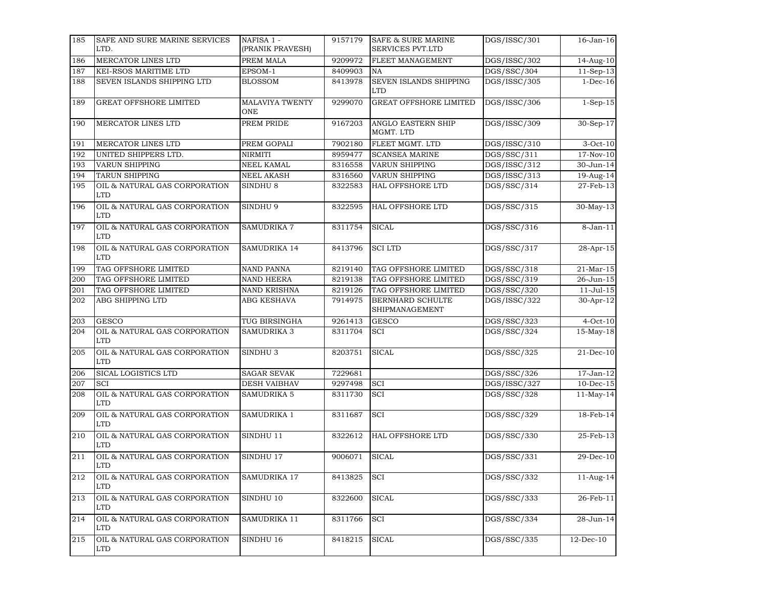| 185 | SAFE AND SURE MARINE SERVICES LTD. | NAFISA 1 - (PRANIK PRAVESH) | 9157179 | SAFE & SURE MARINE SERVICES PVT.LTD | DGS/ISSC/301 | 16-Jan-16 |
|---|---|---|---|---|---|---|
| 186 | MERCATOR LINES LTD | PREM MALA | 9209972 | FLEET MANAGEMENT | DGS/ISSC/302 | 14-Aug-10 |
| 187 | KEI-RSOS MARITIME LTD | EPSOM-1 | 8409903 | NA | DGS/SSC/304 | 11-Sep-13 |
| 188 | SEVEN ISLANDS SHIPPING LTD | BLOSSOM | 8413978 | SEVEN ISLANDS SHIPPING LTD | DGS/ISSC/305 | 1-Dec-16 |
| 189 | GREAT OFFSHORE LIMITED | MALAVIYA TWENTY ONE | 9299070 | GREAT OFFSHORE LIMITED | DGS/ISSC/306 | 1-Sep-15 |
| 190 | MERCATOR LINES LTD | PREM PRIDE | 9167203 | ANGLO EASTERN SHIP MGMT. LTD | DGS/ISSC/309 | 30-Sep-17 |
| 191 | MERCATOR LINES LTD | PREM GOPALI | 7902180 | FLEET MGMT. LTD | DGS/ISSC/310 | 3-Oct-10 |
| 192 | UNITED SHIPPERS LTD. | NIRMITI | 8959477 | SCANSEA MARINE | DGS/SSC/311 | 17-Nov-10 |
| 193 | VARUN SHIPPING | NEEL KAMAL | 8316558 | VARUN SHIPPING | DGS/ISSC/312 | 30-Jun-14 |
| 194 | TARUN SHIPPING | NEEL AKASH | 8316560 | VARUN SHIPPING | DGS/ISSC/313 | 19-Aug-14 |
| 195 | OIL & NATURAL GAS CORPORATION LTD | SINDHU 8 | 8322583 | HAL OFFSHORE LTD | DGS/SSC/314 | 27-Feb-13 |
| 196 | OIL & NATURAL GAS CORPORATION LTD | SINDHU 9 | 8322595 | HAL OFFSHORE LTD | DGS/SSC/315 | 30-May-13 |
| 197 | OIL & NATURAL GAS CORPORATION LTD | SAMUDRIKA 7 | 8311754 | SICAL | DGS/SSC/316 | 8-Jan-11 |
| 198 | OIL & NATURAL GAS CORPORATION LTD | SAMUDRIKA 14 | 8413796 | SCI LTD | DGS/SSC/317 | 28-Apr-15 |
| 199 | TAG OFFSHORE LIMITED | NAND PANNA | 8219140 | TAG OFFSHORE LIMITED | DGS/SSC/318 | 21-Mar-15 |
| 200 | TAG OFFSHORE LIMITED | NAND HEERA | 8219138 | TAG OFFSHORE LIMITED | DGS/SSC/319 | 26-Jun-15 |
| 201 | TAG OFFSHORE LIMITED | NAND KRISHNA | 8219126 | TAG OFFSHORE LIMITED | DGS/SSC/320 | 11-Jul-15 |
| 202 | ABG SHIPPING LTD | ABG KESHAVA | 7914975 | BERNHARD SCHULTE SHIPMANAGEMENT | DGS/ISSC/322 | 30-Apr-12 |
| 203 | GESCO | TUG BIRSINGHA | 9261413 | GESCO | DGS/SSC/323 | 4-Oct-10 |
| 204 | OIL & NATURAL GAS CORPORATION LTD | SAMUDRIKA 3 | 8311704 | SCI | DGS/SSC/324 | 15-May-18 |
| 205 | OIL & NATURAL GAS CORPORATION LTD | SINDHU 3 | 8203751 | SICAL | DGS/SSC/325 | 21-Dec-10 |
| 206 | SICAL LOGISTICS LTD | SAGAR SEVAK | 7229681 | | DGS/SSC/326 | 17-Jan-12 |
| 207 | SCI | DESH VAIBHAV | 9297498 | SCI | DGS/ISSC/327 | 10-Dec-15 |
| 208 | OIL & NATURAL GAS CORPORATION LTD | SAMUDRIKA 5 | 8311730 | SCI | DGS/SSC/328 | 11-May-14 |
| 209 | OIL & NATURAL GAS CORPORATION LTD | SAMUDRIKA 1 | 8311687 | SCI | DGS/SSC/329 | 18-Feb-14 |
| 210 | OIL & NATURAL GAS CORPORATION LTD | SINDHU 11 | 8322612 | HAL OFFSHORE LTD | DGS/SSC/330 | 25-Feb-13 |
| 211 | OIL & NATURAL GAS CORPORATION LTD | SINDHU 17 | 9006071 | SICAL | DGS/SSC/331 | 29-Dec-10 |
| 212 | OIL & NATURAL GAS CORPORATION LTD | SAMUDRIKA 17 | 8413825 | SCI | DGS/SSC/332 | 11-Aug-14 |
| 213 | OIL & NATURAL GAS CORPORATION LTD | SINDHU 10 | 8322600 | SICAL | DGS/SSC/333 | 26-Feb-11 |
| 214 | OIL & NATURAL GAS CORPORATION LTD | SAMUDRIKA 11 | 8311766 | SCI | DGS/SSC/334 | 28-Jun-14 |
| 215 | OIL & NATURAL GAS CORPORATION LTD | SINDHU 16 | 8418215 | SICAL | DGS/SSC/335 | 12-Dec-10 |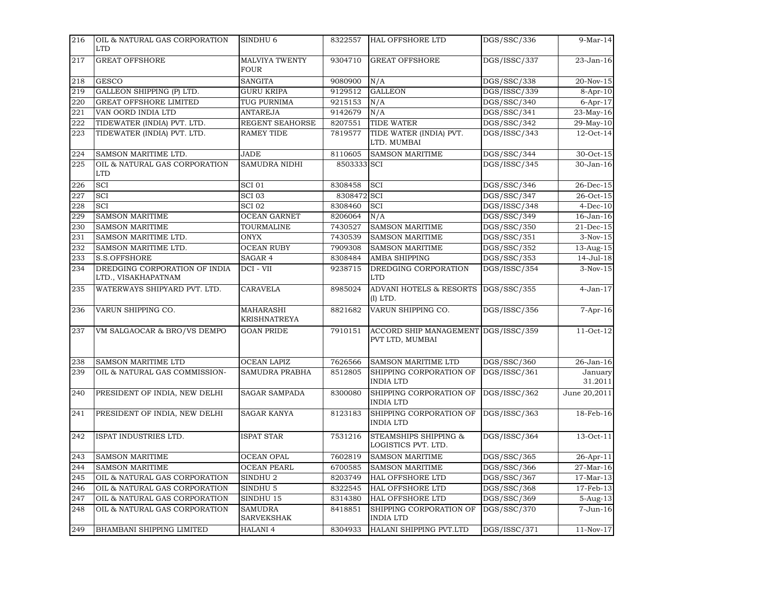| 216 | OIL & NATURAL GAS CORPORATION LTD | SINDHU 6 | 8322557 | HAL OFFSHORE LTD | DGS/SSC/336 | 9-Mar-14 |
|---|---|---|---|---|---|---|
| 217 | GREAT OFFSHORE | MALVIYA TWENTY FOUR | 9304710 | GREAT OFFSHORE | DGS/ISSC/337 | 23-Jan-16 |
| 218 | GESCO | SANGITA | 9080900 | N/A | DGS/SSC/338 | 20-Nov-15 |
| 219 | GALLEON SHIPPING (P) LTD. | GURU KRIPA | 9129512 | GALLEON | DGS/ISSC/339 | 8-Apr-10 |
| 220 | GREAT OFFSHORE LIMITED | TUG PURNIMA | 9215153 | N/A | DGS/SSC/340 | 6-Apr-17 |
| 221 | VAN OORD INDIA LTD | ANTAREJA | 9142679 | N/A | DGS/SSC/341 | 23-May-16 |
| 222 | TIDEWATER (INDIA) PVT. LTD. | REGENT SEAHORSE | 8207551 | TIDE WATER | DGS/SSC/342 | 29-May-10 |
| 223 | TIDEWATER (INDIA) PVT. LTD. | RAMEY TIDE | 7819577 | TIDE WATER (INDIA) PVT. LTD. MUMBAI | DGS/ISSC/343 | 12-Oct-14 |
| 224 | SAMSON MARITIME LTD. | JADE | 8110605 | SAMSON MARITIME | DGS/SSC/344 | 30-Oct-15 |
| 225 | OIL & NATURAL GAS CORPORATION LTD | SAMUDRA NIDHI | 8503333 | SCI | DGS/ISSC/345 | 30-Jan-16 |
| 226 | SCI | SCI 01 | 8308458 | SCI | DGS/SSC/346 | 26-Dec-15 |
| 227 | SCI | SCI 03 | 8308472 | SCI | DGS/SSC/347 | 26-Oct-15 |
| 228 | SCI | SCI 02 | 8308460 | SCI | DGS/ISSC/348 | 4-Dec-10 |
| 229 | SAMSON MARITIME | OCEAN GARNET | 8206064 | N/A | DGS/SSC/349 | 16-Jan-16 |
| 230 | SAMSON MARITIME | TOURMALINE | 7430527 | SAMSON MARITIME | DGS/SSC/350 | 21-Dec-15 |
| 231 | SAMSON MARITIME LTD. | ONYX | 7430539 | SAMSON MARITIME | DGS/SSC/351 | 3-Nov-15 |
| 232 | SAMSON MARITIME LTD. | OCEAN RUBY | 7909308 | SAMSON MARITIME | DGS/SSC/352 | 13-Aug-15 |
| 233 | S.S.OFFSHORE | SAGAR 4 | 8308484 | AMBA SHIPPING | DGS/SSC/353 | 14-Jul-18 |
| 234 | DREDGING CORPORATION OF INDIA LTD., VISAKHAPATNAM | DCI - VII | 9238715 | DREDGING CORPORATION LTD | DGS/ISSC/354 | 3-Nov-15 |
| 235 | WATERWAYS SHIPYARD PVT. LTD. | CARAVELA | 8985024 | ADVANI HOTELS & RESORTS (I) LTD. | DGS/SSC/355 | 4-Jan-17 |
| 236 | VARUN SHIPPING CO. | MAHARASHI KRISHNATREYA | 8821682 | VARUN SHIPPING CO. | DGS/ISSC/356 | 7-Apr-16 |
| 237 | VM SALGAOCAR & BRO/VS DEMPO | GOAN PRIDE | 7910151 | ACCORD SHIP MANAGEMENT PVT LTD, MUMBAI | DGS/ISSC/359 | 11-Oct-12 |
| 238 | SAMSON MARITIME LTD | OCEAN LAPIZ | 7626566 | SAMSON MARITIME LTD | DGS/SSC/360 | 26-Jan-16 |
| 239 | OIL & NATURAL GAS COMMISSION- | SAMUDRA PRABHA | 8512805 | SHIPPING CORPORATION OF INDIA LTD | DGS/ISSC/361 | January 31.2011 |
| 240 | PRESIDENT OF INDIA, NEW DELHI | SAGAR SAMPADA | 8300080 | SHIPPING CORPORATION OF INDIA LTD | DGS/ISSC/362 | June 20,2011 |
| 241 | PRESIDENT OF INDIA, NEW DELHI | SAGAR KANYA | 8123183 | SHIPPING CORPORATION OF INDIA LTD | DGS/ISSC/363 | 18-Feb-16 |
| 242 | ISPAT INDUSTRIES LTD. | ISPAT STAR | 7531216 | STEAMSHIPS SHIPPING & LOGISTICS PVT. LTD. | DGS/ISSC/364 | 13-Oct-11 |
| 243 | SAMSON MARITIME | OCEAN OPAL | 7602819 | SAMSON MARITIME | DGS/SSC/365 | 26-Apr-11 |
| 244 | SAMSON MARITIME | OCEAN PEARL | 6700585 | SAMSON MARITIME | DGS/SSC/366 | 27-Mar-16 |
| 245 | OIL & NATURAL GAS CORPORATION | SINDHU 2 | 8203749 | HAL OFFSHORE LTD | DGS/SSC/367 | 17-Mar-13 |
| 246 | OIL & NATURAL GAS CORPORATION | SINDHU 5 | 8322545 | HAL OFFSHORE LTD | DGS/SSC/368 | 17-Feb-13 |
| 247 | OIL & NATURAL GAS CORPORATION | SINDHU 15 | 8314380 | HAL OFFSHORE LTD | DGS/SSC/369 | 5-Aug-13 |
| 248 | OIL & NATURAL GAS CORPORATION | SAMUDRA SARVEKSHAK | 8418851 | SHIPPING CORPORATION OF INDIA LTD | DGS/SSC/370 | 7-Jun-16 |
| 249 | BHAMBANI SHIPPING LIMITED | HALANI 4 | 8304933 | HALANI SHIPPING PVT.LTD | DGS/ISSC/371 | 11-Nov-17 |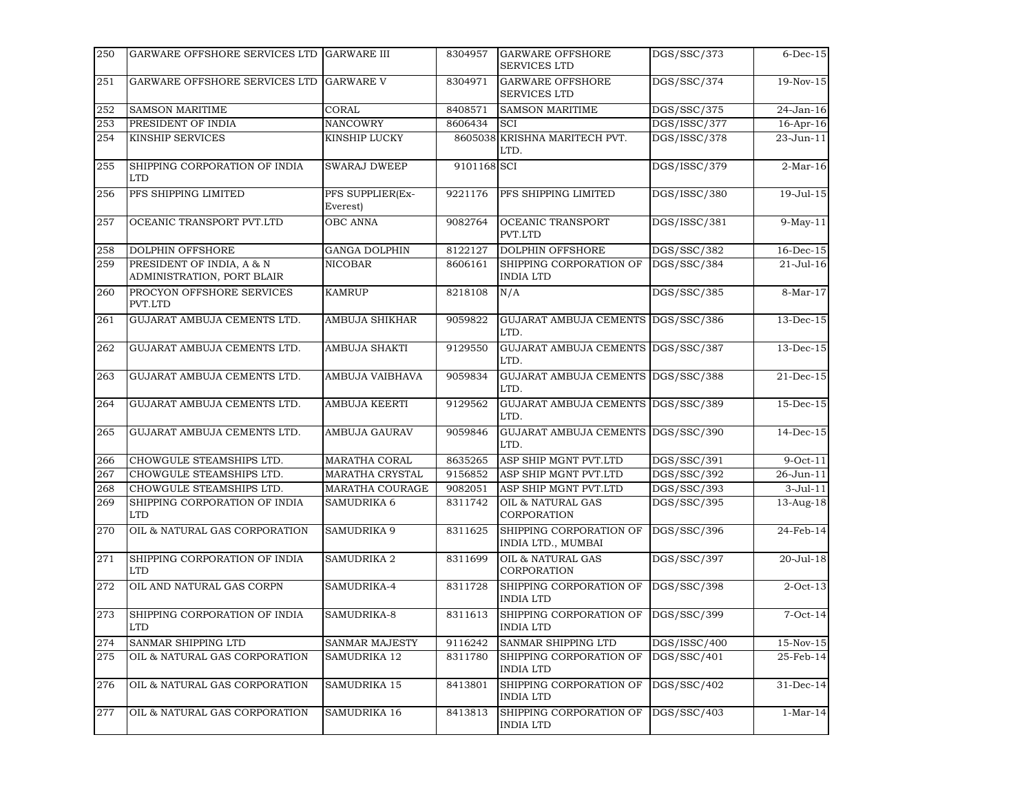| 250 | GARWARE OFFSHORE SERVICES LTD | GARWARE III | 8304957 | GARWARE OFFSHORE SERVICES LTD | DGS/SSC/373 | 6-Dec-15 |
|---|---|---|---|---|---|---|
| 251 | GARWARE OFFSHORE SERVICES LTD | GARWARE V | 8304971 | GARWARE OFFSHORE SERVICES LTD | DGS/SSC/374 | 19-Nov-15 |
| 252 | SAMSON MARITIME | CORAL | 8408571 | SAMSON MARITIME | DGS/SSC/375 | 24-Jan-16 |
| 253 | PRESIDENT OF INDIA | NANCOWRY | 8606434 | SCI | DGS/ISSC/377 | 16-Apr-16 |
| 254 | KINSHIP SERVICES | KINSHIP LUCKY | 8605038 | KRISHNA MARITECH PVT. LTD. | DGS/ISSC/378 | 23-Jun-11 |
| 255 | SHIPPING CORPORATION OF INDIA LTD | SWARAJ DWEEP | 9101168 | SCI | DGS/ISSC/379 | 2-Mar-16 |
| 256 | PFS SHIPPING LIMITED | PFS SUPPLIER(Ex-Everest) | 9221176 | PFS SHIPPING LIMITED | DGS/ISSC/380 | 19-Jul-15 |
| 257 | OCEANIC TRANSPORT PVT.LTD | OBC ANNA | 9082764 | OCEANIC TRANSPORT PVT.LTD | DGS/ISSC/381 | 9-May-11 |
| 258 | DOLPHIN OFFSHORE | GANGA DOLPHIN | 8122127 | DOLPHIN OFFSHORE | DGS/SSC/382 | 16-Dec-15 |
| 259 | PRESIDENT OF INDIA, A & N ADMINISTRATION, PORT BLAIR | NICOBAR | 8606161 | SHIPPING CORPORATION OF INDIA LTD | DGS/SSC/384 | 21-Jul-16 |
| 260 | PROCYON OFFSHORE SERVICES PVT.LTD | KAMRUP | 8218108 | N/A | DGS/SSC/385 | 8-Mar-17 |
| 261 | GUJARAT AMBUJA CEMENTS LTD. | AMBUJA SHIKHAR | 9059822 | GUJARAT AMBUJA CEMENTS LTD. | DGS/SSC/386 | 13-Dec-15 |
| 262 | GUJARAT AMBUJA CEMENTS LTD. | AMBUJA SHAKTI | 9129550 | GUJARAT AMBUJA CEMENTS LTD. | DGS/SSC/387 | 13-Dec-15 |
| 263 | GUJARAT AMBUJA CEMENTS LTD. | AMBUJA VAIBHAVA | 9059834 | GUJARAT AMBUJA CEMENTS LTD. | DGS/SSC/388 | 21-Dec-15 |
| 264 | GUJARAT AMBUJA CEMENTS LTD. | AMBUJA KEERTI | 9129562 | GUJARAT AMBUJA CEMENTS LTD. | DGS/SSC/389 | 15-Dec-15 |
| 265 | GUJARAT AMBUJA CEMENTS LTD. | AMBUJA GAURAV | 9059846 | GUJARAT AMBUJA CEMENTS LTD. | DGS/SSC/390 | 14-Dec-15 |
| 266 | CHOWGULE STEAMSHIPS LTD. | MARATHA CORAL | 8635265 | ASP SHIP MGNT PVT.LTD | DGS/SSC/391 | 9-Oct-11 |
| 267 | CHOWGULE STEAMSHIPS LTD. | MARATHA CRYSTAL | 9156852 | ASP SHIP MGNT PVT.LTD | DGS/SSC/392 | 26-Jun-11 |
| 268 | CHOWGULE STEAMSHIPS LTD. | MARATHA COURAGE | 9082051 | ASP SHIP MGNT PVT.LTD | DGS/SSC/393 | 3-Jul-11 |
| 269 | SHIPPING CORPORATION OF INDIA LTD | SAMUDRIKA 6 | 8311742 | OIL & NATURAL GAS CORPORATION | DGS/SSC/395 | 13-Aug-18 |
| 270 | OIL & NATURAL GAS CORPORATION | SAMUDRIKA 9 | 8311625 | SHIPPING CORPORATION OF INDIA LTD., MUMBAI | DGS/SSC/396 | 24-Feb-14 |
| 271 | SHIPPING CORPORATION OF INDIA LTD | SAMUDRIKA 2 | 8311699 | OIL & NATURAL GAS CORPORATION | DGS/SSC/397 | 20-Jul-18 |
| 272 | OIL AND NATURAL GAS CORPN | SAMUDRIKA-4 | 8311728 | SHIPPING CORPORATION OF INDIA LTD | DGS/SSC/398 | 2-Oct-13 |
| 273 | SHIPPING CORPORATION OF INDIA LTD | SAMUDRIKA-8 | 8311613 | SHIPPING CORPORATION OF INDIA LTD | DGS/SSC/399 | 7-Oct-14 |
| 274 | SANMAR SHIPPING LTD | SANMAR MAJESTY | 9116242 | SANMAR SHIPPING LTD | DGS/ISSC/400 | 15-Nov-15 |
| 275 | OIL & NATURAL GAS CORPORATION | SAMUDRIKA 12 | 8311780 | SHIPPING CORPORATION OF INDIA LTD | DGS/SSC/401 | 25-Feb-14 |
| 276 | OIL & NATURAL GAS CORPORATION | SAMUDRIKA 15 | 8413801 | SHIPPING CORPORATION OF INDIA LTD | DGS/SSC/402 | 31-Dec-14 |
| 277 | OIL & NATURAL GAS CORPORATION | SAMUDRIKA 16 | 8413813 | SHIPPING CORPORATION OF INDIA LTD | DGS/SSC/403 | 1-Mar-14 |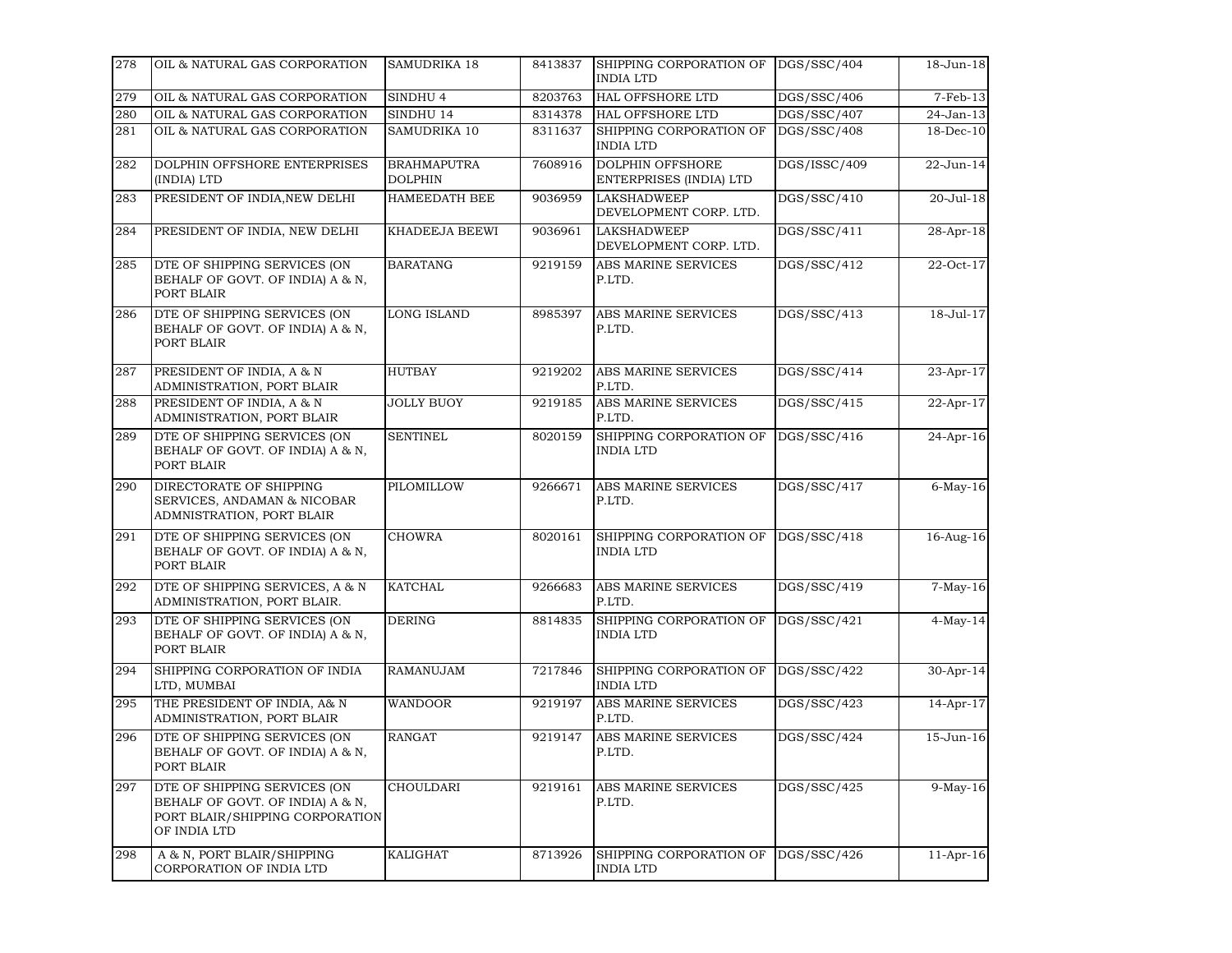| 278 | OIL & NATURAL GAS CORPORATION | SAMUDRIKA 18 | 8413837 | SHIPPING CORPORATION OF INDIA LTD | DGS/SSC/404 | 18-Jun-18 |
|---|---|---|---|---|---|---|
| 279 | OIL & NATURAL GAS CORPORATION | SINDHU 4 | 8203763 | HAL OFFSHORE LTD | DGS/SSC/406 | 7-Feb-13 |
| 280 | OIL & NATURAL GAS CORPORATION | SINDHU 14 | 8314378 | HAL OFFSHORE LTD | DGS/SSC/407 | 24-Jan-13 |
| 281 | OIL & NATURAL GAS CORPORATION | SAMUDRIKA 10 | 8311637 | SHIPPING CORPORATION OF INDIA LTD | DGS/SSC/408 | 18-Dec-10 |
| 282 | DOLPHIN OFFSHORE ENTERPRISES (INDIA) LTD | BRAHMAPUTRA DOLPHIN | 7608916 | DOLPHIN OFFSHORE ENTERPRISES (INDIA) LTD | DGS/ISSC/409 | 22-Jun-14 |
| 283 | PRESIDENT OF INDIA,NEW DELHI | HAMEEDATH BEE | 9036959 | LAKSHADWEEP DEVELOPMENT CORP. LTD. | DGS/SSC/410 | 20-Jul-18 |
| 284 | PRESIDENT OF INDIA, NEW DELHI | KHADEEJA BEEWI | 9036961 | LAKSHADWEEP DEVELOPMENT CORP. LTD. | DGS/SSC/411 | 28-Apr-18 |
| 285 | DTE OF SHIPPING SERVICES (ON BEHALF OF GOVT. OF INDIA) A & N, PORT BLAIR | BARATANG | 9219159 | ABS MARINE SERVICES P.LTD. | DGS/SSC/412 | 22-Oct-17 |
| 286 | DTE OF SHIPPING SERVICES (ON BEHALF OF GOVT. OF INDIA) A & N, PORT BLAIR | LONG ISLAND | 8985397 | ABS MARINE SERVICES P.LTD. | DGS/SSC/413 | 18-Jul-17 |
| 287 | PRESIDENT OF INDIA, A & N ADMINISTRATION, PORT BLAIR | HUTBAY | 9219202 | ABS MARINE SERVICES P.LTD. | DGS/SSC/414 | 23-Apr-17 |
| 288 | PRESIDENT OF INDIA, A & N ADMINISTRATION, PORT BLAIR | JOLLY BUOY | 9219185 | ABS MARINE SERVICES P.LTD. | DGS/SSC/415 | 22-Apr-17 |
| 289 | DTE OF SHIPPING SERVICES (ON BEHALF OF GOVT. OF INDIA) A & N, PORT BLAIR | SENTINEL | 8020159 | SHIPPING CORPORATION OF INDIA LTD | DGS/SSC/416 | 24-Apr-16 |
| 290 | DIRECTORATE OF SHIPPING SERVICES, ANDAMAN & NICOBAR ADMNISTRATION, PORT BLAIR | PILOMILLOW | 9266671 | ABS MARINE SERVICES P.LTD. | DGS/SSC/417 | 6-May-16 |
| 291 | DTE OF SHIPPING SERVICES (ON BEHALF OF GOVT. OF INDIA) A & N, PORT BLAIR | CHOWRA | 8020161 | SHIPPING CORPORATION OF INDIA LTD | DGS/SSC/418 | 16-Aug-16 |
| 292 | DTE OF SHIPPING SERVICES, A & N ADMINISTRATION, PORT BLAIR. | KATCHAL | 9266683 | ABS MARINE SERVICES P.LTD. | DGS/SSC/419 | 7-May-16 |
| 293 | DTE OF SHIPPING SERVICES (ON BEHALF OF GOVT. OF INDIA) A & N, PORT BLAIR | DERING | 8814835 | SHIPPING CORPORATION OF INDIA LTD | DGS/SSC/421 | 4-May-14 |
| 294 | SHIPPING CORPORATION OF INDIA LTD, MUMBAI | RAMANUJAM | 7217846 | SHIPPING CORPORATION OF INDIA LTD | DGS/SSC/422 | 30-Apr-14 |
| 295 | THE PRESIDENT OF INDIA, A& N ADMINISTRATION, PORT BLAIR | WANDOOR | 9219197 | ABS MARINE SERVICES P.LTD. | DGS/SSC/423 | 14-Apr-17 |
| 296 | DTE OF SHIPPING SERVICES (ON BEHALF OF GOVT. OF INDIA) A & N, PORT BLAIR | RANGAT | 9219147 | ABS MARINE SERVICES P.LTD. | DGS/SSC/424 | 15-Jun-16 |
| 297 | DTE OF SHIPPING SERVICES (ON BEHALF OF GOVT. OF INDIA) A & N, PORT BLAIR/SHIPPING CORPORATION OF INDIA LTD | CHOULDARI | 9219161 | ABS MARINE SERVICES P.LTD. | DGS/SSC/425 | 9-May-16 |
| 298 | A & N, PORT BLAIR/SHIPPING CORPORATION OF INDIA LTD | KALIGHAT | 8713926 | SHIPPING CORPORATION OF INDIA LTD | DGS/SSC/426 | 11-Apr-16 |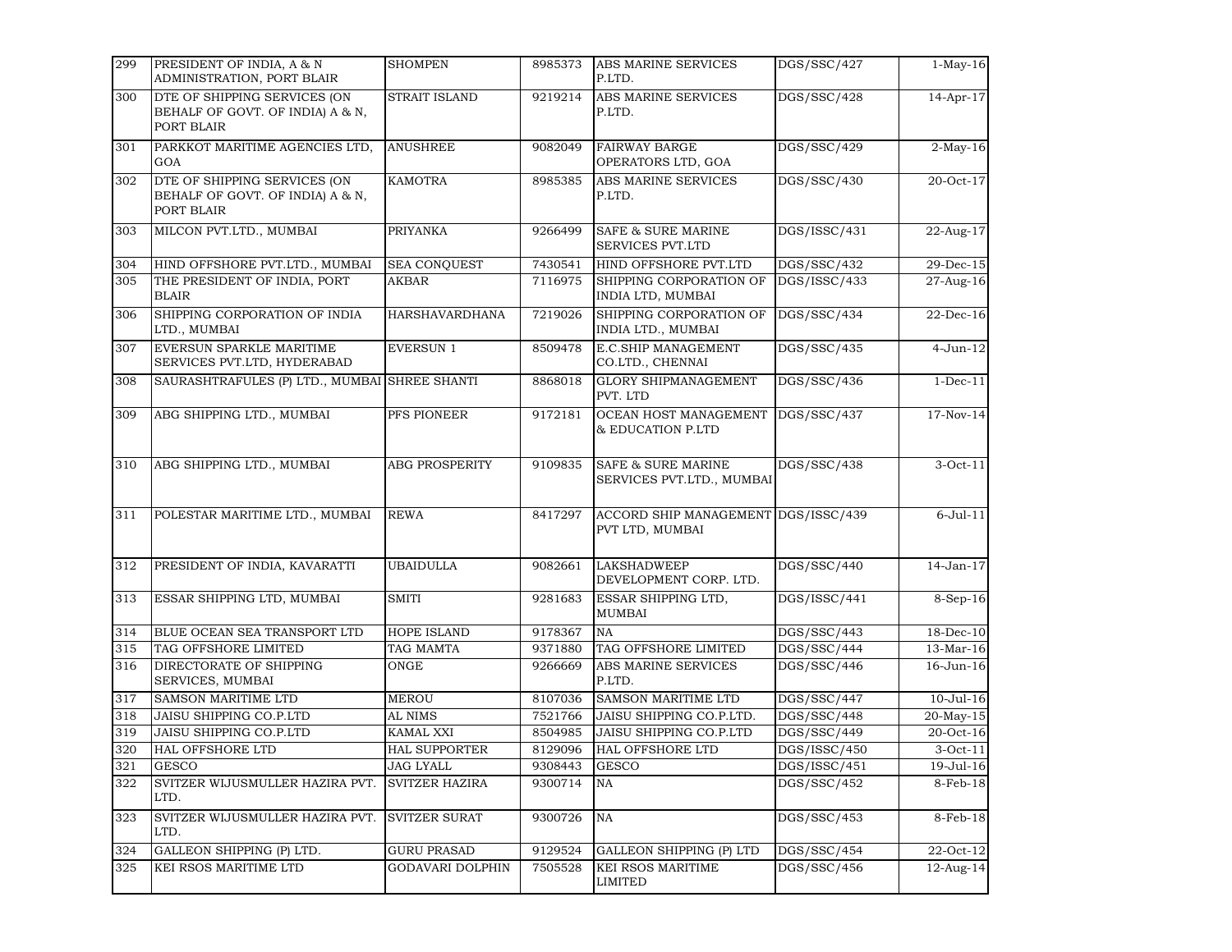| 299 | PRESIDENT OF INDIA, A & N ADMINISTRATION, PORT BLAIR | SHOMPEN | 8985373 | ABS MARINE SERVICES P.LTD. | DGS/SSC/427 | 1-May-16 |
|---|---|---|---|---|---|---|
| 300 | DTE OF SHIPPING SERVICES (ON BEHALF OF GOVT. OF INDIA) A & N, PORT BLAIR | STRAIT ISLAND | 9219214 | ABS MARINE SERVICES P.LTD. | DGS/SSC/428 | 14-Apr-17 |
| 301 | PARKKOT MARITIME AGENCIES LTD, GOA | ANUSHREE | 9082049 | FAIRWAY BARGE OPERATORS LTD, GOA | DGS/SSC/429 | 2-May-16 |
| 302 | DTE OF SHIPPING SERVICES (ON BEHALF OF GOVT. OF INDIA) A & N, PORT BLAIR | KAMOTRA | 8985385 | ABS MARINE SERVICES P.LTD. | DGS/SSC/430 | 20-Oct-17 |
| 303 | MILCON PVT.LTD., MUMBAI | PRIYANKA | 9266499 | SAFE & SURE MARINE SERVICES PVT.LTD | DGS/ISSC/431 | 22-Aug-17 |
| 304 | HIND OFFSHORE PVT.LTD., MUMBAI | SEA CONQUEST | 7430541 | HIND OFFSHORE PVT.LTD | DGS/SSC/432 | 29-Dec-15 |
| 305 | THE PRESIDENT OF INDIA, PORT BLAIR | AKBAR | 7116975 | SHIPPING CORPORATION OF INDIA LTD, MUMBAI | DGS/ISSC/433 | 27-Aug-16 |
| 306 | SHIPPING CORPORATION OF INDIA LTD., MUMBAI | HARSHAVARDHANA | 7219026 | SHIPPING CORPORATION OF INDIA LTD., MUMBAI | DGS/SSC/434 | 22-Dec-16 |
| 307 | EVERSUN SPARKLE MARITIME SERVICES PVT.LTD, HYDERABAD | EVERSUN 1 | 8509478 | E.C.SHIP MANAGEMENT CO.LTD., CHENNAI | DGS/SSC/435 | 4-Jun-12 |
| 308 | SAURASHTRAFULES (P) LTD., MUMBAI | SHREE SHANTI | 8868018 | GLORY SHIPMANAGEMENT PVT. LTD | DGS/SSC/436 | 1-Dec-11 |
| 309 | ABG SHIPPING LTD., MUMBAI | PFS PIONEER | 9172181 | OCEAN HOST MANAGEMENT & EDUCATION P.LTD | DGS/SSC/437 | 17-Nov-14 |
| 310 | ABG SHIPPING LTD., MUMBAI | ABG PROSPERITY | 9109835 | SAFE & SURE MARINE SERVICES PVT.LTD., MUMBAI | DGS/SSC/438 | 3-Oct-11 |
| 311 | POLESTAR MARITIME LTD., MUMBAI | REWA | 8417297 | ACCORD SHIP MANAGEMENT PVT LTD, MUMBAI | DGS/ISSC/439 | 6-Jul-11 |
| 312 | PRESIDENT OF INDIA, KAVARATTI | UBAIDULLA | 9082661 | LAKSHADWEEP DEVELOPMENT CORP. LTD. | DGS/SSC/440 | 14-Jan-17 |
| 313 | ESSAR SHIPPING LTD, MUMBAI | SMITI | 9281683 | ESSAR SHIPPING LTD, MUMBAI | DGS/ISSC/441 | 8-Sep-16 |
| 314 | BLUE OCEAN SEA TRANSPORT LTD | HOPE ISLAND | 9178367 | NA | DGS/SSC/443 | 18-Dec-10 |
| 315 | TAG OFFSHORE LIMITED | TAG MAMTA | 9371880 | TAG OFFSHORE LIMITED | DGS/SSC/444 | 13-Mar-16 |
| 316 | DIRECTORATE OF SHIPPING SERVICES, MUMBAI | ONGE | 9266669 | ABS MARINE SERVICES P.LTD. | DGS/SSC/446 | 16-Jun-16 |
| 317 | SAMSON MARITIME LTD | MEROU | 8107036 | SAMSON MARITIME LTD | DGS/SSC/447 | 10-Jul-16 |
| 318 | JAISU SHIPPING CO.P.LTD | AL NIMS | 7521766 | JAISU SHIPPING CO.P.LTD. | DGS/SSC/448 | 20-May-15 |
| 319 | JAISU SHIPPING CO.P.LTD | KAMAL XXI | 8504985 | JAISU SHIPPING CO.P.LTD | DGS/SSC/449 | 20-Oct-16 |
| 320 | HAL OFFSHORE LTD | HAL SUPPORTER | 8129096 | HAL OFFSHORE LTD | DGS/ISSC/450 | 3-Oct-11 |
| 321 | GESCO | JAG LYALL | 9308443 | GESCO | DGS/ISSC/451 | 19-Jul-16 |
| 322 | SVITZER WIJUSMULLER HAZIRA PVT. LTD. | SVITZER HAZIRA | 9300714 | NA | DGS/SSC/452 | 8-Feb-18 |
| 323 | SVITZER WIJUSMULLER HAZIRA PVT. LTD. | SVITZER SURAT | 9300726 | NA | DGS/SSC/453 | 8-Feb-18 |
| 324 | GALLEON SHIPPING (P) LTD. | GURU PRASAD | 9129524 | GALLEON SHIPPING (P) LTD | DGS/SSC/454 | 22-Oct-12 |
| 325 | KEI RSOS MARITIME LTD | GODAVARI DOLPHIN | 7505528 | KEI RSOS MARITIME LIMITED | DGS/SSC/456 | 12-Aug-14 |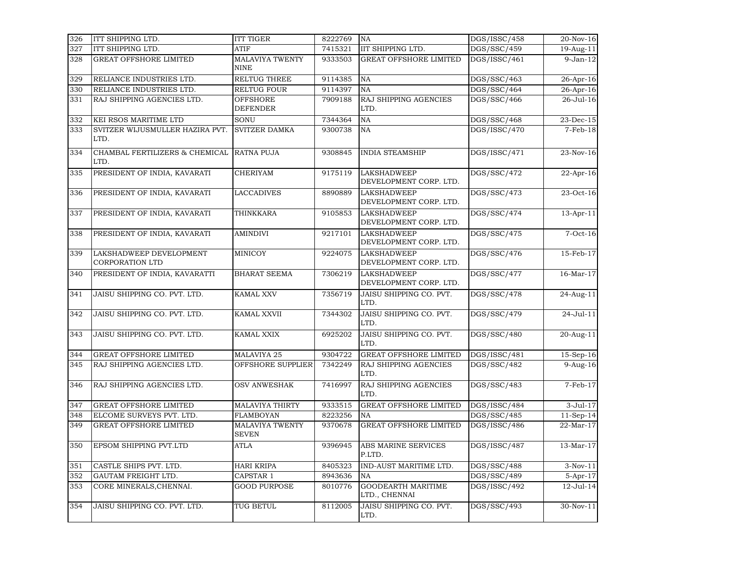| 326 | ITT SHIPPING LTD. | ITT TIGER | 8222769 | NA | DGS/ISSC/458 | 20-Nov-16 |
|---|---|---|---|---|---|---|
| 327 | ITT SHIPPING LTD. | ATIF | 7415321 | IIT SHIPPING LTD. | DGS/SSC/459 | 19-Aug-11 |
| 328 | GREAT OFFSHORE LIMITED | MALAVIYA TWENTY NINE | 9333503 | GREAT OFFSHORE LIMITED | DGS/ISSC/461 | 9-Jan-12 |
| 329 | RELIANCE INDUSTRIES LTD. | RELTUG THREE | 9114385 | NA | DGS/SSC/463 | 26-Apr-16 |
| 330 | RELIANCE INDUSTRIES LTD. | RELTUG FOUR | 9114397 | NA | DGS/SSC/464 | 26-Apr-16 |
| 331 | RAJ SHIPPING AGENCIES LTD. | OFFSHORE DEFENDER | 7909188 | RAJ SHIPPING AGENCIES LTD. | DGS/SSC/466 | 26-Jul-16 |
| 332 | KEI RSOS MARITIME LTD | SONU | 7344364 | NA | DGS/SSC/468 | 23-Dec-15 |
| 333 | SVITZER WIJUSMULLER HAZIRA PVT. LTD. | SVITZER DAMKA | 9300738 | NA | DGS/ISSC/470 | 7-Feb-18 |
| 334 | CHAMBAL FERTILIZERS & CHEMICAL LTD. | RATNA PUJA | 9308845 | INDIA STEAMSHIP | DGS/ISSC/471 | 23-Nov-16 |
| 335 | PRESIDENT OF INDIA, KAVARATI | CHERIYAM | 9175119 | LAKSHADWEEP DEVELOPMENT CORP. LTD. | DGS/SSC/472 | 22-Apr-16 |
| 336 | PRESIDENT OF INDIA, KAVARATI | LACCADIVES | 8890889 | LAKSHADWEEP DEVELOPMENT CORP. LTD. | DGS/SSC/473 | 23-Oct-16 |
| 337 | PRESIDENT OF INDIA, KAVARATI | THINKKARA | 9105853 | LAKSHADWEEP DEVELOPMENT CORP. LTD. | DGS/SSC/474 | 13-Apr-11 |
| 338 | PRESIDENT OF INDIA, KAVARATI | AMINDIVI | 9217101 | LAKSHADWEEP DEVELOPMENT CORP. LTD. | DGS/SSC/475 | 7-Oct-16 |
| 339 | LAKSHADWEEP DEVELOPMENT CORPORATION LTD | MINICOY | 9224075 | LAKSHADWEEP DEVELOPMENT CORP. LTD. | DGS/SSC/476 | 15-Feb-17 |
| 340 | PRESIDENT OF INDIA, KAVARATTI | BHARAT SEEMA | 7306219 | LAKSHADWEEP DEVELOPMENT CORP. LTD. | DGS/SSC/477 | 16-Mar-17 |
| 341 | JAISU SHIPPING CO. PVT. LTD. | KAMAL XXV | 7356719 | JAISU SHIPPING CO. PVT. LTD. | DGS/SSC/478 | 24-Aug-11 |
| 342 | JAISU SHIPPING CO. PVT. LTD. | KAMAL XXVII | 7344302 | JAISU SHIPPING CO. PVT. LTD. | DGS/SSC/479 | 24-Jul-11 |
| 343 | JAISU SHIPPING CO. PVT. LTD. | KAMAL XXIX | 6925202 | JAISU SHIPPING CO. PVT. LTD. | DGS/SSC/480 | 20-Aug-11 |
| 344 | GREAT OFFSHORE LIMITED | MALAVIYA 25 | 9304722 | GREAT OFFSHORE LIMITED | DGS/ISSC/481 | 15-Sep-16 |
| 345 | RAJ SHIPPING AGENCIES LTD. | OFFSHORE SUPPLIER | 7342249 | RAJ SHIPPING AGENCIES LTD. | DGS/SSC/482 | 9-Aug-16 |
| 346 | RAJ SHIPPING AGENCIES LTD. | OSV ANWESHAK | 7416997 | RAJ SHIPPING AGENCIES LTD. | DGS/SSC/483 | 7-Feb-17 |
| 347 | GREAT OFFSHORE LIMITED | MALAVIYA THIRTY | 9333515 | GREAT OFFSHORE LIMITED | DGS/ISSC/484 | 3-Jul-17 |
| 348 | ELCOME SURVEYS PVT. LTD. | FLAMBOYAN | 8223256 | NA | DGS/SSC/485 | 11-Sep-14 |
| 349 | GREAT OFFSHORE LIMITED | MALAVIYA TWENTY SEVEN | 9370678 | GREAT OFFSHORE LIMITED | DGS/ISSC/486 | 22-Mar-17 |
| 350 | EPSOM SHIPPING PVT.LTD | ATLA | 9396945 | ABS MARINE SERVICES P.LTD. | DGS/ISSC/487 | 13-Mar-17 |
| 351 | CASTLE SHIPS PVT. LTD. | HARI KRIPA | 8405323 | IND-AUST MARITIME LTD. | DGS/SSC/488 | 3-Nov-11 |
| 352 | GAUTAM FREIGHT LTD. | CAPSTAR 1 | 8943636 | NA | DGS/SSC/489 | 5-Apr-17 |
| 353 | CORE MINERALS,CHENNAI. | GOOD PURPOSE | 8010776 | GOODEARTH MARITIME LTD., CHENNAI | DGS/ISSC/492 | 12-Jul-14 |
| 354 | JAISU SHIPPING CO. PVT. LTD. | TUG BETUL | 8112005 | JAISU SHIPPING CO. PVT. LTD. | DGS/SSC/493 | 30-Nov-11 |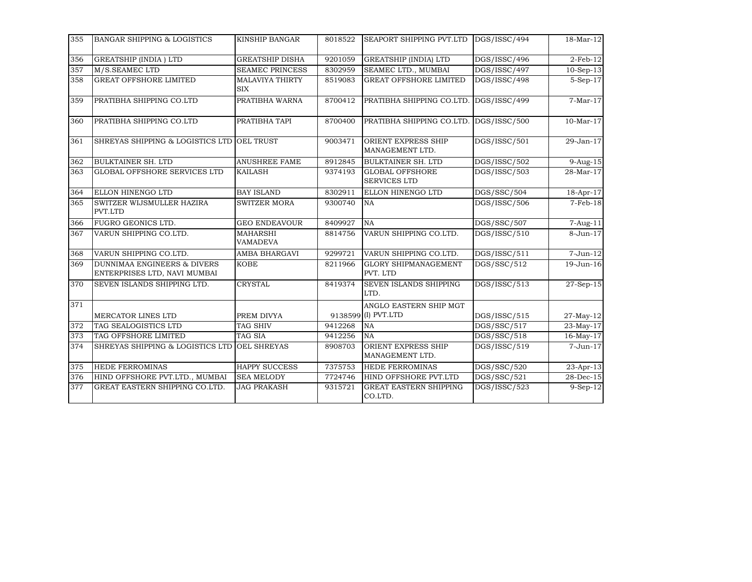| 355 | BANGAR SHIPPING & LOGISTICS | KINSHIP BANGAR | 8018522 | SEAPORT SHIPPING PVT.LTD | DGS/ISSC/494 | 18-Mar-12 |
|---|---|---|---|---|---|---|
| 356 | GREATSHIP (INDIA ) LTD | GREATSHIP DISHA | 9201059 | GREATSHIP (INDIA) LTD | DGS/ISSC/496 | 2-Feb-12 |
| 357 | M/S.SEAMEC LTD | SEAMEC PRINCESS | 8302959 | SEAMEC LTD., MUMBAI | DGS/ISSC/497 | 10-Sep-13 |
| 358 | GREAT OFFSHORE LIMITED | MALAVIYA THIRTY SIX | 8519083 | GREAT OFFSHORE LIMITED | DGS/ISSC/498 | 5-Sep-17 |
| 359 | PRATIBHA SHIPPING CO.LTD | PRATIBHA WARNA | 8700412 | PRATIBHA SHIPPING CO.LTD. | DGS/ISSC/499 | 7-Mar-17 |
| 360 | PRATIBHA SHIPPING CO.LTD | PRATIBHA TAPI | 8700400 | PRATIBHA SHIPPING CO.LTD. | DGS/ISSC/500 | 10-Mar-17 |
| 361 | SHREYAS SHIPPING & LOGISTICS LTD | OEL TRUST | 9003471 | ORIENT EXPRESS SHIP MANAGEMENT LTD. | DGS/ISSC/501 | 29-Jan-17 |
| 362 | BULKTAINER SH. LTD | ANUSHREE FAME | 8912845 | BULKTAINER SH. LTD | DGS/ISSC/502 | 9-Aug-15 |
| 363 | GLOBAL OFFSHORE SERVICES LTD | KAILASH | 9374193 | GLOBAL OFFSHORE SERVICES LTD | DGS/ISSC/503 | 28-Mar-17 |
| 364 | ELLON HINENGO LTD | BAY ISLAND | 8302911 | ELLON HINENGO LTD | DGS/SSC/504 | 18-Apr-17 |
| 365 | SWITZER WIJSMULLER HAZIRA PVT.LTD | SWITZER MORA | 9300740 | NA | DGS/ISSC/506 | 7-Feb-18 |
| 366 | FUGRO GEONICS LTD. | GEO ENDEAVOUR | 8409927 | NA | DGS/SSC/507 | 7-Aug-11 |
| 367 | VARUN SHIPPING CO.LTD. | MAHARSHI VAMADEVA | 8814756 | VARUN SHIPPING CO.LTD. | DGS/ISSC/510 | 8-Jun-17 |
| 368 | VARUN SHIPPING CO.LTD. | AMBA BHARGAVI | 9299721 | VARUN SHIPPING CO.LTD. | DGS/ISSC/511 | 7-Jun-12 |
| 369 | DUNNIMAA ENGINEERS & DIVERS ENTERPRISES LTD, NAVI MUMBAI | KOBE | 8211966 | GLORY SHIPMANAGEMENT PVT. LTD | DGS/SSC/512 | 19-Jun-16 |
| 370 | SEVEN ISLANDS SHIPPING LTD. | CRYSTAL | 8419374 | SEVEN ISLANDS SHIPPING LTD. | DGS/ISSC/513 | 27-Sep-15 |
| 371 | MERCATOR LINES LTD | PREM DIVYA | 9138599 | ANGLO EASTERN SHIP MGT (I) PVT.LTD | DGS/ISSC/515 | 27-May-12 |
| 372 | TAG SEALOGISTICS LTD | TAG SHIV | 9412268 | NA | DGS/SSC/517 | 23-May-17 |
| 373 | TAG OFFSHORE LIMITED | TAG SIA | 9412256 | NA | DGS/SSC/518 | 16-May-17 |
| 374 | SHREYAS SHIPPING & LOGISTICS LTD | OEL SHREYAS | 8908703 | ORIENT EXPRESS SHIP MANAGEMENT LTD. | DGS/ISSC/519 | 7-Jun-17 |
| 375 | HEDE FERROMINAS | HAPPY SUCCESS | 7375753 | HEDE FERROMINAS | DGS/SSC/520 | 23-Apr-13 |
| 376 | HIND OFFSHORE PVT.LTD., MUMBAI | SEA MELODY | 7724746 | HIND OFFSHORE PVT.LTD | DGS/SSC/521 | 28-Dec-15 |
| 377 | GREAT EASTERN SHIPPING CO.LTD. | JAG PRAKASH | 9315721 | GREAT EASTERN SHIPPING CO.LTD. | DGS/ISSC/523 | 9-Sep-12 |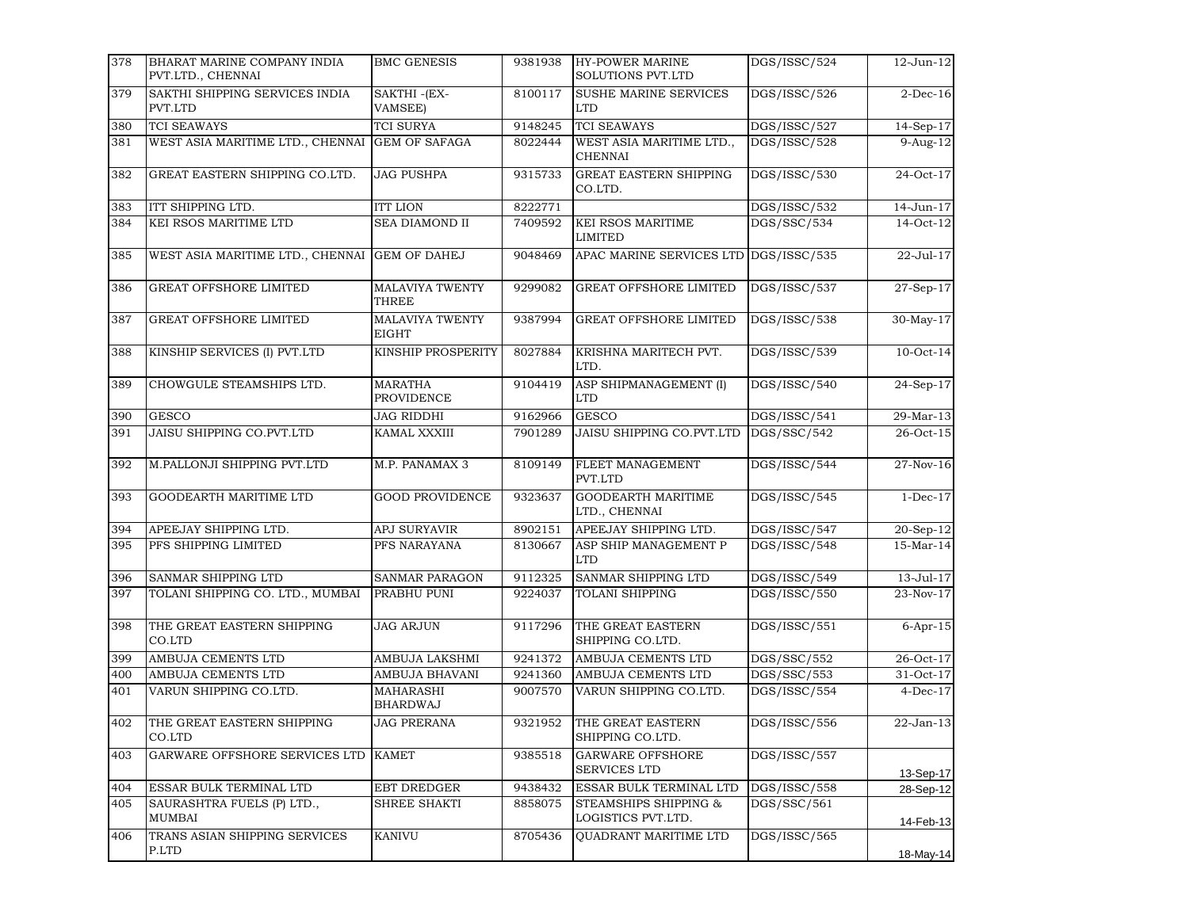| 378 | BHARAT MARINE COMPANY INDIA PVT.LTD., CHENNAI | BMC GENESIS | 9381938 | HY-POWER MARINE SOLUTIONS PVT.LTD | DGS/ISSC/524 | 12-Jun-12 |
|---|---|---|---|---|---|---|
| 379 | SAKTHI SHIPPING SERVICES INDIA PVT.LTD | SAKTHI -(EX-VAMSEE) | 8100117 | SUSHE MARINE SERVICES LTD | DGS/ISSC/526 | 2-Dec-16 |
| 380 | TCI SEAWAYS | TCI SURYA | 9148245 | TCI SEAWAYS | DGS/ISSC/527 | 14-Sep-17 |
| 381 | WEST ASIA MARITIME LTD., CHENNAI | GEM OF SAFAGA | 8022444 | WEST ASIA MARITIME LTD., CHENNAI | DGS/ISSC/528 | 9-Aug-12 |
| 382 | GREAT EASTERN SHIPPING CO.LTD. | JAG PUSHPA | 9315733 | GREAT EASTERN SHIPPING CO.LTD. | DGS/ISSC/530 | 24-Oct-17 |
| 383 | ITT SHIPPING LTD. | ITT LION | 8222771 | | DGS/ISSC/532 | 14-Jun-17 |
| 384 | KEI RSOS MARITIME LTD | SEA DIAMOND II | 7409592 | KEI RSOS MARITIME LIMITED | DGS/SSC/534 | 14-Oct-12 |
| 385 | WEST ASIA MARITIME LTD., CHENNAI | GEM OF DAHEJ | 9048469 | APAC MARINE SERVICES LTD | DGS/ISSC/535 | 22-Jul-17 |
| 386 | GREAT OFFSHORE LIMITED | MALAVIYA TWENTY THREE | 9299082 | GREAT OFFSHORE LIMITED | DGS/ISSC/537 | 27-Sep-17 |
| 387 | GREAT OFFSHORE LIMITED | MALAVIYA TWENTY EIGHT | 9387994 | GREAT OFFSHORE LIMITED | DGS/ISSC/538 | 30-May-17 |
| 388 | KINSHIP SERVICES (I) PVT.LTD | KINSHIP PROSPERITY | 8027884 | KRISHNA MARITECH PVT. LTD. | DGS/ISSC/539 | 10-Oct-14 |
| 389 | CHOWGULE STEAMSHIPS LTD. | MARATHA PROVIDENCE | 9104419 | ASP SHIPMANAGEMENT (I) LTD | DGS/ISSC/540 | 24-Sep-17 |
| 390 | GESCO | JAG RIDDHI | 9162966 | GESCO | DGS/ISSC/541 | 29-Mar-13 |
| 391 | JAISU SHIPPING CO.PVT.LTD | KAMAL XXXIII | 7901289 | JAISU SHIPPING CO.PVT.LTD | DGS/SSC/542 | 26-Oct-15 |
| 392 | M.PALLONJI SHIPPING PVT.LTD | M.P. PANAMAX 3 | 8109149 | FLEET MANAGEMENT PVT.LTD | DGS/ISSC/544 | 27-Nov-16 |
| 393 | GOODEARTH MARITIME LTD | GOOD PROVIDENCE | 9323637 | GOODEARTH MARITIME LTD., CHENNAI | DGS/ISSC/545 | 1-Dec-17 |
| 394 | APEEJAY SHIPPING LTD. | APJ SURYAVIR | 8902151 | APEEJAY SHIPPING LTD. | DGS/ISSC/547 | 20-Sep-12 |
| 395 | PFS SHIPPING LIMITED | PFS NARAYANA | 8130667 | ASP SHIP MANAGEMENT P LTD | DGS/ISSC/548 | 15-Mar-14 |
| 396 | SANMAR SHIPPING LTD | SANMAR PARAGON | 9112325 | SANMAR SHIPPING LTD | DGS/ISSC/549 | 13-Jul-17 |
| 397 | TOLANI SHIPPING CO. LTD., MUMBAI | PRABHU PUNI | 9224037 | TOLANI SHIPPING | DGS/ISSC/550 | 23-Nov-17 |
| 398 | THE GREAT EASTERN SHIPPING CO.LTD | JAG ARJUN | 9117296 | THE GREAT EASTERN SHIPPING CO.LTD. | DGS/ISSC/551 | 6-Apr-15 |
| 399 | AMBUJA CEMENTS LTD | AMBUJA LAKSHMI | 9241372 | AMBUJA CEMENTS LTD | DGS/SSC/552 | 26-Oct-17 |
| 400 | AMBUJA CEMENTS LTD | AMBUJA BHAVANI | 9241360 | AMBUJA CEMENTS LTD | DGS/SSC/553 | 31-Oct-17 |
| 401 | VARUN SHIPPING CO.LTD. | MAHARASHI BHARDWAJ | 9007570 | VARUN SHIPPING CO.LTD. | DGS/ISSC/554 | 4-Dec-17 |
| 402 | THE GREAT EASTERN SHIPPING CO.LTD | JAG PRERANA | 9321952 | THE GREAT EASTERN SHIPPING CO.LTD. | DGS/ISSC/556 | 22-Jan-13 |
| 403 | GARWARE OFFSHORE SERVICES LTD | KAMET | 9385518 | GARWARE OFFSHORE SERVICES LTD | DGS/ISSC/557 | 13-Sep-17 |
| 404 | ESSAR BULK TERMINAL LTD | EBT DREDGER | 9438432 | ESSAR BULK TERMINAL LTD | DGS/ISSC/558 | 28-Sep-12 |
| 405 | SAURASHTRA FUELS (P) LTD., MUMBAI | SHREE SHAKTI | 8858075 | STEAMSHIPS SHIPPING & LOGISTICS PVT.LTD. | DGS/SSC/561 | 14-Feb-13 |
| 406 | TRANS ASIAN SHIPPING SERVICES P.LTD | KANIVU | 8705436 | QUADRANT MARITIME LTD | DGS/ISSC/565 | 18-May-14 |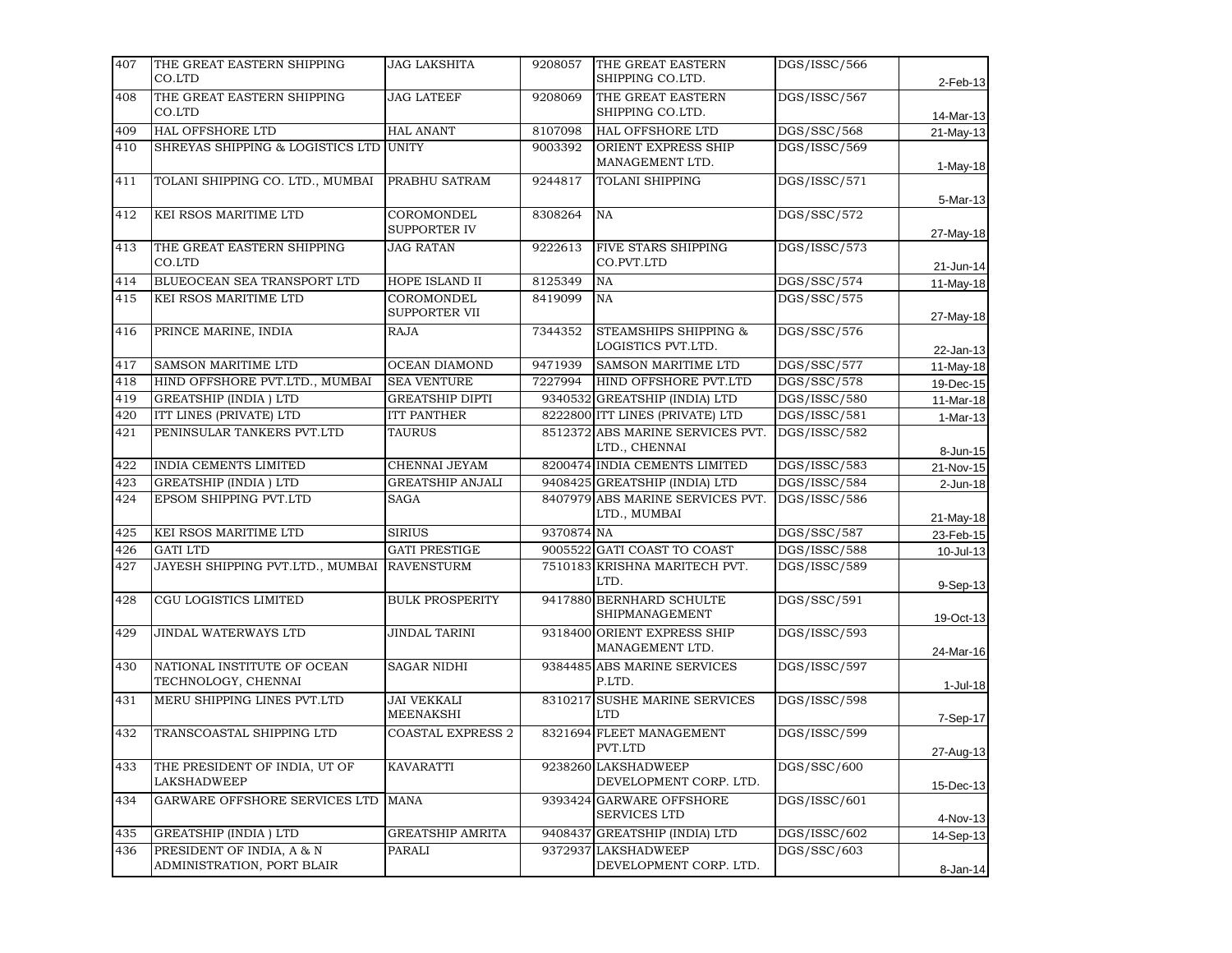| 407 | THE GREAT EASTERN SHIPPING CO.LTD | JAG LAKSHITA | 9208057 | THE GREAT EASTERN SHIPPING CO.LTD. | DGS/ISSC/566 | 2-Feb-13 |
|---|---|---|---|---|---|---|
| 408 | THE GREAT EASTERN SHIPPING CO.LTD | JAG LATEEF | 9208069 | THE GREAT EASTERN SHIPPING CO.LTD. | DGS/ISSC/567 | 14-Mar-13 |
| 409 | HAL OFFSHORE LTD | HAL ANANT | 8107098 | HAL OFFSHORE LTD | DGS/SSC/568 | 21-May-13 |
| 410 | SHREYAS SHIPPING & LOGISTICS LTD | UNITY | 9003392 | ORIENT EXPRESS SHIP MANAGEMENT LTD. | DGS/ISSC/569 | 1-May-18 |
| 411 | TOLANI SHIPPING CO. LTD., MUMBAI | PRABHU SATRAM | 9244817 | TOLANI SHIPPING | DGS/ISSC/571 | 5-Mar-13 |
| 412 | KEI RSOS MARITIME LTD | COROMONDEL SUPPORTER IV | 8308264 | NA | DGS/SSC/572 | 27-May-18 |
| 413 | THE GREAT EASTERN SHIPPING CO.LTD | JAG RATAN | 9222613 | FIVE STARS SHIPPING CO.PVT.LTD | DGS/ISSC/573 | 21-Jun-14 |
| 414 | BLUEOCEAN SEA TRANSPORT LTD | HOPE ISLAND II | 8125349 | NA | DGS/SSC/574 | 11-May-18 |
| 415 | KEI RSOS MARITIME LTD | COROMONDEL SUPPORTER VII | 8419099 | NA | DGS/SSC/575 | 27-May-18 |
| 416 | PRINCE MARINE, INDIA | RAJA | 7344352 | STEAMSHIPS SHIPPING & LOGISTICS PVT.LTD. | DGS/SSC/576 | 22-Jan-13 |
| 417 | SAMSON MARITIME LTD | OCEAN DIAMOND | 9471939 | SAMSON MARITIME LTD | DGS/SSC/577 | 11-May-18 |
| 418 | HIND OFFSHORE PVT.LTD., MUMBAI | SEA VENTURE | 7227994 | HIND OFFSHORE PVT.LTD | DGS/SSC/578 | 19-Dec-15 |
| 419 | GREATSHIP (INDIA ) LTD | GREATSHIP DIPTI | 9340532 | GREATSHIP (INDIA) LTD | DGS/ISSC/580 | 11-Mar-18 |
| 420 | ITT LINES (PRIVATE) LTD | ITT PANTHER | 8222800 | ITT LINES (PRIVATE) LTD | DGS/ISSC/581 | 1-Mar-13 |
| 421 | PENINSULAR TANKERS PVT.LTD | TAURUS | 8512372 | ABS MARINE SERVICES PVT. LTD., CHENNAI | DGS/ISSC/582 | 8-Jun-15 |
| 422 | INDIA CEMENTS LIMITED | CHENNAI JEYAM | 8200474 | INDIA CEMENTS LIMITED | DGS/ISSC/583 | 21-Nov-15 |
| 423 | GREATSHIP (INDIA ) LTD | GREATSHIP ANJALI | 9408425 | GREATSHIP (INDIA) LTD | DGS/ISSC/584 | 2-Jun-18 |
| 424 | EPSOM SHIPPING PVT.LTD | SAGA | 8407979 | ABS MARINE SERVICES PVT. LTD., MUMBAI | DGS/ISSC/586 | 21-May-18 |
| 425 | KEI RSOS MARITIME LTD | SIRIUS | 9370874 | NA | DGS/SSC/587 | 23-Feb-15 |
| 426 | GATI LTD | GATI PRESTIGE | 9005522 | GATI COAST TO COAST | DGS/ISSC/588 | 10-Jul-13 |
| 427 | JAYESH SHIPPING PVT.LTD., MUMBAI | RAVENSTURM | 7510183 | KRISHNA MARITECH PVT. LTD. | DGS/ISSC/589 | 9-Sep-13 |
| 428 | CGU LOGISTICS LIMITED | BULK PROSPERITY | 9417880 | BERNHARD SCHULTE SHIPMANAGEMENT | DGS/SSC/591 | 19-Oct-13 |
| 429 | JINDAL WATERWAYS LTD | JINDAL TARINI | 9318400 | ORIENT EXPRESS SHIP MANAGEMENT LTD. | DGS/ISSC/593 | 24-Mar-16 |
| 430 | NATIONAL INSTITUTE OF OCEAN TECHNOLOGY, CHENNAI | SAGAR NIDHI | 9384485 | ABS MARINE SERVICES P.LTD. | DGS/ISSC/597 | 1-Jul-18 |
| 431 | MERU SHIPPING LINES PVT.LTD | JAI VEKKALI MEENAKSHI | 8310217 | SUSHE MARINE SERVICES LTD | DGS/ISSC/598 | 7-Sep-17 |
| 432 | TRANSCOASTAL SHIPPING LTD | COASTAL EXPRESS 2 | 8321694 | FLEET MANAGEMENT PVT.LTD | DGS/ISSC/599 | 27-Aug-13 |
| 433 | THE PRESIDENT OF INDIA, UT OF LAKSHADWEEP | KAVARATTI | 9238260 | LAKSHADWEEP DEVELOPMENT CORP. LTD. | DGS/SSC/600 | 15-Dec-13 |
| 434 | GARWARE OFFSHORE SERVICES LTD | MANA | 9393424 | GARWARE OFFSHORE SERVICES LTD | DGS/ISSC/601 | 4-Nov-13 |
| 435 | GREATSHIP (INDIA ) LTD | GREATSHIP AMRITA | 9408437 | GREATSHIP (INDIA) LTD | DGS/ISSC/602 | 14-Sep-13 |
| 436 | PRESIDENT OF INDIA, A & N ADMINISTRATION, PORT BLAIR | PARALI | 9372937 | LAKSHADWEEP DEVELOPMENT CORP. LTD. | DGS/SSC/603 | 8-Jan-14 |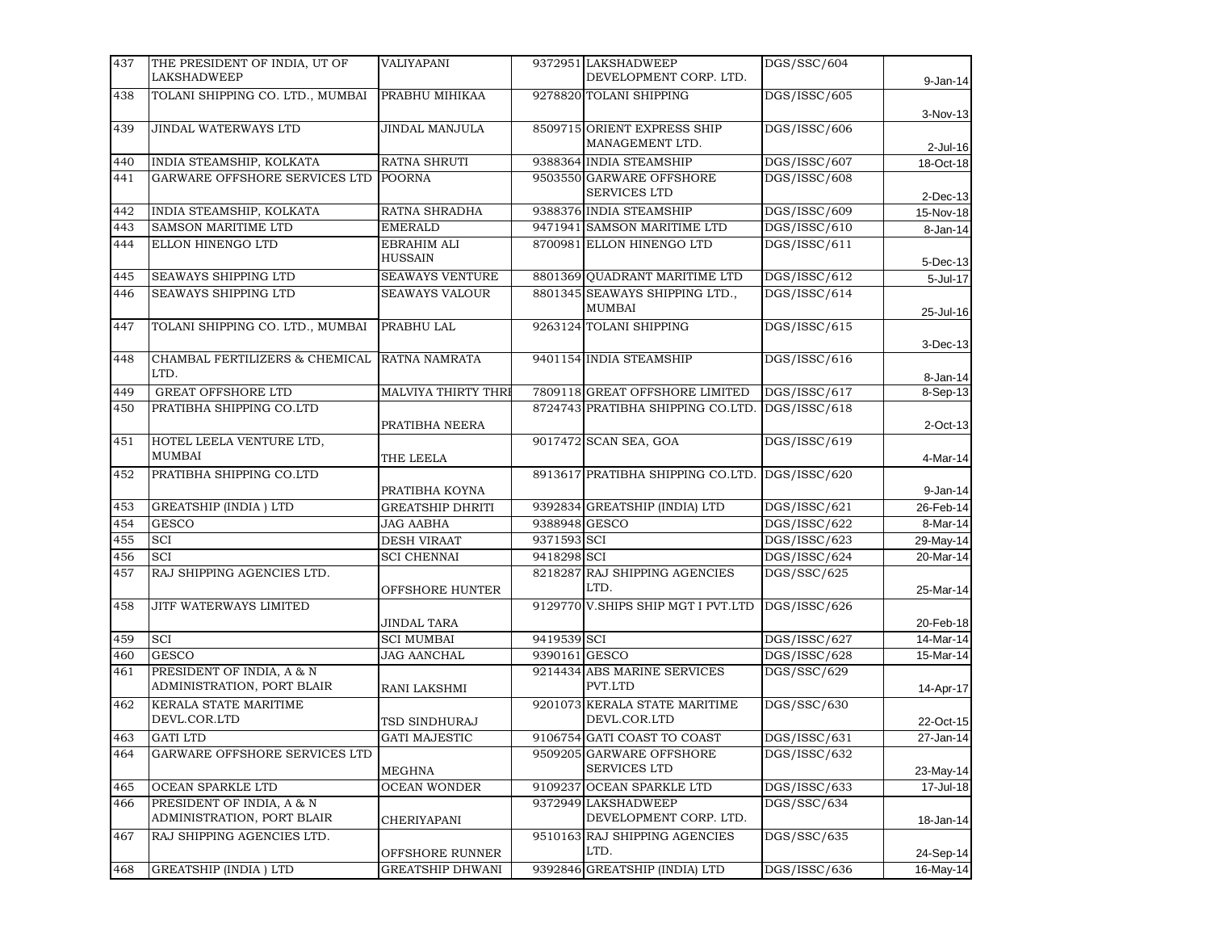| 437 | THE PRESIDENT OF INDIA, UT OF LAKSHADWEEP | VALIYAPANI | 9372951 | LAKSHADWEEP DEVELOPMENT CORP. LTD. | DGS/SSC/604 | 9-Jan-14 |
|---|---|---|---|---|---|---|
| 438 | TOLANI SHIPPING CO. LTD., MUMBAI | PRABHU MIHIKAA | 9278820 | TOLANI SHIPPING | DGS/ISSC/605 | 3-Nov-13 |
| 439 | JINDAL WATERWAYS LTD | JINDAL MANJULA | 8509715 | ORIENT EXPRESS SHIP MANAGEMENT LTD. | DGS/ISSC/606 | 2-Jul-16 |
| 440 | INDIA STEAMSHIP, KOLKATA | RATNA SHRUTI | 9388364 | INDIA STEAMSHIP | DGS/ISSC/607 | 18-Oct-18 |
| 441 | GARWARE OFFSHORE SERVICES LTD | POORNA | 9503550 | GARWARE OFFSHORE SERVICES LTD | DGS/ISSC/608 | 2-Dec-13 |
| 442 | INDIA STEAMSHIP, KOLKATA | RATNA SHRADHA | 9388376 | INDIA STEAMSHIP | DGS/ISSC/609 | 15-Nov-18 |
| 443 | SAMSON MARITIME LTD | EMERALD | 9471941 | SAMSON MARITIME LTD | DGS/ISSC/610 | 8-Jan-14 |
| 444 | ELLON HINENGO LTD | EBRAHIM ALI HUSSAIN | 8700981 | ELLON HINENGO LTD | DGS/ISSC/611 | 5-Dec-13 |
| 445 | SEAWAYS SHIPPING LTD | SEAWAYS VENTURE | 8801369 | QUADRANT MARITIME LTD | DGS/ISSC/612 | 5-Jul-17 |
| 446 | SEAWAYS SHIPPING LTD | SEAWAYS VALOUR | 8801345 | SEAWAYS SHIPPING LTD., MUMBAI | DGS/ISSC/614 | 25-Jul-16 |
| 447 | TOLANI SHIPPING CO. LTD., MUMBAI | PRABHU LAL | 9263124 | TOLANI SHIPPING | DGS/ISSC/615 | 3-Dec-13 |
| 448 | CHAMBAL FERTILIZERS & CHEMICAL LTD. | RATNA NAMRATA | 9401154 | INDIA STEAMSHIP | DGS/ISSC/616 | 8-Jan-14 |
| 449 | GREAT OFFSHORE LTD | MALVIYA THIRTY THRI | 7809118 | GREAT OFFSHORE LIMITED | DGS/ISSC/617 | 8-Sep-13 |
| 450 | PRATIBHA SHIPPING CO.LTD | PRATIBHA NEERA | 8724743 | PRATIBHA SHIPPING CO.LTD. | DGS/ISSC/618 | 2-Oct-13 |
| 451 | HOTEL LEELA VENTURE LTD, MUMBAI | THE LEELA | 9017472 | SCAN SEA, GOA | DGS/ISSC/619 | 4-Mar-14 |
| 452 | PRATIBHA SHIPPING CO.LTD | PRATIBHA KOYNA | 8913617 | PRATIBHA SHIPPING CO.LTD. | DGS/ISSC/620 | 9-Jan-14 |
| 453 | GREATSHIP (INDIA ) LTD | GREATSHIP DHRITI | 9392834 | GREATSHIP (INDIA) LTD | DGS/ISSC/621 | 26-Feb-14 |
| 454 | GESCO | JAG AABHA | 9388948 | GESCO | DGS/ISSC/622 | 8-Mar-14 |
| 455 | SCI | DESH VIRAAT | 9371593 | SCI | DGS/ISSC/623 | 29-May-14 |
| 456 | SCI | SCI CHENNAI | 9418298 | SCI | DGS/ISSC/624 | 20-Mar-14 |
| 457 | RAJ SHIPPING AGENCIES LTD. | OFFSHORE HUNTER | 8218287 | RAJ SHIPPING AGENCIES LTD. | DGS/SSC/625 | 25-Mar-14 |
| 458 | JITF WATERWAYS LIMITED | JINDAL TARA | 9129770 | V.SHIPS SHIP MGT I PVT.LTD | DGS/ISSC/626 | 20-Feb-18 |
| 459 | SCI | SCI MUMBAI | 9419539 | SCI | DGS/ISSC/627 | 14-Mar-14 |
| 460 | GESCO | JAG AANCHAL | 9390161 | GESCO | DGS/ISSC/628 | 15-Mar-14 |
| 461 | PRESIDENT OF INDIA, A & N ADMINISTRATION, PORT BLAIR | RANI LAKSHMI | 9214434 | ABS MARINE SERVICES PVT.LTD | DGS/SSC/629 | 14-Apr-17 |
| 462 | KERALA STATE MARITIME DEVL.COR.LTD | TSD SINDHURAJ | 9201073 | KERALA STATE MARITIME DEVL.COR.LTD | DGS/SSC/630 | 22-Oct-15 |
| 463 | GATI LTD | GATI MAJESTIC | 9106754 | GATI COAST TO COAST | DGS/ISSC/631 | 27-Jan-14 |
| 464 | GARWARE OFFSHORE SERVICES LTD | MEGHNA | 9509205 | GARWARE OFFSHORE SERVICES LTD | DGS/ISSC/632 | 23-May-14 |
| 465 | OCEAN SPARKLE LTD | OCEAN WONDER | 9109237 | OCEAN SPARKLE LTD | DGS/ISSC/633 | 17-Jul-18 |
| 466 | PRESIDENT OF INDIA, A & N ADMINISTRATION, PORT BLAIR | CHERIYAPANI | 9372949 | LAKSHADWEEP DEVELOPMENT CORP. LTD. | DGS/SSC/634 | 18-Jan-14 |
| 467 | RAJ SHIPPING AGENCIES LTD. | OFFSHORE RUNNER | 9510163 | RAJ SHIPPING AGENCIES LTD. | DGS/SSC/635 | 24-Sep-14 |
| 468 | GREATSHIP (INDIA ) LTD | GREATSHIP DHWANI | 9392846 | GREATSHIP (INDIA) LTD | DGS/ISSC/636 | 16-May-14 |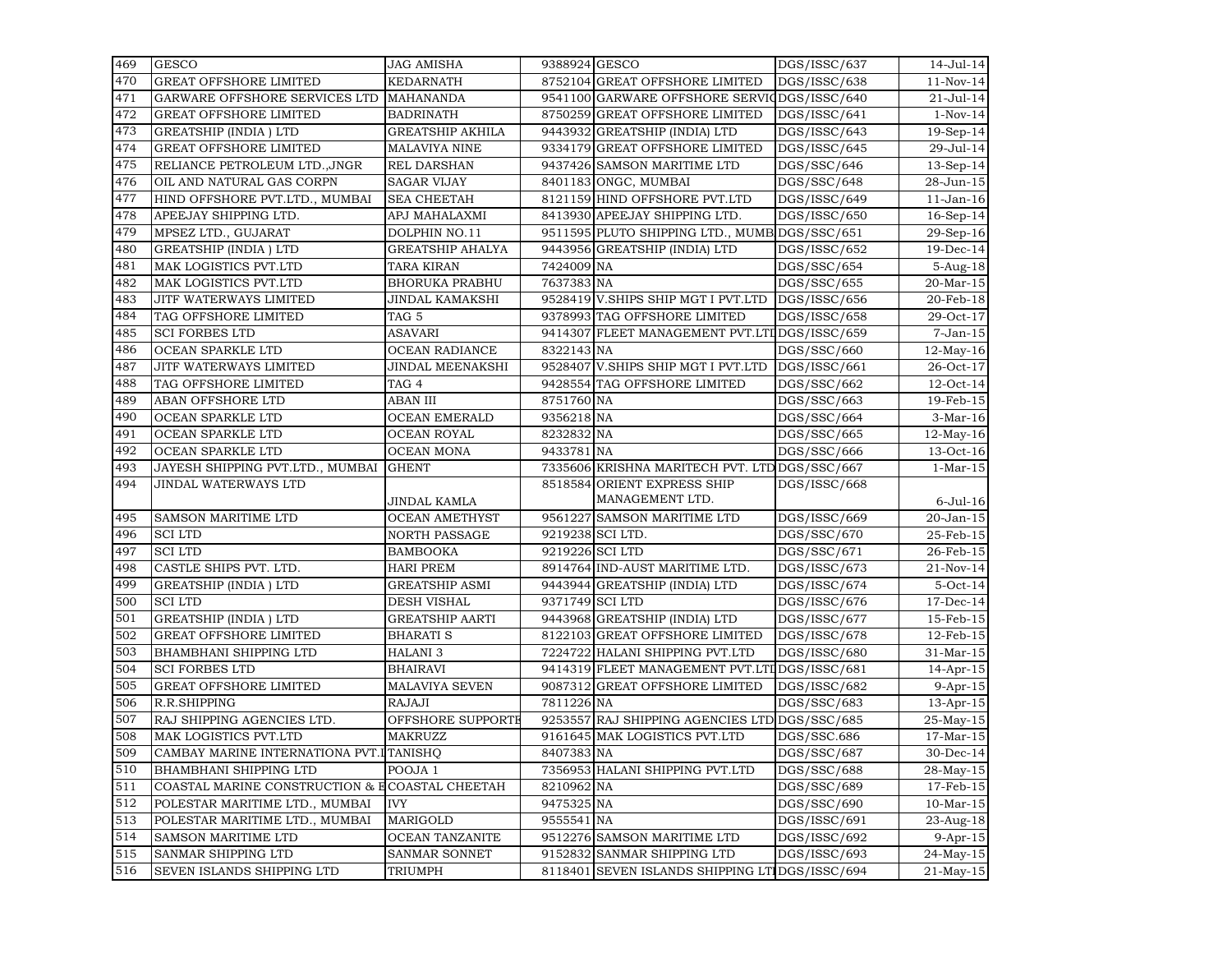| 469 | GESCO | JAG AMISHA | 9388924 | GESCO | DGS/ISSC/637 | 14-Jul-14 |
|---|---|---|---|---|---|---|
| 470 | GREAT OFFSHORE LIMITED | KEDARNATH | 8752104 | GREAT OFFSHORE LIMITED | DGS/ISSC/638 | 11-Nov-14 |
| 471 | GARWARE OFFSHORE SERVICES LTD | MAHANANDA | 9541100 | GARWARE OFFSHORE SERVIC | DGS/ISSC/640 | 21-Jul-14 |
| 472 | GREAT OFFSHORE LIMITED | BADRINATH | 8750259 | GREAT OFFSHORE LIMITED | DGS/ISSC/641 | 1-Nov-14 |
| 473 | GREATSHIP (INDIA ) LTD | GREATSHIP AKHILA | 9443932 | GREATSHIP (INDIA) LTD | DGS/ISSC/643 | 19-Sep-14 |
| 474 | GREAT OFFSHORE LIMITED | MALAVIYA NINE | 9334179 | GREAT OFFSHORE LIMITED | DGS/ISSC/645 | 29-Jul-14 |
| 475 | RELIANCE PETROLEUM LTD.,JNGR | REL DARSHAN | 9437426 | SAMSON MARITIME LTD | DGS/SSC/646 | 13-Sep-14 |
| 476 | OIL AND NATURAL GAS CORPN | SAGAR VIJAY | 8401183 | ONGC, MUMBAI | DGS/SSC/648 | 28-Jun-15 |
| 477 | HIND OFFSHORE PVT.LTD., MUMBAI | SEA CHEETAH | 8121159 | HIND OFFSHORE PVT.LTD | DGS/ISSC/649 | 11-Jan-16 |
| 478 | APEEJAY SHIPPING LTD. | APJ MAHALAXMI | 8413930 | APEEJAY SHIPPING LTD. | DGS/ISSC/650 | 16-Sep-14 |
| 479 | MPSEZ LTD., GUJARAT | DOLPHIN NO.11 | 9511595 | PLUTO SHIPPING LTD., MUMB | DGS/SSC/651 | 29-Sep-16 |
| 480 | GREATSHIP (INDIA ) LTD | GREATSHIP AHALYA | 9443956 | GREATSHIP (INDIA) LTD | DGS/ISSC/652 | 19-Dec-14 |
| 481 | MAK LOGISTICS PVT.LTD | TARA KIRAN | 7424009 | NA | DGS/SSC/654 | 5-Aug-18 |
| 482 | MAK LOGISTICS PVT.LTD | BHORUKA PRABHU | 7637383 | NA | DGS/SSC/655 | 20-Mar-15 |
| 483 | JITF WATERWAYS LIMITED | JINDAL KAMAKSHI | 9528419 | V.SHIPS SHIP MGT I PVT.LTD | DGS/ISSC/656 | 20-Feb-18 |
| 484 | TAG OFFSHORE LIMITED | TAG 5 | 9378993 | TAG OFFSHORE LIMITED | DGS/ISSC/658 | 29-Oct-17 |
| 485 | SCI FORBES LTD | ASAVARI | 9414307 | FLEET MANAGEMENT PVT.LTD | DGS/ISSC/659 | 7-Jan-15 |
| 486 | OCEAN SPARKLE LTD | OCEAN RADIANCE | 8322143 | NA | DGS/SSC/660 | 12-May-16 |
| 487 | JITF WATERWAYS LIMITED | JINDAL MEENAKSHI | 9528407 | V.SHIPS SHIP MGT I PVT.LTD | DGS/ISSC/661 | 26-Oct-17 |
| 488 | TAG OFFSHORE LIMITED | TAG 4 | 9428554 | TAG OFFSHORE LIMITED | DGS/SSC/662 | 12-Oct-14 |
| 489 | ABAN OFFSHORE LTD | ABAN III | 8751760 | NA | DGS/SSC/663 | 19-Feb-15 |
| 490 | OCEAN SPARKLE LTD | OCEAN EMERALD | 9356218 | NA | DGS/SSC/664 | 3-Mar-16 |
| 491 | OCEAN SPARKLE LTD | OCEAN ROYAL | 8232832 | NA | DGS/SSC/665 | 12-May-16 |
| 492 | OCEAN SPARKLE LTD | OCEAN MONA | 9433781 | NA | DGS/SSC/666 | 13-Oct-16 |
| 493 | JAYESH SHIPPING PVT.LTD., MUMBAI | GHENT | 7335606 | KRISHNA MARITECH PVT. LTD | DGS/SSC/667 | 1-Mar-15 |
| 494 | JINDAL WATERWAYS LTD | JINDAL KAMLA | 8518584 | ORIENT EXPRESS SHIP MANAGEMENT LTD. | DGS/ISSC/668 | 6-Jul-16 |
| 495 | SAMSON MARITIME LTD | OCEAN AMETHYST | 9561227 | SAMSON MARITIME LTD | DGS/ISSC/669 | 20-Jan-15 |
| 496 | SCI LTD | NORTH PASSAGE | 9219238 | SCI LTD. | DGS/SSC/670 | 25-Feb-15 |
| 497 | SCI LTD | BAMBOOKA | 9219226 | SCI LTD | DGS/SSC/671 | 26-Feb-15 |
| 498 | CASTLE SHIPS PVT. LTD. | HARI PREM | 8914764 | IND-AUST MARITIME LTD. | DGS/ISSC/673 | 21-Nov-14 |
| 499 | GREATSHIP (INDIA ) LTD | GREATSHIP ASMI | 9443944 | GREATSHIP (INDIA) LTD | DGS/ISSC/674 | 5-Oct-14 |
| 500 | SCI LTD | DESH VISHAL | 9371749 | SCI LTD | DGS/ISSC/676 | 17-Dec-14 |
| 501 | GREATSHIP (INDIA ) LTD | GREATSHIP AARTI | 9443968 | GREATSHIP (INDIA) LTD | DGS/ISSC/677 | 15-Feb-15 |
| 502 | GREAT OFFSHORE LIMITED | BHARATI S | 8122103 | GREAT OFFSHORE LIMITED | DGS/ISSC/678 | 12-Feb-15 |
| 503 | BHAMBHANI SHIPPING LTD | HALANI 3 | 7224722 | HALANI SHIPPING PVT.LTD | DGS/ISSC/680 | 31-Mar-15 |
| 504 | SCI FORBES LTD | BHAIRAVI | 9414319 | FLEET MANAGEMENT PVT.LTD | DGS/ISSC/681 | 14-Apr-15 |
| 505 | GREAT OFFSHORE LIMITED | MALAVIYA SEVEN | 9087312 | GREAT OFFSHORE LIMITED | DGS/ISSC/682 | 9-Apr-15 |
| 506 | R.R.SHIPPING | RAJAJI | 7811226 | NA | DGS/SSC/683 | 13-Apr-15 |
| 507 | RAJ SHIPPING AGENCIES LTD. | OFFSHORE SUPPORTE | 9253557 | RAJ SHIPPING AGENCIES LTD | DGS/SSC/685 | 25-May-15 |
| 508 | MAK LOGISTICS PVT.LTD | MAKRUZZ | 9161645 | MAK LOGISTICS PVT.LTD | DGS/SSC.686 | 17-Mar-15 |
| 509 | CAMBAY MARINE INTERNATIONA PVT.L | TANISHQ | 8407383 | NA | DGS/SSC/687 | 30-Dec-14 |
| 510 | BHAMBHANI SHIPPING LTD | POOJA 1 | 7356953 | HALANI SHIPPING PVT.LTD | DGS/SSC/688 | 28-May-15 |
| 511 | COASTAL MARINE CONSTRUCTION & E | COASTAL CHEETAH | 8210962 | NA | DGS/SSC/689 | 17-Feb-15 |
| 512 | POLESTAR MARITIME LTD., MUMBAI | IVY | 9475325 | NA | DGS/SSC/690 | 10-Mar-15 |
| 513 | POLESTAR MARITIME LTD., MUMBAI | MARIGOLD | 9555541 | NA | DGS/ISSC/691 | 23-Aug-18 |
| 514 | SAMSON MARITIME LTD | OCEAN TANZANITE | 9512276 | SAMSON MARITIME LTD | DGS/ISSC/692 | 9-Apr-15 |
| 515 | SANMAR SHIPPING LTD | SANMAR SONNET | 9152832 | SANMAR SHIPPING LTD | DGS/ISSC/693 | 24-May-15 |
| 516 | SEVEN ISLANDS SHIPPING LTD | TRIUMPH | 8118401 | SEVEN ISLANDS SHIPPING LTI | DGS/ISSC/694 | 21-May-15 |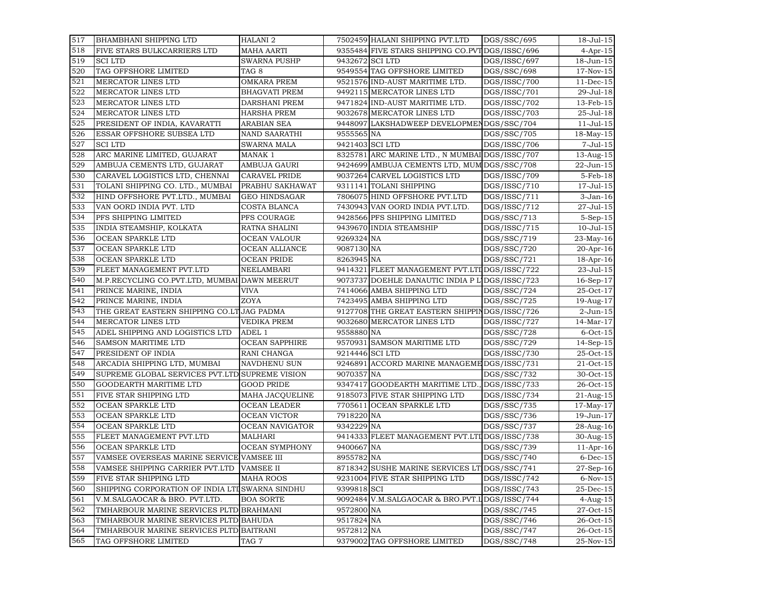| 517 | BHAMBHANI SHIPPING LTD | HALANI 2 | 7502459 | HALANI SHIPPING PVT.LTD | DGS/SSC/695 | 18-Jul-15 |
|---|---|---|---|---|---|---|
| 518 | FIVE STARS BULKCARRIERS LTD | MAHA AARTI | 9355484 | FIVE STARS SHIPPING CO.PVT | DGS/ISSC/696 | 4-Apr-15 |
| 519 | SCI LTD | SWARNA PUSHP | 9432672 | SCI LTD | DGS/ISSC/697 | 18-Jun-15 |
| 520 | TAG OFFSHORE LIMITED | TAG 8 | 9549554 | TAG OFFSHORE LIMITED | DGS/SSC/698 | 17-Nov-15 |
| 521 | MERCATOR LINES LTD | OMKARA PREM | 9521576 | IND-AUST MARITIME LTD. | DGS/ISSC/700 | 11-Dec-15 |
| 522 | MERCATOR LINES LTD | BHAGVATI PREM | 9492115 | MERCATOR LINES LTD | DGS/ISSC/701 | 29-Jul-18 |
| 523 | MERCATOR LINES LTD | DARSHANI PREM | 9471824 | IND-AUST MARITIME LTD. | DGS/ISSC/702 | 13-Feb-15 |
| 524 | MERCATOR LINES LTD | HARSHA PREM | 9032678 | MERCATOR LINES LTD | DGS/ISSC/703 | 25-Jul-18 |
| 525 | PRESIDENT OF INDIA, KAVARATTI | ARABIAN SEA | 9448097 | LAKSHADWEEP DEVELOPMEN | DGS/SSC/704 | 11-Jul-15 |
| 526 | ESSAR OFFSHORE SUBSEA LTD | NAND SAARATHI | 9555565 | NA | DGS/SSC/705 | 18-May-15 |
| 527 | SCI LTD | SWARNA MALA | 9421403 | SCI LTD | DGS/ISSC/706 | 7-Jul-15 |
| 528 | ARC MARINE LIMITED, GUJARAT | MANAK 1 | 8325781 | ARC MARINE LTD., N MUMBAI | DGS/ISSC/707 | 13-Aug-15 |
| 529 | AMBUJA CEMENTS LTD, GUJARAT | AMBUJA GAURI | 9424699 | AMBUJA CEMENTS LTD, MUM | DGS/SSC/708 | 22-Jun-15 |
| 530 | CARAVEL LOGISTICS LTD, CHENNAI | CARAVEL PRIDE | 9037264 | CARVEL LOGISTICS LTD | DGS/ISSC/709 | 5-Feb-18 |
| 531 | TOLANI SHIPPING CO. LTD., MUMBAI | PRABHU SAKHAWAT | 9311141 | TOLANI SHIPPING | DGS/ISSC/710 | 17-Jul-15 |
| 532 | HIND OFFSHORE PVT.LTD., MUMBAI | GEO HINDSAGAR | 7806075 | HIND OFFSHORE PVT.LTD | DGS/ISSC/711 | 3-Jan-16 |
| 533 | VAN OORD INDIA PVT. LTD | COSTA BLANCA | 7430943 | VAN OORD INDIA PVT.LTD. | DGS/ISSC/712 | 27-Jul-15 |
| 534 | PFS SHIPPING LIMITED | PFS COURAGE | 9428566 | PFS SHIPPING LIMITED | DGS/SSC/713 | 5-Sep-15 |
| 535 | INDIA STEAMSHIP, KOLKATA | RATNA SHALINI | 9439670 | INDIA STEAMSHIP | DGS/ISSC/715 | 10-Jul-15 |
| 536 | OCEAN SPARKLE LTD | OCEAN VALOUR | 9269324 | NA | DGS/SSC/719 | 23-May-16 |
| 537 | OCEAN SPARKLE LTD | OCEAN ALLIANCE | 9087130 | NA | DGS/SSC/720 | 20-Apr-16 |
| 538 | OCEAN SPARKLE LTD | OCEAN PRIDE | 8263945 | NA | DGS/SSC/721 | 18-Apr-16 |
| 539 | FLEET MANAGEMENT PVT.LTD | NEELAMBARI | 9414321 | FLEET MANAGEMENT PVT.LTI | DGS/ISSC/722 | 23-Jul-15 |
| 540 | M.P.RECYCLING CO.PVT.LTD, MUMBAI | DAWN MEERUT | 9073737 | DOEHLE DANAUTIC INDIA P L | DGS/ISSC/723 | 16-Sep-17 |
| 541 | PRINCE MARINE, INDIA | VIVA | 7414066 | AMBA SHIPPING LTD | DGS/SSC/724 | 25-Oct-17 |
| 542 | PRINCE MARINE, INDIA | ZOYA | 7423495 | AMBA SHIPPING LTD | DGS/SSC/725 | 19-Aug-17 |
| 543 | THE GREAT EASTERN SHIPPING CO.LT | JAG PADMA | 9127708 | THE GREAT EASTERN SHIPPIN | DGS/ISSC/726 | 2-Jun-15 |
| 544 | MERCATOR LINES LTD | VEDIKA PREM | 9032680 | MERCATOR LINES LTD | DGS/ISSC/727 | 14-Mar-17 |
| 545 | ADEL SHIPPING AND LOGISTICS LTD | ADEL 1 | 9558880 | NA | DGS/SSC/728 | 6-Oct-15 |
| 546 | SAMSON MARITIME LTD | OCEAN SAPPHIRE | 9570931 | SAMSON MARITIME LTD | DGS/SSC/729 | 14-Sep-15 |
| 547 | PRESIDENT OF INDIA | RANI CHANGA | 9214446 | SCI LTD | DGS/ISSC/730 | 25-Oct-15 |
| 548 | ARCADIA SHIPPING LTD, MUMBAI | NAVDHENU SUN | 9246891 | ACCORD MARINE MANAGEME | DGS/ISSC/731 | 21-Oct-15 |
| 549 | SUPREME GLOBAL SERVICES PVT.LTD | SUPREME VISION | 9070357 | NA | DGS/SSC/732 | 30-Oct-15 |
| 550 | GOODEARTH MARITIME LTD | GOOD PRIDE | 9347417 | GOODEARTH MARITIME LTD., | DGS/ISSC/733 | 26-Oct-15 |
| 551 | FIVE STAR SHIPPING LTD | MAHA JACQUELINE | 9185073 | FIVE STAR SHIPPING LTD | DGS/ISSC/734 | 21-Aug-15 |
| 552 | OCEAN SPARKLE LTD | OCEAN LEADER | 7705611 | OCEAN SPARKLE LTD | DGS/SSC/735 | 17-May-17 |
| 553 | OCEAN SPARKLE LTD | OCEAN VICTOR | 7918220 | NA | DGS/SSC/736 | 19-Jun-17 |
| 554 | OCEAN SPARKLE LTD | OCEAN NAVIGATOR | 9342229 | NA | DGS/SSC/737 | 28-Aug-16 |
| 555 | FLEET MANAGEMENT PVT.LTD | MALHARI | 9414333 | FLEET MANAGEMENT PVT.LTI | DGS/ISSC/738 | 30-Aug-15 |
| 556 | OCEAN SPARKLE LTD | OCEAN SYMPHONY | 9400667 | NA | DGS/SSC/739 | 11-Apr-16 |
| 557 | VAMSEE OVERSEAS MARINE SERVICE | VAMSEE III | 8955782 | NA | DGS/SSC/740 | 6-Dec-15 |
| 558 | VAMSEE SHIPPING CARRIER PVT.LTD | VAMSEE II | 8718342 | SUSHE MARINE SERVICES LT | DGS/SSC/741 | 27-Sep-16 |
| 559 | FIVE STAR SHIPPING LTD | MAHA ROOS | 9231004 | FIVE STAR SHIPPING LTD | DGS/ISSC/742 | 6-Nov-15 |
| 560 | SHIPPING CORPORATION OF INDIA LTI | SWARNA SINDHU | 9399818 | SCI | DGS/ISSC/743 | 25-Dec-15 |
| 561 | V.M.SALGAOCAR & BRO. PVT.LTD. | BOA SORTE | 9092484 | V.M.SALGAOCAR & BRO.PVT.L | DGS/ISSC/744 | 4-Aug-15 |
| 562 | TMHARBOUR MARINE SERVICES PLTD | BRAHMANI | 9572800 | NA | DGS/SSC/745 | 27-Oct-15 |
| 563 | TMHARBOUR MARINE SERVICES PLTD | BAHUDA | 9517824 | NA | DGS/SSC/746 | 26-Oct-15 |
| 564 | TMHARBOUR MARINE SERVICES PLTD | BAITRANI | 9572812 | NA | DGS/SSC/747 | 26-Oct-15 |
| 565 | TAG OFFSHORE LIMITED | TAG 7 | 9379002 | TAG OFFSHORE LIMITED | DGS/SSC/748 | 25-Nov-15 |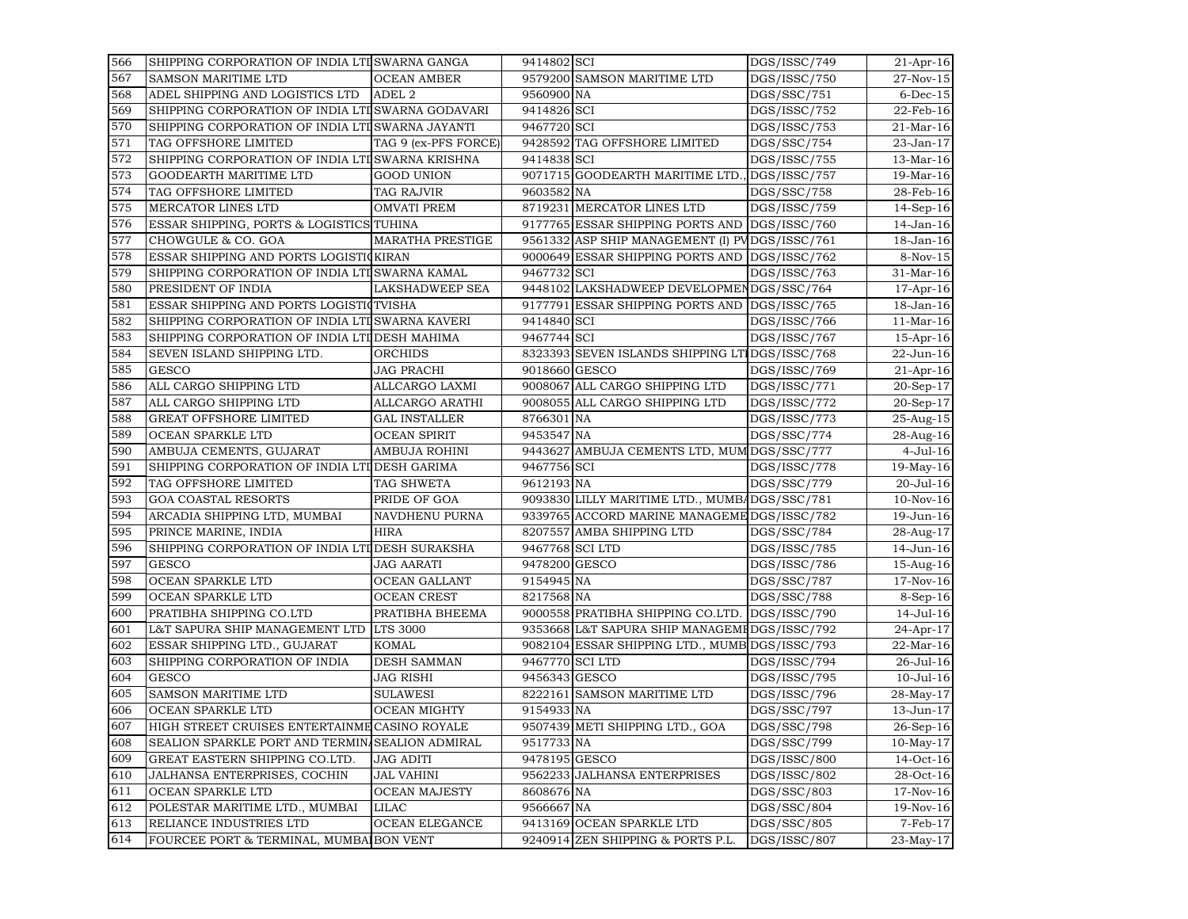| 566 | SHIPPING CORPORATION OF INDIA LTD | SWARNA GANGA | 9414802 | SCI | DGS/ISSC/749 | 21-Apr-16 |
|---|---|---|---|---|---|---|
| 567 | SAMSON MARITIME LTD | OCEAN AMBER | 9579200 | SAMSON MARITIME LTD | DGS/ISSC/750 | 27-Nov-15 |
| 568 | ADEL SHIPPING AND LOGISTICS LTD | ADEL 2 | 9560900 | NA | DGS/SSC/751 | 6-Dec-15 |
| 569 | SHIPPING CORPORATION OF INDIA LTD | SWARNA GODAVARI | 9414826 | SCI | DGS/ISSC/752 | 22-Feb-16 |
| 570 | SHIPPING CORPORATION OF INDIA LTD | SWARNA JAYANTI | 9467720 | SCI | DGS/ISSC/753 | 21-Mar-16 |
| 571 | TAG OFFSHORE LIMITED | TAG 9 (ex-PFS FORCE) | 9428592 | TAG OFFSHORE LIMITED | DGS/SSC/754 | 23-Jan-17 |
| 572 | SHIPPING CORPORATION OF INDIA LTD | SWARNA KRISHNA | 9414838 | SCI | DGS/ISSC/755 | 13-Mar-16 |
| 573 | GOODEARTH MARITIME LTD | GOOD UNION | 9071715 | GOODEARTH MARITIME LTD., | DGS/ISSC/757 | 19-Mar-16 |
| 574 | TAG OFFSHORE LIMITED | TAG RAJVIR | 9603582 | NA | DGS/SSC/758 | 28-Feb-16 |
| 575 | MERCATOR LINES LTD | OMVATI PREM | 8719231 | MERCATOR LINES LTD | DGS/ISSC/759 | 14-Sep-16 |
| 576 | ESSAR SHIPPING, PORTS & LOGISTICS | TUHINA | 9177765 | ESSAR SHIPPING PORTS AND | DGS/ISSC/760 | 14-Jan-16 |
| 577 | CHOWGULE & CO. GOA | MARATHA PRESTIGE | 9561332 | ASP SHIP MANAGEMENT (I) PV | DGS/ISSC/761 | 18-Jan-16 |
| 578 | ESSAR SHIPPING AND PORTS LOGISTIC | KIRAN | 9000649 | ESSAR SHIPPING PORTS AND | DGS/ISSC/762 | 8-Nov-15 |
| 579 | SHIPPING CORPORATION OF INDIA LTD | SWARNA KAMAL | 9467732 | SCI | DGS/ISSC/763 | 31-Mar-16 |
| 580 | PRESIDENT OF INDIA | LAKSHADWEEP SEA | 9448102 | LAKSHADWEEP DEVELOPMEN | DGS/SSC/764 | 17-Apr-16 |
| 581 | ESSAR SHIPPING AND PORTS LOGISTIC | TVISHA | 9177791 | ESSAR SHIPPING PORTS AND | DGS/ISSC/765 | 18-Jan-16 |
| 582 | SHIPPING CORPORATION OF INDIA LTD | SWARNA KAVERI | 9414840 | SCI | DGS/ISSC/766 | 11-Mar-16 |
| 583 | SHIPPING CORPORATION OF INDIA LTD | DESH MAHIMA | 9467744 | SCI | DGS/ISSC/767 | 15-Apr-16 |
| 584 | SEVEN ISLAND SHIPPING LTD. | ORCHIDS | 8323393 | SEVEN ISLANDS SHIPPING LTD | DGS/ISSC/768 | 22-Jun-16 |
| 585 | GESCO | JAG PRACHI | 9018660 | GESCO | DGS/ISSC/769 | 21-Apr-16 |
| 586 | ALL CARGO SHIPPING LTD | ALLCARGO LAXMI | 9008067 | ALL CARGO SHIPPING LTD | DGS/ISSC/771 | 20-Sep-17 |
| 587 | ALL CARGO SHIPPING LTD | ALLCARGO ARATHI | 9008055 | ALL CARGO SHIPPING LTD | DGS/ISSC/772 | 20-Sep-17 |
| 588 | GREAT OFFSHORE LIMITED | GAL INSTALLER | 8766301 | NA | DGS/ISSC/773 | 25-Aug-15 |
| 589 | OCEAN SPARKLE LTD | OCEAN SPIRIT | 9453547 | NA | DGS/SSC/774 | 28-Aug-16 |
| 590 | AMBUJA CEMENTS, GUJARAT | AMBUJA ROHINI | 9443627 | AMBUJA CEMENTS LTD, MUM | DGS/SSC/777 | 4-Jul-16 |
| 591 | SHIPPING CORPORATION OF INDIA LTD | DESH GARIMA | 9467756 | SCI | DGS/ISSC/778 | 19-May-16 |
| 592 | TAG OFFSHORE LIMITED | TAG SHWETA | 9612193 | NA | DGS/SSC/779 | 20-Jul-16 |
| 593 | GOA COASTAL RESORTS | PRIDE OF GOA | 9093830 | LILLY MARITIME LTD., MUMBA | DGS/SSC/781 | 10-Nov-16 |
| 594 | ARCADIA SHIPPING LTD, MUMBAI | NAVDHENU PURNA | 9339765 | ACCORD MARINE MANAGEME | DGS/ISSC/782 | 19-Jun-16 |
| 595 | PRINCE MARINE, INDIA | HIRA | 8207557 | AMBA SHIPPING LTD | DGS/SSC/784 | 28-Aug-17 |
| 596 | SHIPPING CORPORATION OF INDIA LTD | DESH SURAKSHA | 9467768 | SCI LTD | DGS/ISSC/785 | 14-Jun-16 |
| 597 | GESCO | JAG AARATI | 9478200 | GESCO | DGS/ISSC/786 | 15-Aug-16 |
| 598 | OCEAN SPARKLE LTD | OCEAN GALLANT | 9154945 | NA | DGS/SSC/787 | 17-Nov-16 |
| 599 | OCEAN SPARKLE LTD | OCEAN CREST | 8217568 | NA | DGS/SSC/788 | 8-Sep-16 |
| 600 | PRATIBHA SHIPPING CO.LTD | PRATIBHA BHEEMA | 9000558 | PRATIBHA SHIPPING CO.LTD. | DGS/ISSC/790 | 14-Jul-16 |
| 601 | L&T SAPURA SHIP MANAGEMENT LTD | LTS 3000 | 9353668 | L&T SAPURA SHIP MANAGEME | DGS/ISSC/792 | 24-Apr-17 |
| 602 | ESSAR SHIPPING LTD., GUJARAT | KOMAL | 9082104 | ESSAR SHIPPING LTD., MUMB | DGS/ISSC/793 | 22-Mar-16 |
| 603 | SHIPPING CORPORATION OF INDIA | DESH SAMMAN | 9467770 | SCI LTD | DGS/ISSC/794 | 26-Jul-16 |
| 604 | GESCO | JAG RISHI | 9456343 | GESCO | DGS/ISSC/795 | 10-Jul-16 |
| 605 | SAMSON MARITIME LTD | SULAWESI | 8222161 | SAMSON MARITIME LTD | DGS/ISSC/796 | 28-May-17 |
| 606 | OCEAN SPARKLE LTD | OCEAN MIGHTY | 9154933 | NA | DGS/SSC/797 | 13-Jun-17 |
| 607 | HIGH STREET CRUISES ENTERTAINME | CASINO ROYALE | 9507439 | METI SHIPPING LTD., GOA | DGS/SSC/798 | 26-Sep-16 |
| 608 | SEALION SPARKLE PORT AND TERMINA | SEALION ADMIRAL | 9517733 | NA | DGS/SSC/799 | 10-May-17 |
| 609 | GREAT EASTERN SHIPPING CO.LTD. | JAG ADITI | 9478195 | GESCO | DGS/ISSC/800 | 14-Oct-16 |
| 610 | JALHANSA ENTERPRISES, COCHIN | JAL VAHINI | 9562233 | JALHANSA ENTERPRISES | DGS/ISSC/802 | 28-Oct-16 |
| 611 | OCEAN SPARKLE LTD | OCEAN MAJESTY | 8608676 | NA | DGS/SSC/803 | 17-Nov-16 |
| 612 | POLESTAR MARITIME LTD., MUMBAI | LILAC | 9566667 | NA | DGS/SSC/804 | 19-Nov-16 |
| 613 | RELIANCE INDUSTRIES LTD | OCEAN ELEGANCE | 9413169 | OCEAN SPARKLE LTD | DGS/SSC/805 | 7-Feb-17 |
| 614 | FOURCEE PORT & TERMINAL, MUMBAI | BON VENT | 9240914 | ZEN SHIPPING & PORTS P.L. | DGS/ISSC/807 | 23-May-17 |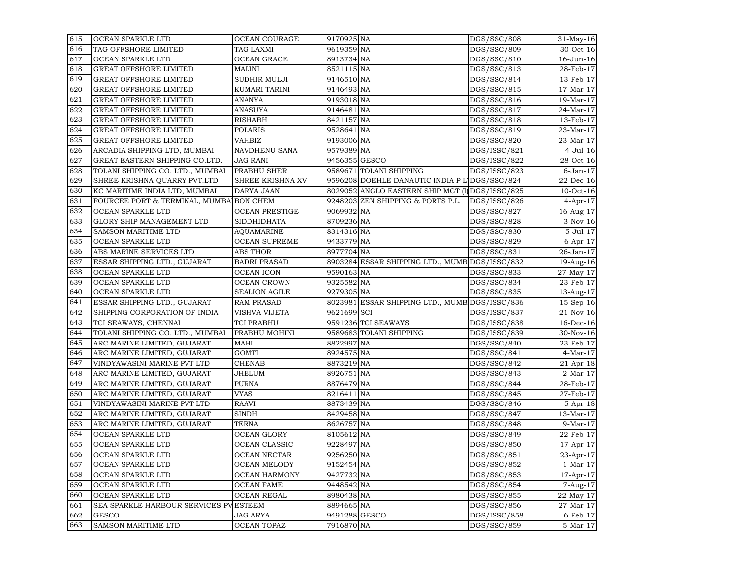| 615 | OCEAN SPARKLE LTD | OCEAN COURAGE | 9170925 | NA | DGS/SSC/808 | 31-May-16 |
|---|---|---|---|---|---|---|
| 616 | TAG OFFSHORE LIMITED | TAG LAXMI | 9619359 | NA | DGS/SSC/809 | 30-Oct-16 |
| 617 | OCEAN SPARKLE LTD | OCEAN GRACE | 8913734 | NA | DGS/SSC/810 | 16-Jun-16 |
| 618 | GREAT OFFSHORE LIMITED | MALINI | 8521115 | NA | DGS/SSC/813 | 28-Feb-17 |
| 619 | GREAT OFFSHORE LIMITED | SUDHIR MULJI | 9146510 | NA | DGS/SSC/814 | 13-Feb-17 |
| 620 | GREAT OFFSHORE LIMITED | KUMARI TARINI | 9146493 | NA | DGS/SSC/815 | 17-Mar-17 |
| 621 | GREAT OFFSHORE LIMITED | ANANYA | 9193018 | NA | DGS/SSC/816 | 19-Mar-17 |
| 622 | GREAT OFFSHORE LIMITED | ANASUYA | 9146481 | NA | DGS/SSC/817 | 24-Mar-17 |
| 623 | GREAT OFFSHORE LIMITED | RISHABH | 8421157 | NA | DGS/SSC/818 | 13-Feb-17 |
| 624 | GREAT OFFSHORE LIMITED | POLARIS | 9528641 | NA | DGS/SSC/819 | 23-Mar-17 |
| 625 | GREAT OFFSHORE LIMITED | VAHBIZ | 9193006 | NA | DGS/SSC/820 | 23-Mar-17 |
| 626 | ARCADIA SHIPPING LTD, MUMBAI | NAVDHENU SANA | 9579389 | NA | DGS/ISSC/821 | 4-Jul-16 |
| 627 | GREAT EASTERN SHIPPING CO.LTD. | JAG RANI | 9456355 | GESCO | DGS/ISSC/822 | 28-Oct-16 |
| 628 | TOLANI SHIPPING CO. LTD., MUMBAI | PRABHU SHER | 9589671 | TOLANI SHIPPING | DGS/ISSC/823 | 6-Jan-17 |
| 629 | SHREE KRISHNA QUARRY PVT.LTD | SHREE KRISHNA XV | 9596208 | DOEHLE DANAUTIC INDIA P L | DGS/SSC/824 | 22-Dec-16 |
| 630 | KC MARITIME INDIA LTD, MUMBAI | DARYA JAAN | 8029052 | ANGLO EASTERN SHIP MGT (I) | DGS/ISSC/825 | 10-Oct-16 |
| 631 | FOURCEE PORT & TERMINAL, MUMBAI | BON CHEM | 9248203 | ZEN SHIPPING & PORTS P.L. | DGS/ISSC/826 | 4-Apr-17 |
| 632 | OCEAN SPARKLE LTD | OCEAN PRESTIGE | 9069932 | NA | DGS/SSC/827 | 16-Aug-17 |
| 633 | GLORY SHIP MANAGEMENT LTD | SIDDHIDHATA | 8709236 | NA | DGS/SSC/828 | 3-Nov-16 |
| 634 | SAMSON MARITIME LTD | AQUAMARINE | 8314316 | NA | DGS/SSC/830 | 5-Jul-17 |
| 635 | OCEAN SPARKLE LTD | OCEAN SUPREME | 9433779 | NA | DGS/SSC/829 | 6-Apr-17 |
| 636 | ABS MARINE SERVICES LTD | ABS THOR | 8977704 | NA | DGS/SSC/831 | 26-Jan-17 |
| 637 | ESSAR SHIPPING LTD., GUJARAT | BADRI PRASAD | 8903284 | ESSAR SHIPPING LTD., MUMB | DGS/ISSC/832 | 19-Aug-16 |
| 638 | OCEAN SPARKLE LTD | OCEAN ICON | 9590163 | NA | DGS/SSC/833 | 27-May-17 |
| 639 | OCEAN SPARKLE LTD | OCEAN CROWN | 9325582 | NA | DGS/SSC/834 | 23-Feb-17 |
| 640 | OCEAN SPARKLE LTD | SEALION AGILE | 9279305 | NA | DGS/SSC/835 | 13-Aug-17 |
| 641 | ESSAR SHIPPING LTD., GUJARAT | RAM PRASAD | 8023981 | ESSAR SHIPPING LTD., MUMB | DGS/ISSC/836 | 15-Sep-16 |
| 642 | SHIPPING CORPORATION OF INDIA | VISHVA VIJETA | 9621699 | SCI | DGS/ISSC/837 | 21-Nov-16 |
| 643 | TCI SEAWAYS, CHENNAI | TCI PRABHU | 9591236 | TCI SEAWAYS | DGS/ISSC/838 | 16-Dec-16 |
| 644 | TOLANI SHIPPING CO. LTD., MUMBAI | PRABHU MOHINI | 9589683 | TOLANI SHIPPING | DGS/ISSC/839 | 30-Nov-16 |
| 645 | ARC MARINE LIMITED, GUJARAT | MAHI | 8822997 | NA | DGS/SSC/840 | 23-Feb-17 |
| 646 | ARC MARINE LIMITED, GUJARAT | GOMTI | 8924575 | NA | DGS/SSC/841 | 4-Mar-17 |
| 647 | VINDYAWASINI MARINE PVT LTD | CHENAB | 8873219 | NA | DGS/SSC/842 | 21-Apr-18 |
| 648 | ARC MARINE LIMITED, GUJARAT | JHELUM | 8926751 | NA | DGS/SSC/843 | 2-Mar-17 |
| 649 | ARC MARINE LIMITED, GUJARAT | PURNA | 8876479 | NA | DGS/SSC/844 | 28-Feb-17 |
| 650 | ARC MARINE LIMITED, GUJARAT | VYAS | 8216411 | NA | DGS/SSC/845 | 27-Feb-17 |
| 651 | VINDYAWASINI MARINE PVT LTD | RAAVI | 8873439 | NA | DGS/SSC/846 | 5-Apr-18 |
| 652 | ARC MARINE LIMITED, GUJARAT | SINDH | 8429458 | NA | DGS/SSC/847 | 13-Mar-17 |
| 653 | ARC MARINE LIMITED, GUJARAT | TERNA | 8626757 | NA | DGS/SSC/848 | 9-Mar-17 |
| 654 | OCEAN SPARKLE LTD | OCEAN GLORY | 8105612 | NA | DGS/SSC/849 | 22-Feb-17 |
| 655 | OCEAN SPARKLE LTD | OCEAN CLASSIC | 9228497 | NA | DGS/SSC/850 | 17-Apr-17 |
| 656 | OCEAN SPARKLE LTD | OCEAN NECTAR | 9256250 | NA | DGS/SSC/851 | 23-Apr-17 |
| 657 | OCEAN SPARKLE LTD | OCEAN MELODY | 9152454 | NA | DGS/SSC/852 | 1-Mar-17 |
| 658 | OCEAN SPARKLE LTD | OCEAN HARMONY | 9427732 | NA | DGS/SSC/853 | 17-Apr-17 |
| 659 | OCEAN SPARKLE LTD | OCEAN FAME | 9448542 | NA | DGS/SSC/854 | 7-Aug-17 |
| 660 | OCEAN SPARKLE LTD | OCEAN REGAL | 8980438 | NA | DGS/SSC/855 | 22-May-17 |
| 661 | SEA SPARKLE HARBOUR SERVICES PV | ESTEEM | 8894665 | NA | DGS/SSC/856 | 27-Mar-17 |
| 662 | GESCO | JAG ARYA | 9491288 | GESCO | DGS/ISSC/858 | 6-Feb-17 |
| 663 | SAMSON MARITIME LTD | OCEAN TOPAZ | 7916870 | NA | DGS/SSC/859 | 5-Mar-17 |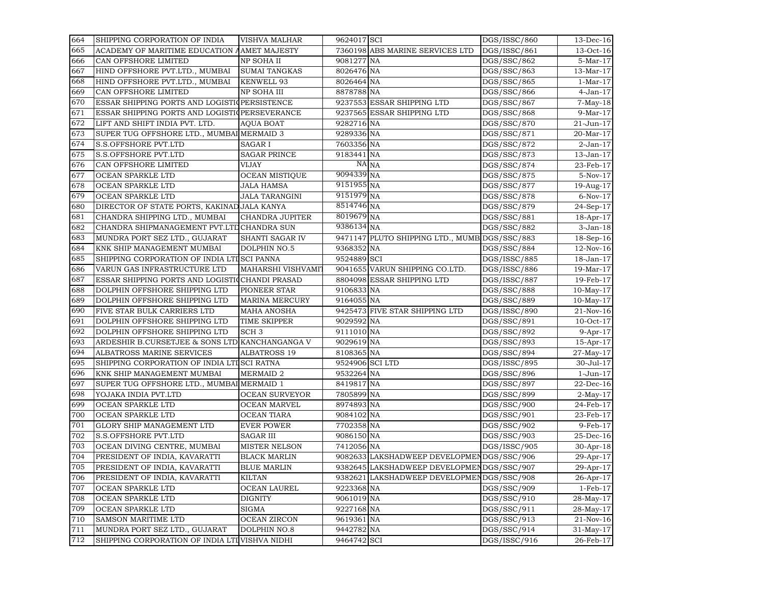| 664 | SHIPPING CORPORATION OF INDIA | VISHVA MALHAR | 9624017 | SCI | DGS/ISSC/860 | 13-Dec-16 |
|---|---|---|---|---|---|---|
| 665 | ACADEMY OF MARITIME EDUCATION A | AMET MAJESTY | 7360198 | ABS MARINE SERVICES LTD | DGS/ISSC/861 | 13-Oct-16 |
| 666 | CAN OFFSHORE LIMITED | NP SOHA II | 9081277 | NA | DGS/SSC/862 | 5-Mar-17 |
| 667 | HIND OFFSHORE PVT.LTD., MUMBAI | SUMAI TANGKAS | 8026476 | NA | DGS/SSC/863 | 13-Mar-17 |
| 668 | HIND OFFSHORE PVT.LTD., MUMBAI | KENWELL 93 | 8026464 | NA | DGS/SSC/865 | 1-Mar-17 |
| 669 | CAN OFFSHORE LIMITED | NP SOHA III | 8878788 | NA | DGS/SSC/866 | 4-Jan-17 |
| 670 | ESSAR SHIPPING PORTS AND LOGISTIC | PERSISTENCE | 9237553 | ESSAR SHIPPING LTD | DGS/SSC/867 | 7-May-18 |
| 671 | ESSAR SHIPPING PORTS AND LOGISTIC | PERSEVERANCE | 9237565 | ESSAR SHIPPING LTD | DGS/SSC/868 | 9-Mar-17 |
| 672 | LIFT AND SHIFT INDIA PVT. LTD. | AQUA BOAT | 9282716 | NA | DGS/SSC/870 | 21-Jun-17 |
| 673 | SUPER TUG OFFSHORE LTD., MUMBAI | MERMAID 3 | 9289336 | NA | DGS/SSC/871 | 20-Mar-17 |
| 674 | S.S.OFFSHORE PVT.LTD | SAGAR I | 7603356 | NA | DGS/SSC/872 | 2-Jan-17 |
| 675 | S.S.OFFSHORE PVT.LTD | SAGAR PRINCE | 9183441 | NA | DGS/SSC/873 | 13-Jan-17 |
| 676 | CAN OFFSHORE LIMITED | VIJAY | NA | NA | DGS/SSC/874 | 23-Feb-17 |
| 677 | OCEAN SPARKLE LTD | OCEAN MISTIQUE | 9094339 | NA | DGS/SSC/875 | 5-Nov-17 |
| 678 | OCEAN SPARKLE LTD | JALA HAMSA | 9151955 | NA | DGS/SSC/877 | 19-Aug-17 |
| 679 | OCEAN SPARKLE LTD | JALA TARANGINI | 9151979 | NA | DGS/SSC/878 | 6-Nov-17 |
| 680 | DIRECTOR OF STATE PORTS, KAKINAD | JALA KANYA | 8514746 | NA | DGS/SSC/879 | 24-Sep-17 |
| 681 | CHANDRA SHIPPING LTD., MUMBAI | CHANDRA JUPITER | 8019679 | NA | DGS/SSC/881 | 18-Apr-17 |
| 682 | CHANDRA SHIPMANAGEMENT PVT.LTD | CHANDRA SUN | 9386134 | NA | DGS/SSC/882 | 3-Jan-18 |
| 683 | MUNDRA PORT SEZ LTD., GUJARAT | SHANTI SAGAR IV | 9471147 | PLUTO SHIPPING LTD., MUMB | DGS/SSC/883 | 18-Sep-16 |
| 684 | KNK SHIP MANAGEMENT MUMBAI | DOLPHIN NO.5 | 9368352 | NA | DGS/SSC/884 | 12-Nov-16 |
| 685 | SHIPPING CORPORATION OF INDIA LTD | SCI PANNA | 9524889 | SCI | DGS/ISSC/885 | 18-Jan-17 |
| 686 | VARUN GAS INFRASTRUCTURE LTD | MAHARSHI VISHVAMIT | 9041655 | VARUN SHIPPING CO.LTD. | DGS/ISSC/886 | 19-Mar-17 |
| 687 | ESSAR SHIPPING PORTS AND LOGISTIC | CHANDI PRASAD | 8804098 | ESSAR SHIPPING LTD | DGS/ISSC/887 | 19-Feb-17 |
| 688 | DOLPHIN OFFSHORE SHIPPING LTD | PIONEER STAR | 9106833 | NA | DGS/SSC/888 | 10-May-17 |
| 689 | DOLPHIN OFFSHORE SHIPPING LTD | MARINA MERCURY | 9164055 | NA | DGS/SSC/889 | 10-May-17 |
| 690 | FIVE STAR BULK CARRIERS LTD | MAHA ANOSHA | 9425473 | FIVE STAR SHIPPING LTD | DGS/ISSC/890 | 21-Nov-16 |
| 691 | DOLPHIN OFFSHORE SHIPPING LTD | TIME SKIPPER | 9029592 | NA | DGS/SSC/891 | 10-Oct-17 |
| 692 | DOLPHIN OFFSHORE SHIPPING LTD | SCH 3 | 9111010 | NA | DGS/SSC/892 | 9-Apr-17 |
| 693 | ARDESHIR B.CURSETJEE & SONS LTD | KANCHANGANGA V | 9029619 | NA | DGS/SSC/893 | 15-Apr-17 |
| 694 | ALBATROSS MARINE SERVICES | ALBATROSS 19 | 8108365 | NA | DGS/SSC/894 | 27-May-17 |
| 695 | SHIPPING CORPORATION OF INDIA LTD | SCI RATNA | 9524906 | SCI LTD | DGS/ISSC/895 | 30-Jul-17 |
| 696 | KNK SHIP MANAGEMENT MUMBAI | MERMAID 2 | 9532264 | NA | DGS/SSC/896 | 1-Jun-17 |
| 697 | SUPER TUG OFFSHORE LTD., MUMBAI | MERMAID 1 | 8419817 | NA | DGS/SSC/897 | 22-Dec-16 |
| 698 | YOJAKA INDIA PVT.LTD | OCEAN SURVEYOR | 7805899 | NA | DGS/SSC/899 | 2-May-17 |
| 699 | OCEAN SPARKLE LTD | OCEAN MARVEL | 8974893 | NA | DGS/SSC/900 | 24-Feb-17 |
| 700 | OCEAN SPARKLE LTD | OCEAN TIARA | 9084102 | NA | DGS/SSC/901 | 23-Feb-17 |
| 701 | GLORY SHIP MANAGEMENT LTD | EVER POWER | 7702358 | NA | DGS/SSC/902 | 9-Feb-17 |
| 702 | S.S.OFFSHORE PVT.LTD | SAGAR III | 9086150 | NA | DGS/SSC/903 | 25-Dec-16 |
| 703 | OCEAN DIVING CENTRE, MUMBAI | MISTER NELSON | 7412056 | NA | DGS/ISSC/905 | 30-Apr-18 |
| 704 | PRESIDENT OF INDIA, KAVARATTI | BLACK MARLIN | 9082633 | LAKSHADWEEP DEVELOPMEN | DGS/SSC/906 | 29-Apr-17 |
| 705 | PRESIDENT OF INDIA, KAVARATTI | BLUE MARLIN | 9382645 | LAKSHADWEEP DEVELOPMEN | DGS/SSC/907 | 29-Apr-17 |
| 706 | PRESIDENT OF INDIA, KAVARATTI | KILTAN | 9382621 | LAKSHADWEEP DEVELOPMEN | DGS/SSC/908 | 26-Apr-17 |
| 707 | OCEAN SPARKLE LTD | OCEAN LAUREL | 9223368 | NA | DGS/SSC/909 | 1-Feb-17 |
| 708 | OCEAN SPARKLE LTD | DIGNITY | 9061019 | NA | DGS/SSC/910 | 28-May-17 |
| 709 | OCEAN SPARKLE LTD | SIGMA | 9227168 | NA | DGS/SSC/911 | 28-May-17 |
| 710 | SAMSON MARITIME LTD | OCEAN ZIRCON | 9619361 | NA | DGS/SSC/913 | 21-Nov-16 |
| 711 | MUNDRA PORT SEZ LTD., GUJARAT | DOLPHIN NO.8 | 9442782 | NA | DGS/SSC/914 | 31-May-17 |
| 712 | SHIPPING CORPORATION OF INDIA LTD | VISHVA NIDHI | 9464742 | SCI | DGS/ISSC/916 | 26-Feb-17 |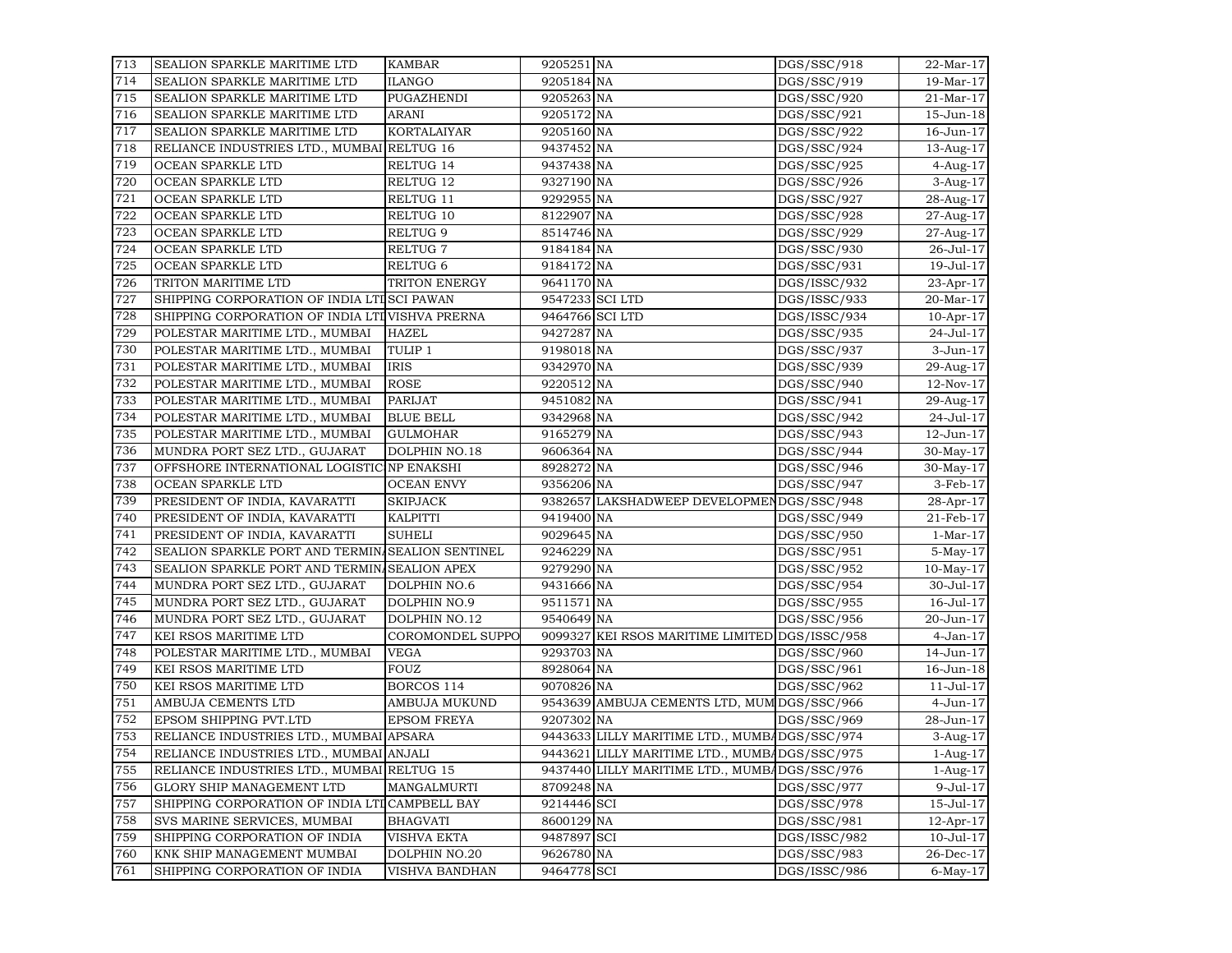| 713 | SEALION SPARKLE MARITIME LTD | KAMBAR | 9205251 | NA | DGS/SSC/918 | 22-Mar-17 |
|---|---|---|---|---|---|---|
| 714 | SEALION SPARKLE MARITIME LTD | ILANGO | 9205184 | NA | DGS/SSC/919 | 19-Mar-17 |
| 715 | SEALION SPARKLE MARITIME LTD | PUGAZHENDI | 9205263 | NA | DGS/SSC/920 | 21-Mar-17 |
| 716 | SEALION SPARKLE MARITIME LTD | ARANI | 9205172 | NA | DGS/SSC/921 | 15-Jun-18 |
| 717 | SEALION SPARKLE MARITIME LTD | KORTALAIYAR | 9205160 | NA | DGS/SSC/922 | 16-Jun-17 |
| 718 | RELIANCE INDUSTRIES LTD., MUMBAI | RELTUG 16 | 9437452 | NA | DGS/SSC/924 | 13-Aug-17 |
| 719 | OCEAN SPARKLE LTD | RELTUG 14 | 9437438 | NA | DGS/SSC/925 | 4-Aug-17 |
| 720 | OCEAN SPARKLE LTD | RELTUG 12 | 9327190 | NA | DGS/SSC/926 | 3-Aug-17 |
| 721 | OCEAN SPARKLE LTD | RELTUG 11 | 9292955 | NA | DGS/SSC/927 | 28-Aug-17 |
| 722 | OCEAN SPARKLE LTD | RELTUG 10 | 8122907 | NA | DGS/SSC/928 | 27-Aug-17 |
| 723 | OCEAN SPARKLE LTD | RELTUG 9 | 8514746 | NA | DGS/SSC/929 | 27-Aug-17 |
| 724 | OCEAN SPARKLE LTD | RELTUG 7 | 9184184 | NA | DGS/SSC/930 | 26-Jul-17 |
| 725 | OCEAN SPARKLE LTD | RELTUG 6 | 9184172 | NA | DGS/SSC/931 | 19-Jul-17 |
| 726 | TRITON MARITIME LTD | TRITON ENERGY | 9641170 | NA | DGS/ISSC/932 | 23-Apr-17 |
| 727 | SHIPPING CORPORATION OF INDIA LTD | SCI PAWAN | 9547233 | SCI LTD | DGS/ISSC/933 | 20-Mar-17 |
| 728 | SHIPPING CORPORATION OF INDIA LTD | VISHVA PRERNA | 9464766 | SCI LTD | DGS/ISSC/934 | 10-Apr-17 |
| 729 | POLESTAR MARITIME LTD., MUMBAI | HAZEL | 9427287 | NA | DGS/SSC/935 | 24-Jul-17 |
| 730 | POLESTAR MARITIME LTD., MUMBAI | TULIP 1 | 9198018 | NA | DGS/SSC/937 | 3-Jun-17 |
| 731 | POLESTAR MARITIME LTD., MUMBAI | IRIS | 9342970 | NA | DGS/SSC/939 | 29-Aug-17 |
| 732 | POLESTAR MARITIME LTD., MUMBAI | ROSE | 9220512 | NA | DGS/SSC/940 | 12-Nov-17 |
| 733 | POLESTAR MARITIME LTD., MUMBAI | PARIJAT | 9451082 | NA | DGS/SSC/941 | 29-Aug-17 |
| 734 | POLESTAR MARITIME LTD., MUMBAI | BLUE BELL | 9342968 | NA | DGS/SSC/942 | 24-Jul-17 |
| 735 | POLESTAR MARITIME LTD., MUMBAI | GULMOHAR | 9165279 | NA | DGS/SSC/943 | 12-Jun-17 |
| 736 | MUNDRA PORT SEZ LTD., GUJARAT | DOLPHIN NO.18 | 9606364 | NA | DGS/SSC/944 | 30-May-17 |
| 737 | OFFSHORE INTERNATIONAL LOGISTIC | NP ENAKSHI | 8928272 | NA | DGS/SSC/946 | 30-May-17 |
| 738 | OCEAN SPARKLE LTD | OCEAN ENVY | 9356206 | NA | DGS/SSC/947 | 3-Feb-17 |
| 739 | PRESIDENT OF INDIA, KAVARATTI | SKIPJACK | 9382657 | LAKSHADWEEP DEVELOPMEN | DGS/SSC/948 | 28-Apr-17 |
| 740 | PRESIDENT OF INDIA, KAVARATTI | KALPITTI | 9419400 | NA | DGS/SSC/949 | 21-Feb-17 |
| 741 | PRESIDENT OF INDIA, KAVARATTI | SUHELI | 9029645 | NA | DGS/SSC/950 | 1-Mar-17 |
| 742 | SEALION SPARKLE PORT AND TERMINA | SEALION SENTINEL | 9246229 | NA | DGS/SSC/951 | 5-May-17 |
| 743 | SEALION SPARKLE PORT AND TERMINA | SEALION APEX | 9279290 | NA | DGS/SSC/952 | 10-May-17 |
| 744 | MUNDRA PORT SEZ LTD., GUJARAT | DOLPHIN NO.6 | 9431666 | NA | DGS/SSC/954 | 30-Jul-17 |
| 745 | MUNDRA PORT SEZ LTD., GUJARAT | DOLPHIN NO.9 | 9511571 | NA | DGS/SSC/955 | 16-Jul-17 |
| 746 | MUNDRA PORT SEZ LTD., GUJARAT | DOLPHIN NO.12 | 9540649 | NA | DGS/SSC/956 | 20-Jun-17 |
| 747 | KEI RSOS MARITIME LTD | COROMONDEL SUPPO | 9099327 | KEI RSOS MARITIME LIMITED | DGS/ISSC/958 | 4-Jan-17 |
| 748 | POLESTAR MARITIME LTD., MUMBAI | VEGA | 9293703 | NA | DGS/SSC/960 | 14-Jun-17 |
| 749 | KEI RSOS MARITIME LTD | FOUZ | 8928064 | NA | DGS/SSC/961 | 16-Jun-18 |
| 750 | KEI RSOS MARITIME LTD | BORCOS 114 | 9070826 | NA | DGS/SSC/962 | 11-Jul-17 |
| 751 | AMBUJA CEMENTS LTD | AMBUJA MUKUND | 9543639 | AMBUJA CEMENTS LTD, MUM | DGS/SSC/966 | 4-Jun-17 |
| 752 | EPSOM SHIPPING PVT.LTD | EPSOM FREYA | 9207302 | NA | DGS/SSC/969 | 28-Jun-17 |
| 753 | RELIANCE INDUSTRIES LTD., MUMBAI | APSARA | 9443633 | LILLY MARITIME LTD., MUMBA | DGS/SSC/974 | 3-Aug-17 |
| 754 | RELIANCE INDUSTRIES LTD., MUMBAI | ANJALI | 9443621 | LILLY MARITIME LTD., MUMBA | DGS/SSC/975 | 1-Aug-17 |
| 755 | RELIANCE INDUSTRIES LTD., MUMBAI | RELTUG 15 | 9437440 | LILLY MARITIME LTD., MUMBA | DGS/SSC/976 | 1-Aug-17 |
| 756 | GLORY SHIP MANAGEMENT LTD | MANGALMURTI | 8709248 | NA | DGS/SSC/977 | 9-Jul-17 |
| 757 | SHIPPING CORPORATION OF INDIA LTD | CAMPBELL BAY | 9214446 | SCI | DGS/SSC/978 | 15-Jul-17 |
| 758 | SVS MARINE SERVICES, MUMBAI | BHAGVATI | 8600129 | NA | DGS/SSC/981 | 12-Apr-17 |
| 759 | SHIPPING CORPORATION OF INDIA | VISHVA EKTA | 9487897 | SCI | DGS/ISSC/982 | 10-Jul-17 |
| 760 | KNK SHIP MANAGEMENT MUMBAI | DOLPHIN NO.20 | 9626780 | NA | DGS/SSC/983 | 26-Dec-17 |
| 761 | SHIPPING CORPORATION OF INDIA | VISHVA BANDHAN | 9464778 | SCI | DGS/ISSC/986 | 6-May-17 |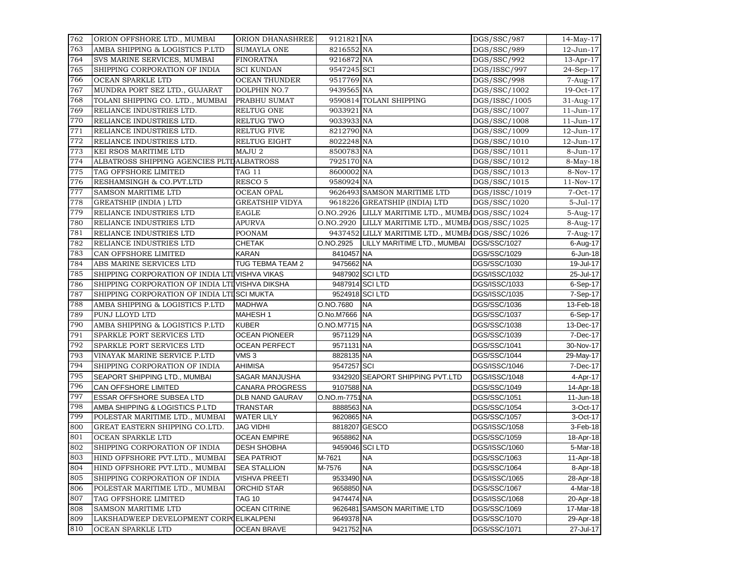| 762 | ORION OFFSHORE LTD., MUMBAI | ORION DHANASHREE | 9121821 | NA | DGS/SSC/987 | 14-May-17 |
|---|---|---|---|---|---|---|
| 763 | AMBA SHIPPING & LOGISTICS P.LTD | SUMAYLA ONE | 8216552 | NA | DGS/SSC/989 | 12-Jun-17 |
| 764 | SVS MARINE SERVICES, MUMBAI | FINORATNA | 9216872 | NA | DGS/SSC/992 | 13-Apr-17 |
| 765 | SHIPPING CORPORATION OF INDIA | SCI KUNDAN | 9547245 | SCI | DGS/ISSC/997 | 24-Sep-17 |
| 766 | OCEAN SPARKLE LTD | OCEAN THUNDER | 9517769 | NA | DGS/SSC/998 | 7-Aug-17 |
| 767 | MUNDRA PORT SEZ LTD., GUJARAT | DOLPHIN NO.7 | 9439565 | NA | DGS/SSC/1002 | 19-Oct-17 |
| 768 | TOLANI SHIPPING CO. LTD., MUMBAI | PRABHU SUMAT | 9590814 | TOLANI SHIPPING | DGS/ISSC/1005 | 31-Aug-17 |
| 769 | RELIANCE INDUSTRIES LTD. | RELTUG ONE | 9033921 | NA | DGS/SSC/1007 | 11-Jun-17 |
| 770 | RELIANCE INDUSTRIES LTD. | RELTUG TWO | 9033933 | NA | DGS/SSC/1008 | 11-Jun-17 |
| 771 | RELIANCE INDUSTRIES LTD. | RELTUG FIVE | 8212790 | NA | DGS/SSC/1009 | 12-Jun-17 |
| 772 | RELIANCE INDUSTRIES LTD. | RELTUG EIGHT | 8022248 | NA | DGS/SSC/1010 | 12-Jun-17 |
| 773 | KEI RSOS MARITIME LTD | MAJU 2 | 8500783 | NA | DGS/SSC/1011 | 8-Jun-17 |
| 774 | ALBATROSS SHIPPING AGENCIES PLTD | ALBATROSS | 7925170 | NA | DGS/SSC/1012 | 8-May-18 |
| 775 | TAG OFFSHORE LIMITED | TAG 11 | 8600002 | NA | DGS/SSC/1013 | 8-Nov-17 |
| 776 | RESHAMSINGH & CO.PVT.LTD | RESCO 5 | 9580924 | NA | DGS/SSC/1015 | 11-Nov-17 |
| 777 | SAMSON MARITIME LTD | OCEAN OPAL | 9626493 | SAMSON MARITIME LTD | DGS/ISSC/1019 | 7-Oct-17 |
| 778 | GREATSHIP (INDIA ) LTD | GREATSHIP VIDYA | 9618226 | GREATSHIP (INDIA) LTD | DGS/SSC/1020 | 5-Jul-17 |
| 779 | RELIANCE INDUSTRIES LTD | EAGLE | O.NO.2926 | LILLY MARITIME LTD., MUMBA | DGS/SSC/1024 | 5-Aug-17 |
| 780 | RELIANCE INDUSTRIES LTD | APURVA | O.NO.2920 | LILLY MARITIME LTD., MUMBA | DGS/SSC/1025 | 8-Aug-17 |
| 781 | RELIANCE INDUSTRIES LTD | POONAM | 9437452 | LILLY MARITIME LTD., MUMBA | DGS/SSC/1026 | 7-Aug-17 |
| 782 | RELIANCE INDUSTRIES LTD | CHETAK | O.NO.2925 | LILLY MARITIME LTD., MUMBAI | DGS/SSC/1027 | 6-Aug-17 |
| 783 | CAN OFFSHORE LIMITED | KARAN | 8410457 | NA | DGS/SSC/1029 | 6-Jun-18 |
| 784 | ABS MARINE SERVICES LTD | TUG TEBMA TEAM 2 | 9475662 | NA | DGS/SSC/1030 | 19-Jul-17 |
| 785 | SHIPPING CORPORATION OF INDIA LTD | VISHVA VIKAS | 9487902 | SCI LTD | DGS/ISSC/1032 | 25-Jul-17 |
| 786 | SHIPPING CORPORATION OF INDIA LTD | VISHVA DIKSHA | 9487914 | SCI LTD | DGS/ISSC/1033 | 6-Sep-17 |
| 787 | SHIPPING CORPORATION OF INDIA LTD | SCI MUKTA | 9524918 | SCI LTD | DGS/ISSC/1035 | 7-Sep-17 |
| 788 | AMBA SHIPPING & LOGISTICS P.LTD | MADHWA | O.NO.7680 | NA | DGS/SSC/1036 | 13-Feb-18 |
| 789 | PUNJ LLOYD LTD | MAHESH 1 | O.No.M7666 | NA | DGS/SSC/1037 | 6-Sep-17 |
| 790 | AMBA SHIPPING & LOGISTICS P.LTD | KUBER | O.NO.M7715 | NA | DGS/SSC/1038 | 13-Dec-17 |
| 791 | SPARKLE PORT SERVICES LTD | OCEAN PIONEER | 9571129 | NA | DGS/SSC/1039 | 7-Dec-17 |
| 792 | SPARKLE PORT SERVICES LTD | OCEAN PERFECT | 9571131 | NA | DGS/SSC/1041 | 30-Nov-17 |
| 793 | VINAYAK MARINE SERVICE P.LTD | VMS 3 | 8828135 | NA | DGS/SSC/1044 | 29-May-17 |
| 794 | SHIPPING CORPORATION OF INDIA | AHIMISA | 9547257 | SCI | DGS/ISSC/1046 | 7-Dec-17 |
| 795 | SEAPORT SHIPPING LTD., MUMBAI | SAGAR MANJUSHA | 9342920 | SEAPORT SHIPPING PVT.LTD | DGS/ISSC/1048 | 4-Apr-17 |
| 796 | CAN OFFSHORE LIMITED | CANARA PROGRESS | 9107588 | NA | DGS/SSC/1049 | 14-Apr-18 |
| 797 | ESSAR OFFSHORE SUBSEA LTD | DLB NAND GAURAV | O.NO.m-7751 | NA | DGS/SSC/1051 | 11-Jun-18 |
| 798 | AMBA SHIPPING & LOGISTICS P.LTD | TRANSTAR | 8888563 | NA | DGS/SSC/1054 | 3-Oct-17 |
| 799 | POLESTAR MARITIME LTD., MUMBAI | WATER LILY | 9620865 | NA | DGS/SSC/1057 | 3-Oct-17 |
| 800 | GREAT EASTERN SHIPPING CO.LTD. | JAG VIDHI | 8818207 | GESCO | DGS/ISSC/1058 | 3-Feb-18 |
| 801 | OCEAN SPARKLE LTD | OCEAN EMPIRE | 9658862 | NA | DGS/SSC/1059 | 18-Apr-18 |
| 802 | SHIPPING CORPORATION OF INDIA | DESH SHOBHA | 9459046 | SCI LTD | DGS/ISSC/1060 | 5-Mar-18 |
| 803 | HIND OFFSHORE PVT.LTD., MUMBAI | SEA PATRIOT | M-7621 | NA | DGS/SSC/1063 | 11-Apr-18 |
| 804 | HIND OFFSHORE PVT.LTD., MUMBAI | SEA STALLION | M-7576 | NA | DGS/SSC/1064 | 8-Apr-18 |
| 805 | SHIPPING CORPORATION OF INDIA | VISHVA PREETI | 9533490 | NA | DGS/ISSC/1065 | 28-Apr-18 |
| 806 | POLESTAR MARITIME LTD., MUMBAI | ORCHID STAR | 9658850 | NA | DGS/SSC/1067 | 4-Mar-18 |
| 807 | TAG OFFSHORE LIMITED | TAG 10 | 9474474 | NA | DGS/ISSC/1068 | 20-Apr-18 |
| 808 | SAMSON MARITIME LTD | OCEAN CITRINE | 9626481 | SAMSON MARITIME LTD | DGS/SSC/1069 | 17-Mar-18 |
| 809 | LAKSHADWEEP DEVELOPMENT CORPO | ELIKALPENI | 9649378 | NA | DGS/SSC/1070 | 29-Apr-18 |
| 810 | OCEAN SPARKLE LTD | OCEAN BRAVE | 9421752 | NA | DGS/SSC/1071 | 27-Jul-17 |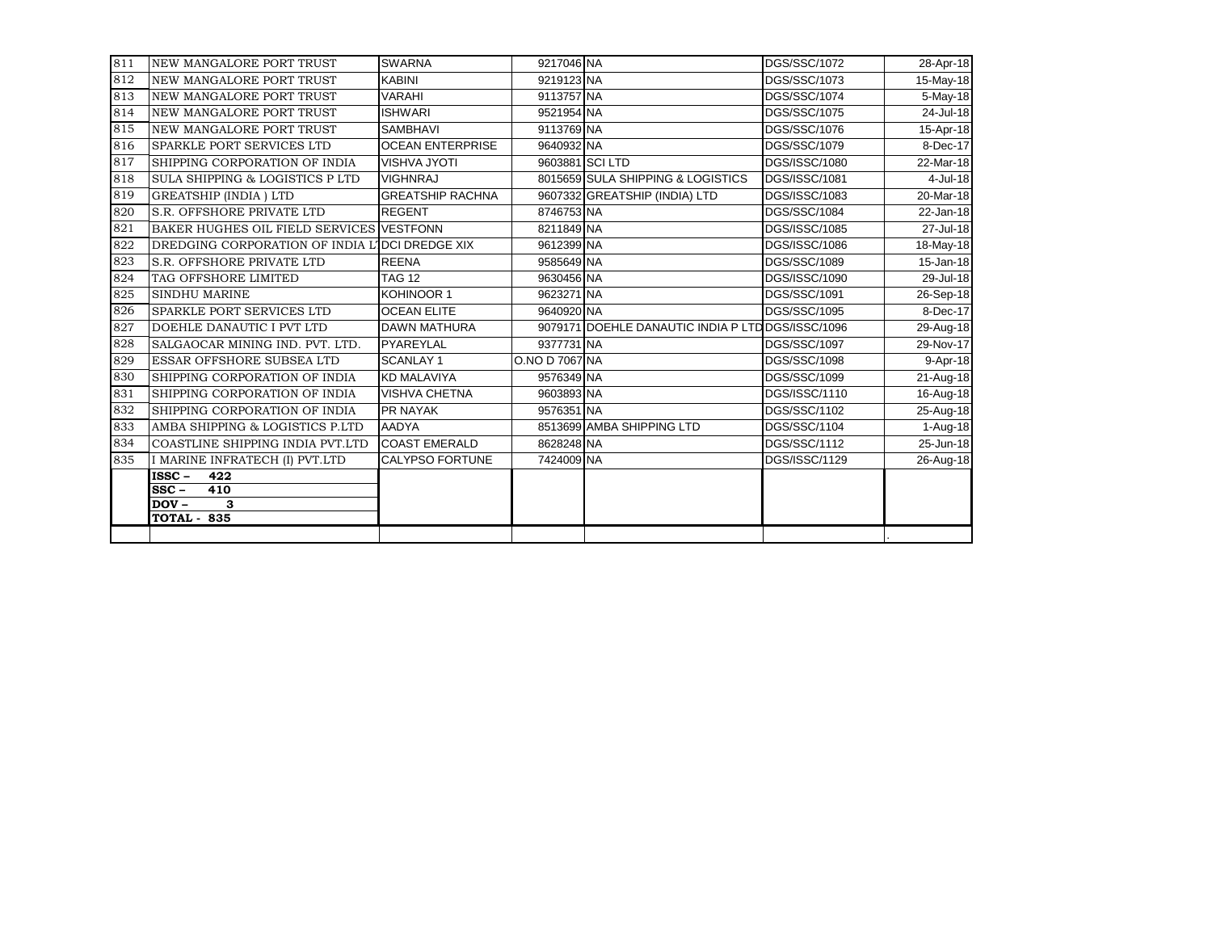| | | | | | | |
|---|---|---|---|---|---|---|
| 811 | NEW MANGALORE PORT TRUST | SWARNA | 9217046 | NA | DGS/SSC/1072 | 28-Apr-18 |
| 812 | NEW MANGALORE PORT TRUST | KABINI | 9219123 | NA | DGS/SSC/1073 | 15-May-18 |
| 813 | NEW MANGALORE PORT TRUST | VARAHI | 9113757 | NA | DGS/SSC/1074 | 5-May-18 |
| 814 | NEW MANGALORE PORT TRUST | ISHWARI | 9521954 | NA | DGS/SSC/1075 | 24-Jul-18 |
| 815 | NEW MANGALORE PORT TRUST | SAMBHAVI | 9113769 | NA | DGS/SSC/1076 | 15-Apr-18 |
| 816 | SPARKLE PORT SERVICES LTD | OCEAN ENTERPRISE | 9640932 | NA | DGS/SSC/1079 | 8-Dec-17 |
| 817 | SHIPPING CORPORATION OF INDIA | VISHVA JYOTI | 9603881 | SCI LTD | DGS/ISSC/1080 | 22-Mar-18 |
| 818 | SULA SHIPPING & LOGISTICS P LTD | VIGHNRAJ | 8015659 | SULA SHIPPING & LOGISTICS | DGS/ISSC/1081 | 4-Jul-18 |
| 819 | GREATSHIP (INDIA ) LTD | GREATSHIP RACHNA | 9607332 | GREATSHIP (INDIA) LTD | DGS/ISSC/1083 | 20-Mar-18 |
| 820 | S.R. OFFSHORE PRIVATE LTD | REGENT | 8746753 | NA | DGS/SSC/1084 | 22-Jan-18 |
| 821 | BAKER HUGHES OIL FIELD SERVICES | VESTFONN | 8211849 | NA | DGS/ISSC/1085 | 27-Jul-18 |
| 822 | DREDGING CORPORATION OF INDIA LT | DCI DREDGE XIX | 9612399 | NA | DGS/ISSC/1086 | 18-May-18 |
| 823 | S.R. OFFSHORE PRIVATE LTD | REENA | 9585649 | NA | DGS/SSC/1089 | 15-Jan-18 |
| 824 | TAG OFFSHORE LIMITED | TAG 12 | 9630456 | NA | DGS/ISSC/1090 | 29-Jul-18 |
| 825 | SINDHU MARINE | KOHINOOR 1 | 9623271 | NA | DGS/SSC/1091 | 26-Sep-18 |
| 826 | SPARKLE PORT SERVICES LTD | OCEAN ELITE | 9640920 | NA | DGS/SSC/1095 | 8-Dec-17 |
| 827 | DOEHLE DANAUTIC I PVT LTD | DAWN MATHURA | 9079171 | DOEHLE DANAUTIC INDIA P LTD | DGS/ISSC/1096 | 29-Aug-18 |
| 828 | SALGAOCAR MINING IND. PVT. LTD. | PYAREYLAL | 9377731 | NA | DGS/SSC/1097 | 29-Nov-17 |
| 829 | ESSAR OFFSHORE SUBSEA LTD | SCANLAY 1 | O.NO D 7067 | NA | DGS/SSC/1098 | 9-Apr-18 |
| 830 | SHIPPING CORPORATION OF INDIA | KD MALAVIYA | 9576349 | NA | DGS/SSC/1099 | 21-Aug-18 |
| 831 | SHIPPING CORPORATION OF INDIA | VISHVA CHETNA | 9603893 | NA | DGS/ISSC/1110 | 16-Aug-18 |
| 832 | SHIPPING CORPORATION OF INDIA | PR NAYAK | 9576351 | NA | DGS/SSC/1102 | 25-Aug-18 |
| 833 | AMBA SHIPPING & LOGISTICS P.LTD | AADYA | 8513699 | AMBA SHIPPING LTD | DGS/SSC/1104 | 1-Aug-18 |
| 834 | COASTLINE SHIPPING INDIA PVT.LTD | COAST EMERALD | 8628248 | NA | DGS/SSC/1112 | 25-Jun-18 |
| 835 | I MARINE INFRATECH (I) PVT.LTD | CALYPSO FORTUNE | 7424009 | NA | DGS/ISSC/1129 | 26-Aug-18 |
| | **ISSC – 422** | | | | | |
| | **SSC – 410** | | | | | |
| | **DOV – 3** | | | | | |
| | **TOTAL - 835** | | | | | |
| | | | | | | . |